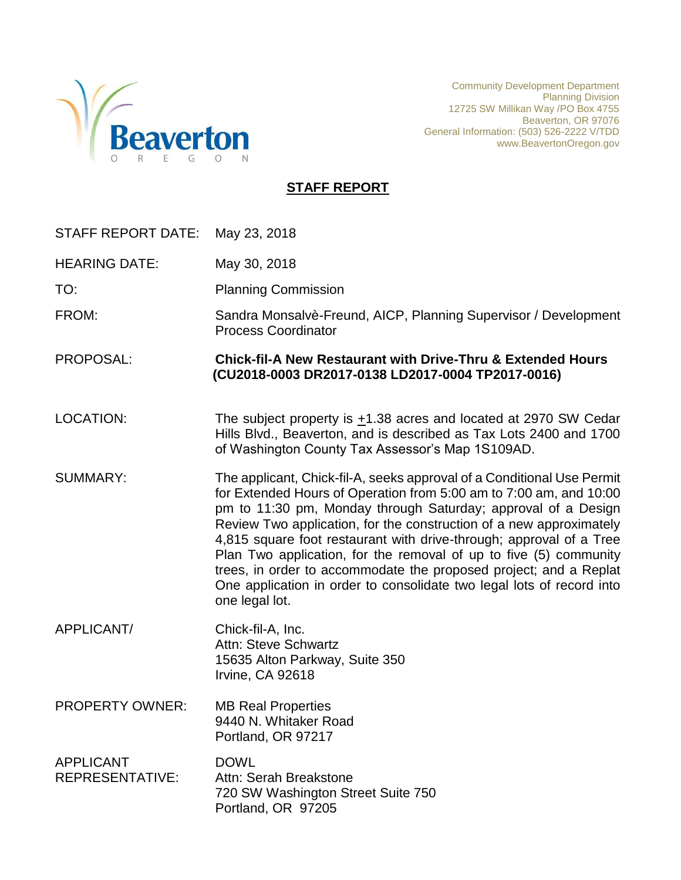Beaverton
OREGON

Community Development Department
Planning Division
12725 SW Millikan Way /PO Box 4755
Beaverton, OR 97076
General Information: (503) 526-2222 V/TDD
www.BeavertonOregon.gov

## STAFF REPORT

| | |
|---|---|
| STAFF REPORT DATE: | May 23, 2018 |
| HEARING DATE: | May 30, 2018 |
| TO: | Planning Commission |
| FROM: | Sandra Monsalvè-Freund, AICP, Planning Supervisor / Development Process Coordinator |
| PROPOSAL: | **Chick-fil-A New Restaurant with Drive-Thru & Extended Hours (CU2018-0003 DR2017-0138 LD2017-0004 TP2017-0016)** |
| LOCATION: | The subject property is ±1.38 acres and located at 2970 SW Cedar Hills Blvd., Beaverton, and is described as Tax Lots 2400 and 1700 of Washington County Tax Assessor's Map 1S109AD. |
| SUMMARY: | The applicant, Chick-fil-A, seeks approval of a Conditional Use Permit for Extended Hours of Operation from 5:00 am to 7:00 am, and 10:00 pm to 11:30 pm, Monday through Saturday; approval of a Design Review Two application, for the construction of a new approximately 4,815 square foot restaurant with drive-through; approval of a Tree Plan Two application, for the removal of up to five (5) community trees, in order to accommodate the proposed project; and a Replat One application in order to consolidate two legal lots of record into one legal lot. |
| APPLICANT/ | Chick-fil-A, Inc.<br>Attn: Steve Schwartz<br>15635 Alton Parkway, Suite 350<br>Irvine, CA 92618 |
| PROPERTY OWNER: | MB Real Properties<br>9440 N. Whitaker Road<br>Portland, OR 97217 |
| APPLICANT REPRESENTATIVE: | DOWL<br>Attn: Serah Breakstone<br>720 SW Washington Street Suite 750<br>Portland, OR 97205 |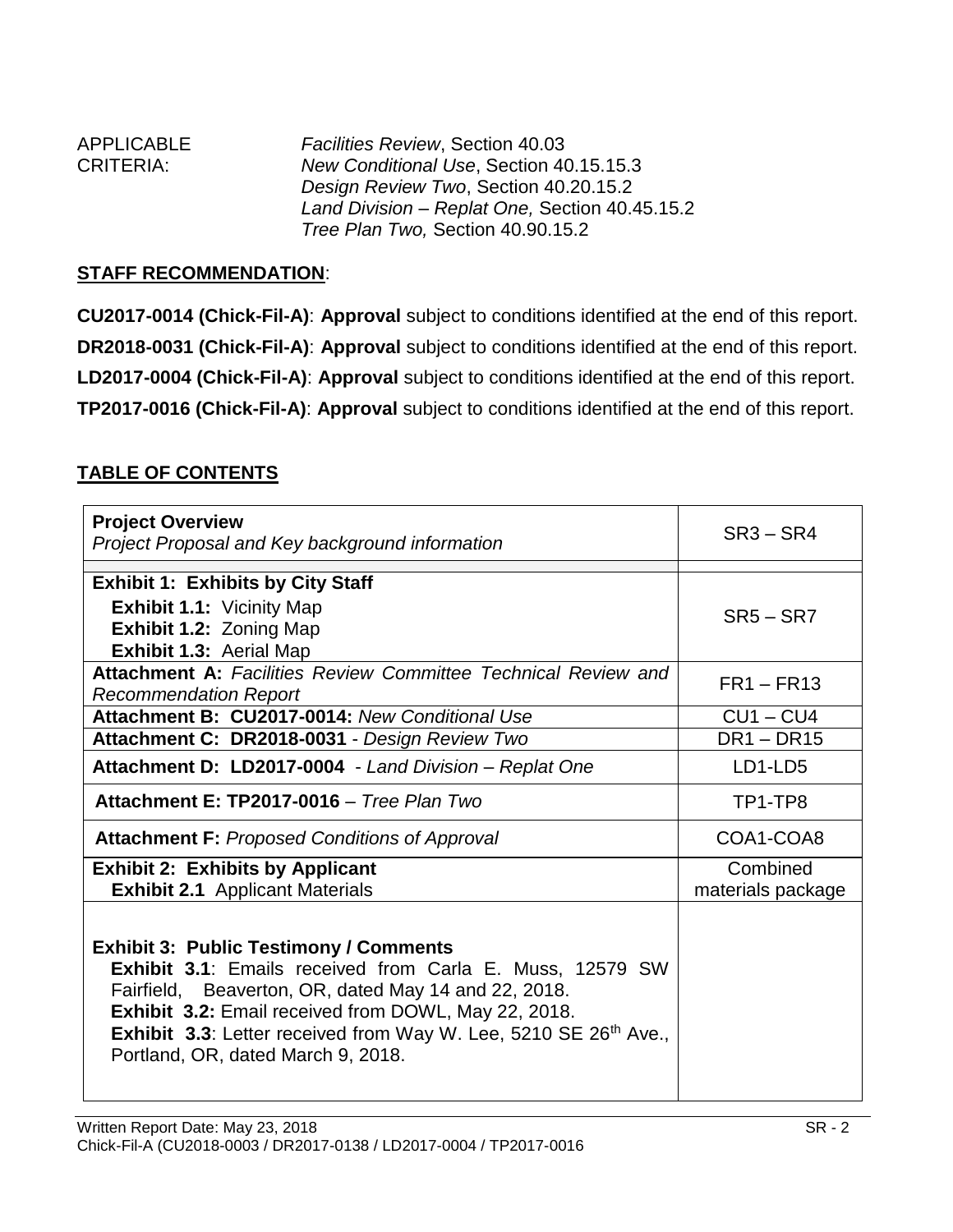| | |
|---|---|
| APPLICABLE CRITERIA: | *Facilities Review*, Section 40.03 |
| | *New Conditional Use*, Section 40.15.15.3 |
| | *Design Review Two*, Section 40.20.15.2 |
| | *Land Division – Replat One,* Section 40.45.15.2 |
| | *Tree Plan Two,* Section 40.90.15.2 |

**STAFF RECOMMENDATION**:

**CU2017-0014 (Chick-Fil-A)**: **Approval** subject to conditions identified at the end of this report.

**DR2018-0031 (Chick-Fil-A)**: **Approval** subject to conditions identified at the end of this report.

**LD2017-0004 (Chick-Fil-A)**: **Approval** subject to conditions identified at the end of this report.

**TP2017-0016 (Chick-Fil-A)**: **Approval** subject to conditions identified at the end of this report.

**TABLE OF CONTENTS**

| | |
|---|---|
| **Project Overview**<br>*Project Proposal and Key background information* | SR3 – SR4 |
| **Exhibit 1: Exhibits by City Staff**<br>**Exhibit 1.1:** Vicinity Map<br>**Exhibit 1.2:** Zoning Map<br>**Exhibit 1.3:** Aerial Map | SR5 – SR7 |
| **Attachment A:** *Facilities Review Committee Technical Review and Recommendation Report* | FR1 – FR13 |
| **Attachment B: CU2017-0014:** *New Conditional Use* | CU1 – CU4 |
| **Attachment C: DR2018-0031** - *Design Review Two* | DR1 – DR15 |
| **Attachment D: LD2017-0004** - *Land Division – Replat One* | LD1-LD5 |
| **Attachment E: TP2017-0016** – *Tree Plan Two* | TP1-TP8 |
| **Attachment F:** *Proposed Conditions of Approval* | COA1-COA8 |
| **Exhibit 2: Exhibits by Applicant**<br>**Exhibit 2.1** Applicant Materials | Combined materials package |
| **Exhibit 3: Public Testimony / Comments**<br>**Exhibit 3.1**: Emails received from Carla E. Muss, 12579 SW Fairfield, Beaverton, OR, dated May 14 and 22, 2018.<br>**Exhibit 3.2:** Email received from DOWL, May 22, 2018.<br>**Exhibit 3.3**: Letter received from Way W. Lee, 5210 SE 26th Ave., Portland, OR, dated March 9, 2018. | |

Written Report Date: May 23, 2018
Chick-Fil-A (CU2018-0003 / DR2017-0138 / LD2017-0004 / TP2017-0016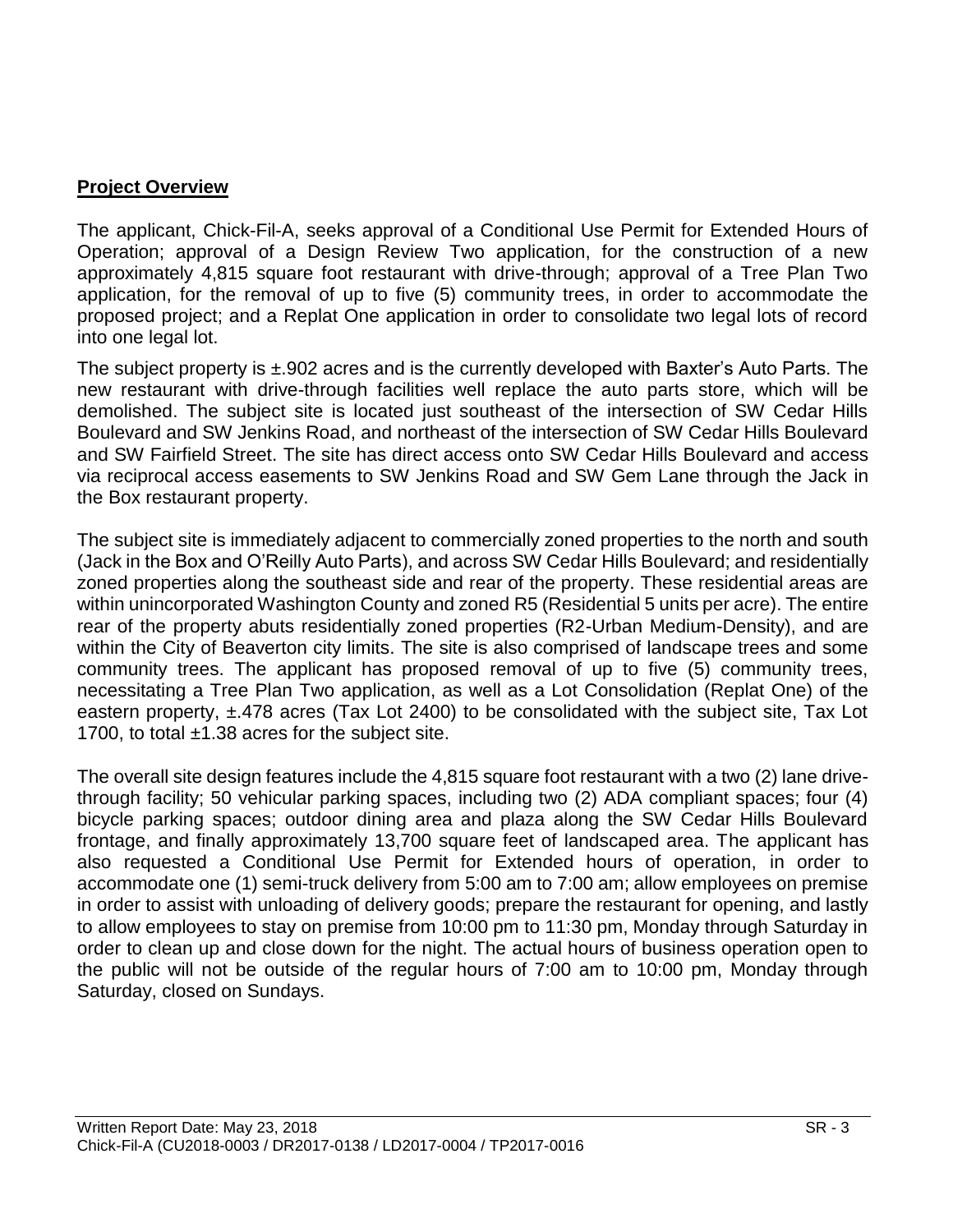## **Project Overview**

The applicant, Chick-Fil-A, seeks approval of a Conditional Use Permit for Extended Hours of Operation; approval of a Design Review Two application, for the construction of a new approximately 4,815 square foot restaurant with drive-through; approval of a Tree Plan Two application, for the removal of up to five (5) community trees, in order to accommodate the proposed project; and a Replat One application in order to consolidate two legal lots of record into one legal lot.

The subject property is ±.902 acres and is the currently developed with Baxter's Auto Parts. The new restaurant with drive-through facilities well replace the auto parts store, which will be demolished. The subject site is located just southeast of the intersection of SW Cedar Hills Boulevard and SW Jenkins Road, and northeast of the intersection of SW Cedar Hills Boulevard and SW Fairfield Street. The site has direct access onto SW Cedar Hills Boulevard and access via reciprocal access easements to SW Jenkins Road and SW Gem Lane through the Jack in the Box restaurant property.

The subject site is immediately adjacent to commercially zoned properties to the north and south (Jack in the Box and O'Reilly Auto Parts), and across SW Cedar Hills Boulevard; and residentially zoned properties along the southeast side and rear of the property. These residential areas are within unincorporated Washington County and zoned R5 (Residential 5 units per acre). The entire rear of the property abuts residentially zoned properties (R2-Urban Medium-Density), and are within the City of Beaverton city limits. The site is also comprised of landscape trees and some community trees. The applicant has proposed removal of up to five (5) community trees, necessitating a Tree Plan Two application, as well as a Lot Consolidation (Replat One) of the eastern property, ±.478 acres (Tax Lot 2400) to be consolidated with the subject site, Tax Lot 1700, to total ±1.38 acres for the subject site.

The overall site design features include the 4,815 square foot restaurant with a two (2) lane drive-through facility; 50 vehicular parking spaces, including two (2) ADA compliant spaces; four (4) bicycle parking spaces; outdoor dining area and plaza along the SW Cedar Hills Boulevard frontage, and finally approximately 13,700 square feet of landscaped area. The applicant has also requested a Conditional Use Permit for Extended hours of operation, in order to accommodate one (1) semi-truck delivery from 5:00 am to 7:00 am; allow employees on premise in order to assist with unloading of delivery goods; prepare the restaurant for opening, and lastly to allow employees to stay on premise from 10:00 pm to 11:30 pm, Monday through Saturday in order to clean up and close down for the night. The actual hours of business operation open to the public will not be outside of the regular hours of 7:00 am to 10:00 pm, Monday through Saturday, closed on Sundays.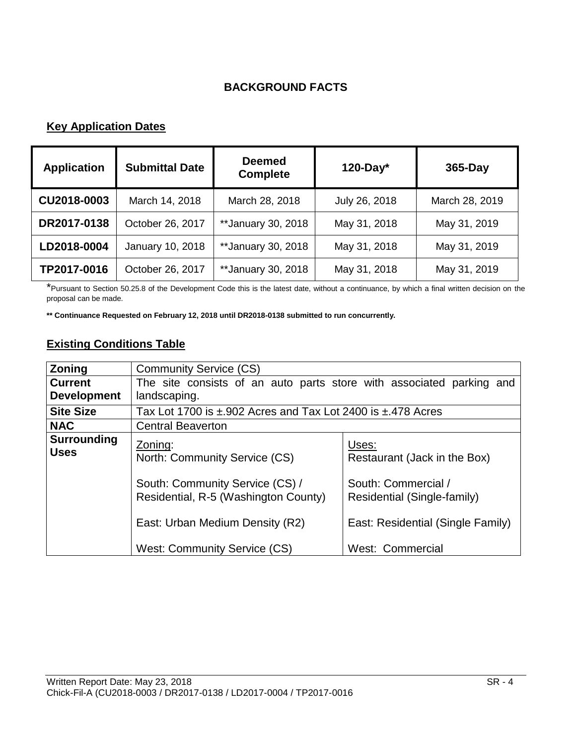## BACKGROUND FACTS

### Key Application Dates

| Application | Submittal Date | Deemed Complete | 120-Day* | 365-Day |
|---|---|---|---|---|
| CU2018-0003 | March 14, 2018 | March 28, 2018 | July 26, 2018 | March 28, 2019 |
| DR2017-0138 | October 26, 2017 | **January 30, 2018 | May 31, 2018 | May 31, 2019 |
| LD2018-0004 | January 10, 2018 | **January 30, 2018 | May 31, 2018 | May 31, 2019 |
| TP2017-0016 | October 26, 2017 | **January 30, 2018 | May 31, 2018 | May 31, 2019 |

*Pursuant to Section 50.25.8 of the Development Code this is the latest date, without a continuance, by which a final written decision on the proposal can be made.

**** Continuance Requested on February 12, 2018 until DR2018-0138 submitted to run concurrently.**

### Existing Conditions Table

| | | |
|---|---|---|
| **Zoning** | Community Service (CS) | |
| **Current Development** | The site consists of an auto parts store with associated parking and landscaping. | |
| **Site Size** | Tax Lot 1700 is ±.902 Acres and Tax Lot 2400 is ±.478 Acres | |
| **NAC** | Central Beaverton | |
| **Surrounding Uses** | Zoning:<br>North: Community Service (CS)<br><br>South: Community Service (CS) / Residential, R-5 (Washington County)<br><br>East: Urban Medium Density (R2)<br><br>West: Community Service (CS) | Uses:<br>Restaurant (Jack in the Box)<br><br>South: Commercial / Residential (Single-family)<br><br>East: Residential (Single Family)<br><br>West: Commercial |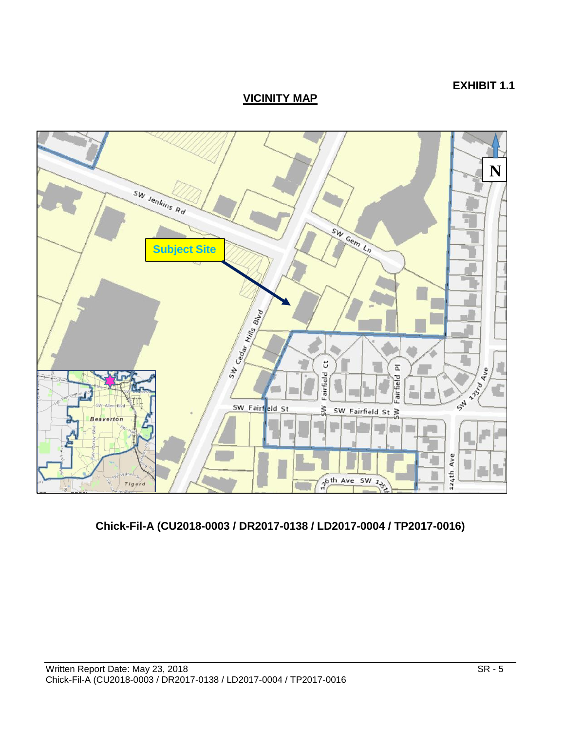**EXHIBIT 1.1**

## VICINITY MAP

**Chick-Fil-A (CU2018-0003 / DR2017-0138 / LD2017-0004 / TP2017-0016)**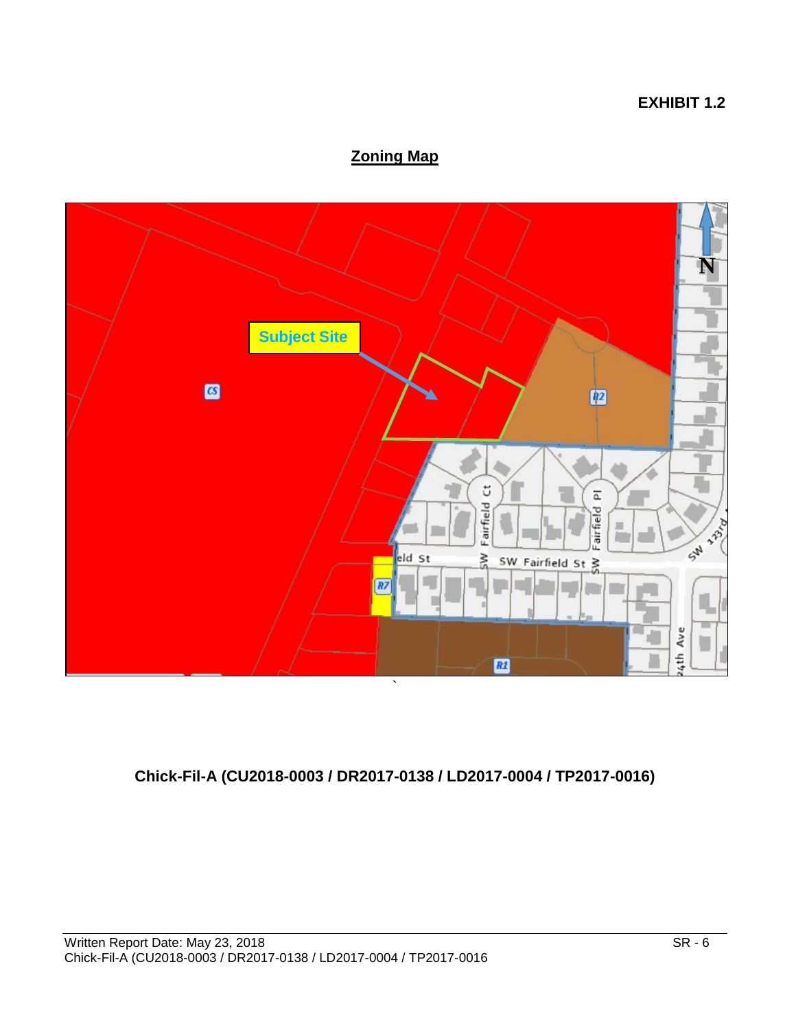**EXHIBIT 1.2**

## Zoning Map

Subject Site

CS

R2

R7

R1

N

SW Fairfield Ct

SW Fairfield Pl

SW Fairfield St

eld St

SW 123rd

24th Ave

**Chick-Fil-A (CU2018-0003 / DR2017-0138 / LD2017-0004 / TP2017-0016)**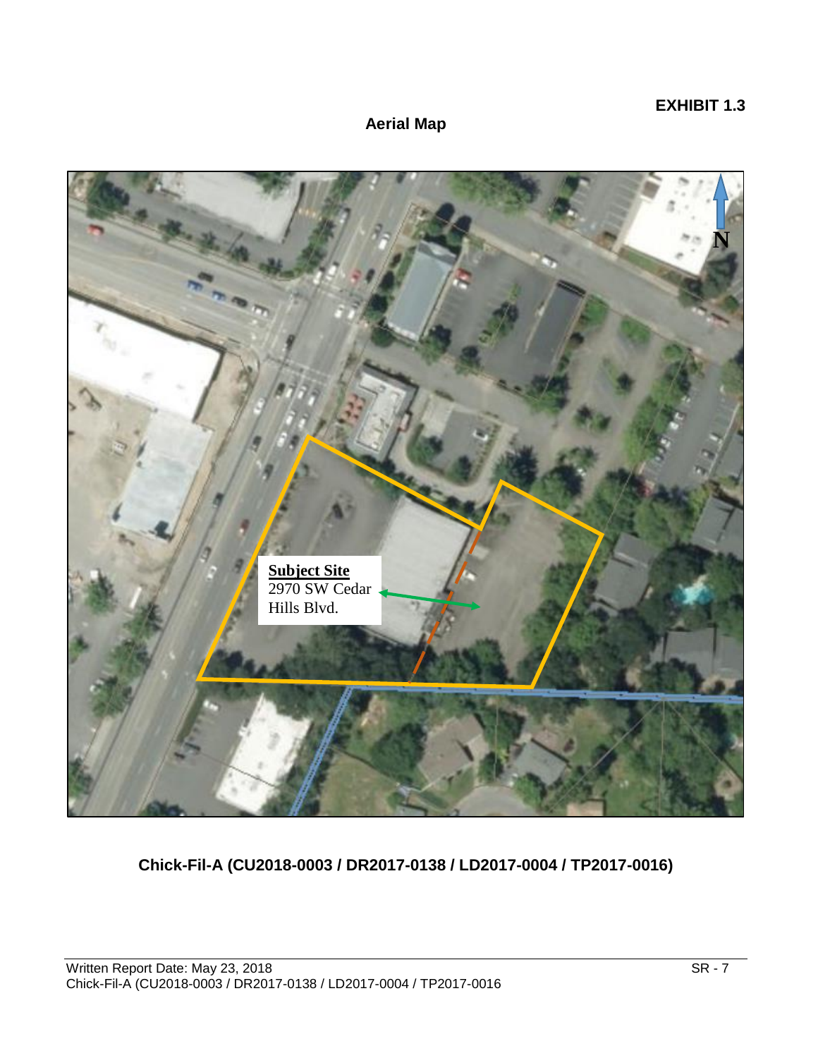**EXHIBIT 1.3**

## Aerial Map

**Subject Site**
2970 SW Cedar Hills Blvd.

N

**Chick-Fil-A (CU2018-0003 / DR2017-0138 / LD2017-0004 / TP2017-0016)**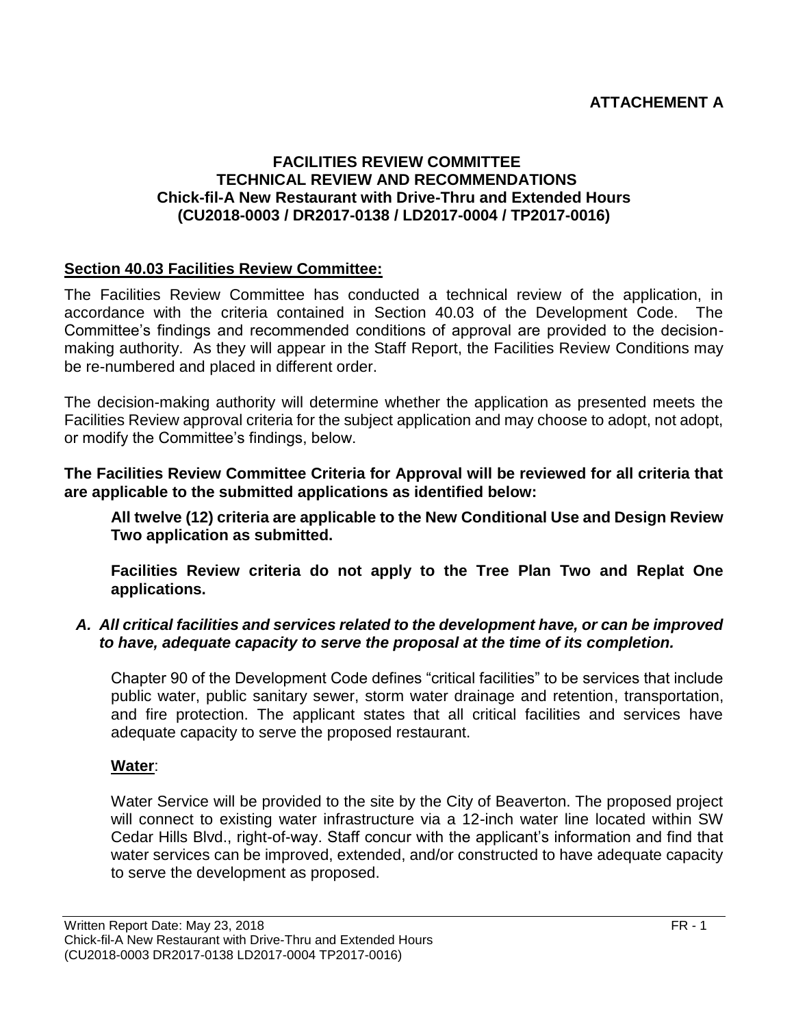**ATTACHEMENT A**

**FACILITIES REVIEW COMMITTEE**
**TECHNICAL REVIEW AND RECOMMENDATIONS**
**Chick-fil-A New Restaurant with Drive-Thru and Extended Hours**
**(CU2018-0003 / DR2017-0138 / LD2017-0004 / TP2017-0016)**

## Section 40.03 Facilities Review Committee:

The Facilities Review Committee has conducted a technical review of the application, in accordance with the criteria contained in Section 40.03 of the Development Code. The Committee's findings and recommended conditions of approval are provided to the decision-making authority. As they will appear in the Staff Report, the Facilities Review Conditions may be re-numbered and placed in different order.

The decision-making authority will determine whether the application as presented meets the Facilities Review approval criteria for the subject application and may choose to adopt, not adopt, or modify the Committee's findings, below.

**The Facilities Review Committee Criteria for Approval will be reviewed for all criteria that are applicable to the submitted applications as identified below:**

**All twelve (12) criteria are applicable to the New Conditional Use and Design Review Two application as submitted.**

**Facilities Review criteria do not apply to the Tree Plan Two and Replat One applications.**

***A. All critical facilities and services related to the development have, or can be improved to have, adequate capacity to serve the proposal at the time of its completion.***

Chapter 90 of the Development Code defines "critical facilities" to be services that include public water, public sanitary sewer, storm water drainage and retention, transportation, and fire protection. The applicant states that all critical facilities and services have adequate capacity to serve the proposed restaurant.

**Water**:

Water Service will be provided to the site by the City of Beaverton. The proposed project will connect to existing water infrastructure via a 12-inch water line located within SW Cedar Hills Blvd., right-of-way. Staff concur with the applicant's information and find that water services can be improved, extended, and/or constructed to have adequate capacity to serve the development as proposed.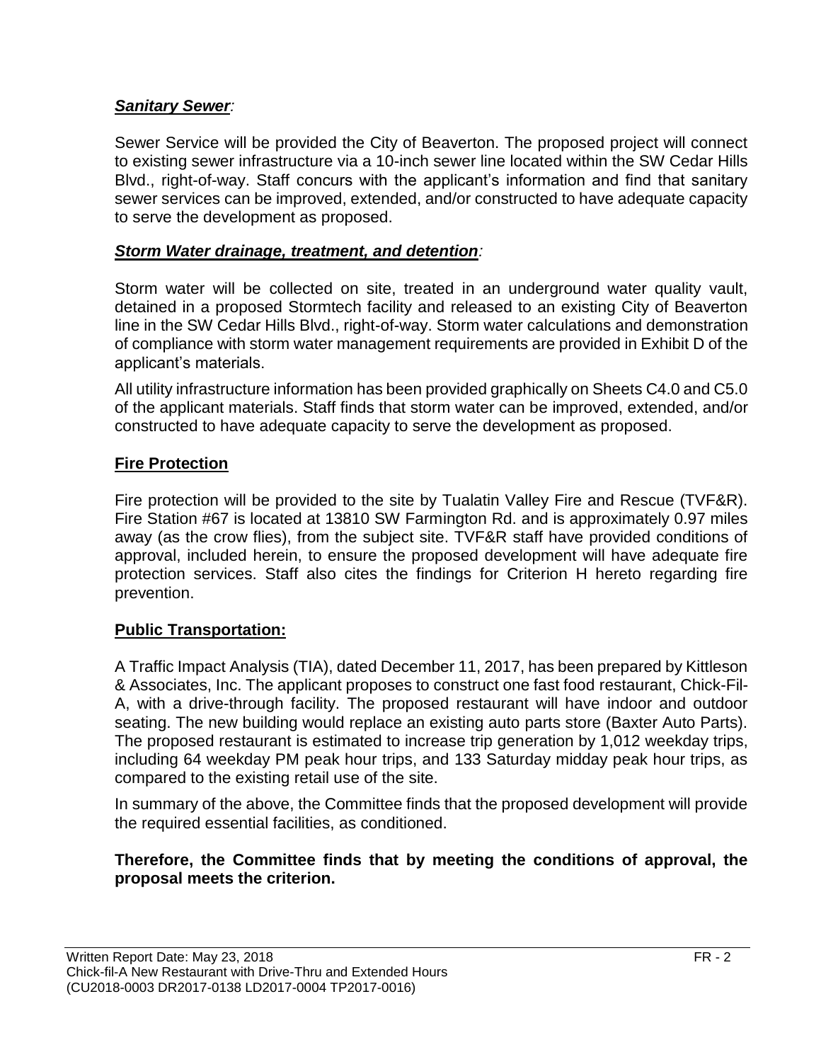***Sanitary Sewer:***

Sewer Service will be provided the City of Beaverton. The proposed project will connect to existing sewer infrastructure via a 10-inch sewer line located within the SW Cedar Hills Blvd., right-of-way. Staff concurs with the applicant's information and find that sanitary sewer services can be improved, extended, and/or constructed to have adequate capacity to serve the development as proposed.

***Storm Water drainage, treatment, and detention:***

Storm water will be collected on site, treated in an underground water quality vault, detained in a proposed Stormtech facility and released to an existing City of Beaverton line in the SW Cedar Hills Blvd., right-of-way. Storm water calculations and demonstration of compliance with storm water management requirements are provided in Exhibit D of the applicant's materials.

All utility infrastructure information has been provided graphically on Sheets C4.0 and C5.0 of the applicant materials. Staff finds that storm water can be improved, extended, and/or constructed to have adequate capacity to serve the development as proposed.

**Fire Protection**

Fire protection will be provided to the site by Tualatin Valley Fire and Rescue (TVF&R). Fire Station #67 is located at 13810 SW Farmington Rd. and is approximately 0.97 miles away (as the crow flies), from the subject site. TVF&R staff have provided conditions of approval, included herein, to ensure the proposed development will have adequate fire protection services. Staff also cites the findings for Criterion H hereto regarding fire prevention.

**Public Transportation:**

A Traffic Impact Analysis (TIA), dated December 11, 2017, has been prepared by Kittleson & Associates, Inc. The applicant proposes to construct one fast food restaurant, Chick-Fil-A, with a drive-through facility. The proposed restaurant will have indoor and outdoor seating. The new building would replace an existing auto parts store (Baxter Auto Parts). The proposed restaurant is estimated to increase trip generation by 1,012 weekday trips, including 64 weekday PM peak hour trips, and 133 Saturday midday peak hour trips, as compared to the existing retail use of the site.

In summary of the above, the Committee finds that the proposed development will provide the required essential facilities, as conditioned.

**Therefore, the Committee finds that by meeting the conditions of approval, the proposal meets the criterion.**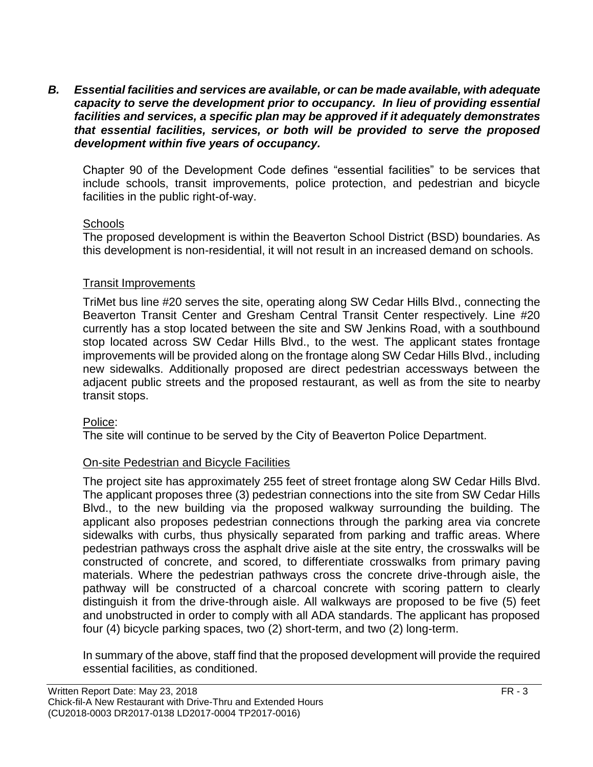***B. Essential facilities and services are available, or can be made available, with adequate capacity to serve the development prior to occupancy. In lieu of providing essential facilities and services, a specific plan may be approved if it adequately demonstrates that essential facilities, services, or both will be provided to serve the proposed development within five years of occupancy.***

Chapter 90 of the Development Code defines "essential facilities" to be services that include schools, transit improvements, police protection, and pedestrian and bicycle facilities in the public right-of-way.

<u>Schools</u>

The proposed development is within the Beaverton School District (BSD) boundaries. As this development is non-residential, it will not result in an increased demand on schools.

<u>Transit Improvements</u>

TriMet bus line #20 serves the site, operating along SW Cedar Hills Blvd., connecting the Beaverton Transit Center and Gresham Central Transit Center respectively. Line #20 currently has a stop located between the site and SW Jenkins Road, with a southbound stop located across SW Cedar Hills Blvd., to the west. The applicant states frontage improvements will be provided along on the frontage along SW Cedar Hills Blvd., including new sidewalks. Additionally proposed are direct pedestrian accessways between the adjacent public streets and the proposed restaurant, as well as from the site to nearby transit stops.

<u>Police</u>:

The site will continue to be served by the City of Beaverton Police Department.

<u>On-site Pedestrian and Bicycle Facilities</u>

The project site has approximately 255 feet of street frontage along SW Cedar Hills Blvd. The applicant proposes three (3) pedestrian connections into the site from SW Cedar Hills Blvd., to the new building via the proposed walkway surrounding the building. The applicant also proposes pedestrian connections through the parking area via concrete sidewalks with curbs, thus physically separated from parking and traffic areas. Where pedestrian pathways cross the asphalt drive aisle at the site entry, the crosswalks will be constructed of concrete, and scored, to differentiate crosswalks from primary paving materials. Where the pedestrian pathways cross the concrete drive-through aisle, the pathway will be constructed of a charcoal concrete with scoring pattern to clearly distinguish it from the drive-through aisle. All walkways are proposed to be five (5) feet and unobstructed in order to comply with all ADA standards. The applicant has proposed four (4) bicycle parking spaces, two (2) short-term, and two (2) long-term.

In summary of the above, staff find that the proposed development will provide the required essential facilities, as conditioned.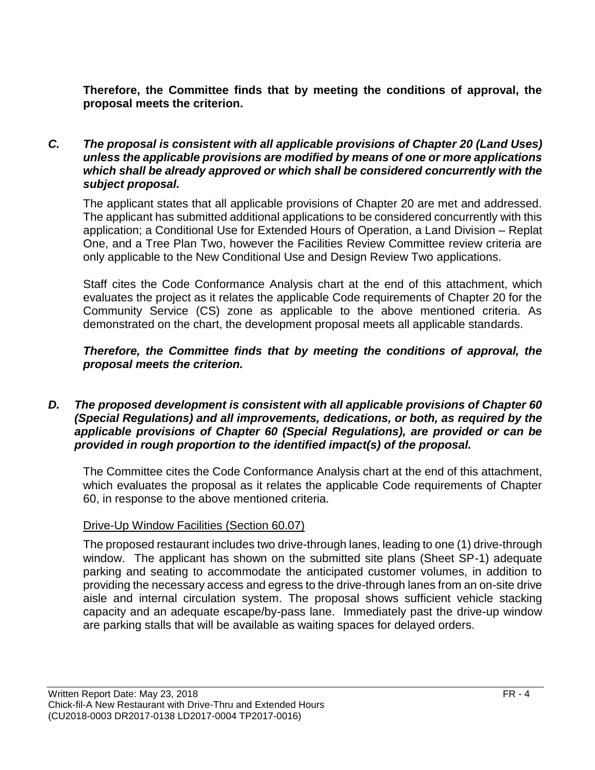**Therefore, the Committee finds that by meeting the conditions of approval, the proposal meets the criterion.**

***C. The proposal is consistent with all applicable provisions of Chapter 20 (Land Uses) unless the applicable provisions are modified by means of one or more applications which shall be already approved or which shall be considered concurrently with the subject proposal.***

The applicant states that all applicable provisions of Chapter 20 are met and addressed. The applicant has submitted additional applications to be considered concurrently with this application; a Conditional Use for Extended Hours of Operation, a Land Division – Replat One, and a Tree Plan Two, however the Facilities Review Committee review criteria are only applicable to the New Conditional Use and Design Review Two applications.

Staff cites the Code Conformance Analysis chart at the end of this attachment, which evaluates the project as it relates the applicable Code requirements of Chapter 20 for the Community Service (CS) zone as applicable to the above mentioned criteria. As demonstrated on the chart, the development proposal meets all applicable standards.

***Therefore, the Committee finds that by meeting the conditions of approval, the proposal meets the criterion.***

***D. The proposed development is consistent with all applicable provisions of Chapter 60 (Special Regulations) and all improvements, dedications, or both, as required by the applicable provisions of Chapter 60 (Special Regulations), are provided or can be provided in rough proportion to the identified impact(s) of the proposal.***

The Committee cites the Code Conformance Analysis chart at the end of this attachment, which evaluates the proposal as it relates the applicable Code requirements of Chapter 60, in response to the above mentioned criteria.

Drive-Up Window Facilities (Section 60.07)

The proposed restaurant includes two drive-through lanes, leading to one (1) drive-through window. The applicant has shown on the submitted site plans (Sheet SP-1) adequate parking and seating to accommodate the anticipated customer volumes, in addition to providing the necessary access and egress to the drive-through lanes from an on-site drive aisle and internal circulation system. The proposal shows sufficient vehicle stacking capacity and an adequate escape/by-pass lane. Immediately past the drive-up window are parking stalls that will be available as waiting spaces for delayed orders.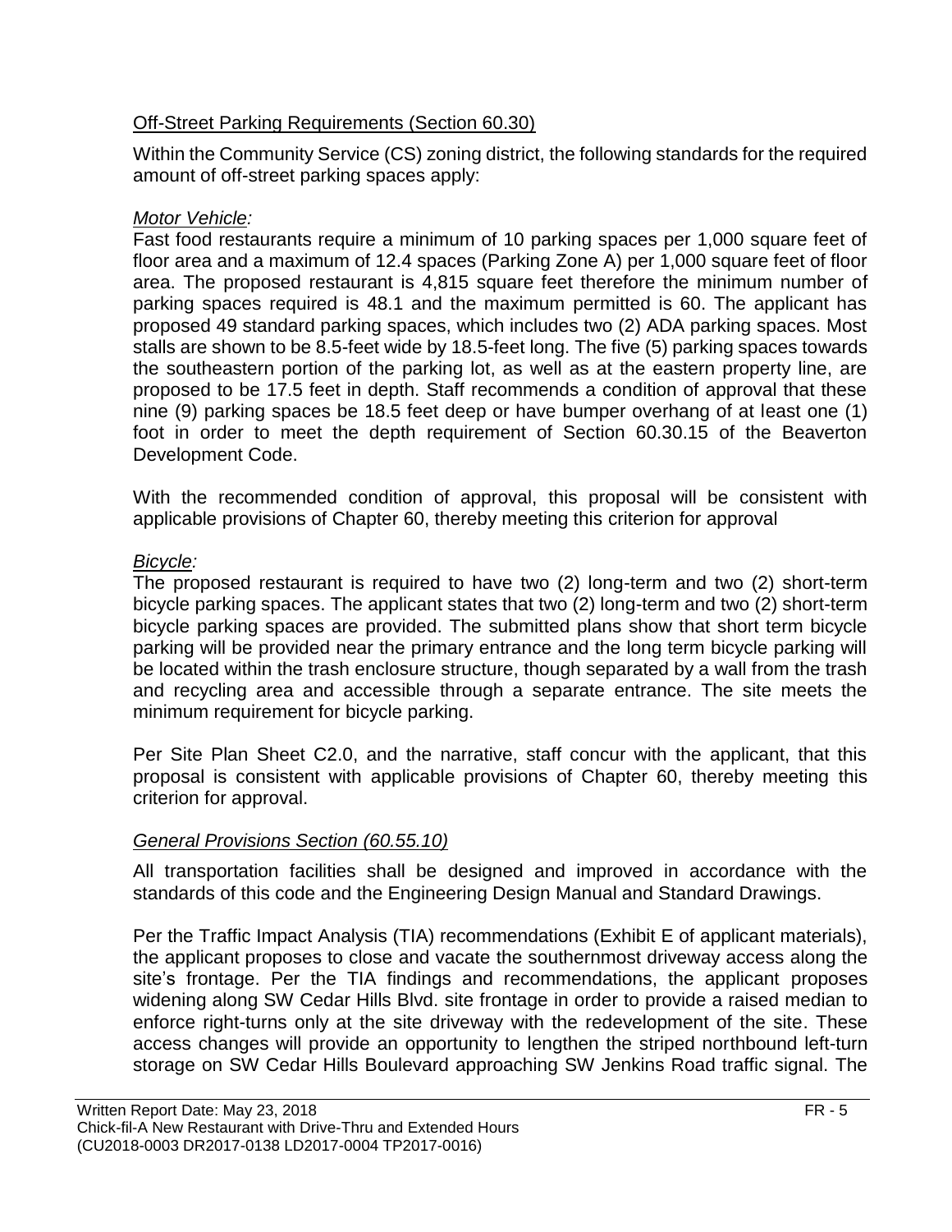Off-Street Parking Requirements (Section 60.30)

Within the Community Service (CS) zoning district, the following standards for the required amount of off-street parking spaces apply:

*Motor Vehicle:*

Fast food restaurants require a minimum of 10 parking spaces per 1,000 square feet of floor area and a maximum of 12.4 spaces (Parking Zone A) per 1,000 square feet of floor area. The proposed restaurant is 4,815 square feet therefore the minimum number of parking spaces required is 48.1 and the maximum permitted is 60. The applicant has proposed 49 standard parking spaces, which includes two (2) ADA parking spaces. Most stalls are shown to be 8.5-feet wide by 18.5-feet long. The five (5) parking spaces towards the southeastern portion of the parking lot, as well as at the eastern property line, are proposed to be 17.5 feet in depth. Staff recommends a condition of approval that these nine (9) parking spaces be 18.5 feet deep or have bumper overhang of at least one (1) foot in order to meet the depth requirement of Section 60.30.15 of the Beaverton Development Code.

With the recommended condition of approval, this proposal will be consistent with applicable provisions of Chapter 60, thereby meeting this criterion for approval

*Bicycle:*

The proposed restaurant is required to have two (2) long-term and two (2) short-term bicycle parking spaces. The applicant states that two (2) long-term and two (2) short-term bicycle parking spaces are provided. The submitted plans show that short term bicycle parking will be provided near the primary entrance and the long term bicycle parking will be located within the trash enclosure structure, though separated by a wall from the trash and recycling area and accessible through a separate entrance. The site meets the minimum requirement for bicycle parking.

Per Site Plan Sheet C2.0, and the narrative, staff concur with the applicant, that this proposal is consistent with applicable provisions of Chapter 60, thereby meeting this criterion for approval.

*General Provisions Section (60.55.10)*

All transportation facilities shall be designed and improved in accordance with the standards of this code and the Engineering Design Manual and Standard Drawings.

Per the Traffic Impact Analysis (TIA) recommendations (Exhibit E of applicant materials), the applicant proposes to close and vacate the southernmost driveway access along the site's frontage. Per the TIA findings and recommendations, the applicant proposes widening along SW Cedar Hills Blvd. site frontage in order to provide a raised median to enforce right-turns only at the site driveway with the redevelopment of the site. These access changes will provide an opportunity to lengthen the striped northbound left-turn storage on SW Cedar Hills Boulevard approaching SW Jenkins Road traffic signal. The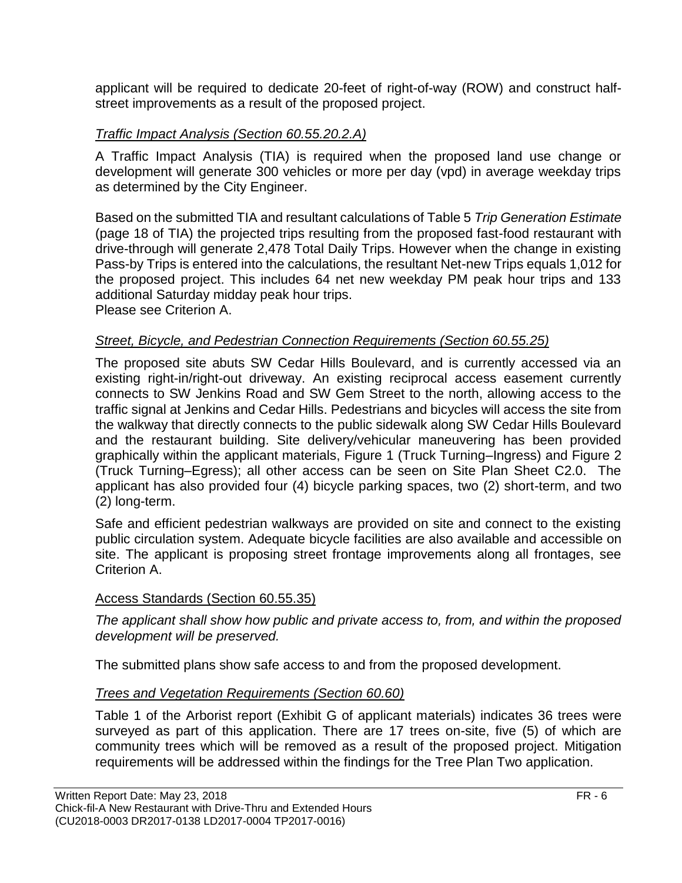applicant will be required to dedicate 20-feet of right-of-way (ROW) and construct half-street improvements as a result of the proposed project.

*Traffic Impact Analysis (Section 60.55.20.2.A)*

A Traffic Impact Analysis (TIA) is required when the proposed land use change or development will generate 300 vehicles or more per day (vpd) in average weekday trips as determined by the City Engineer.

Based on the submitted TIA and resultant calculations of Table 5 *Trip Generation Estimate* (page 18 of TIA) the projected trips resulting from the proposed fast-food restaurant with drive-through will generate 2,478 Total Daily Trips. However when the change in existing Pass-by Trips is entered into the calculations, the resultant Net-new Trips equals 1,012 for the proposed project. This includes 64 net new weekday PM peak hour trips and 133 additional Saturday midday peak hour trips.
Please see Criterion A.

*Street, Bicycle, and Pedestrian Connection Requirements (Section 60.55.25)*

The proposed site abuts SW Cedar Hills Boulevard, and is currently accessed via an existing right-in/right-out driveway. An existing reciprocal access easement currently connects to SW Jenkins Road and SW Gem Street to the north, allowing access to the traffic signal at Jenkins and Cedar Hills. Pedestrians and bicycles will access the site from the walkway that directly connects to the public sidewalk along SW Cedar Hills Boulevard and the restaurant building. Site delivery/vehicular maneuvering has been provided graphically within the applicant materials, Figure 1 (Truck Turning–Ingress) and Figure 2 (Truck Turning–Egress); all other access can be seen on Site Plan Sheet C2.0. The applicant has also provided four (4) bicycle parking spaces, two (2) short-term, and two (2) long-term.

Safe and efficient pedestrian walkways are provided on site and connect to the existing public circulation system. Adequate bicycle facilities are also available and accessible on site. The applicant is proposing street frontage improvements along all frontages, see Criterion A.

Access Standards (Section 60.55.35)

*The applicant shall show how public and private access to, from, and within the proposed development will be preserved.*

The submitted plans show safe access to and from the proposed development.

*Trees and Vegetation Requirements (Section 60.60)*

Table 1 of the Arborist report (Exhibit G of applicant materials) indicates 36 trees were surveyed as part of this application. There are 17 trees on-site, five (5) of which are community trees which will be removed as a result of the proposed project. Mitigation requirements will be addressed within the findings for the Tree Plan Two application.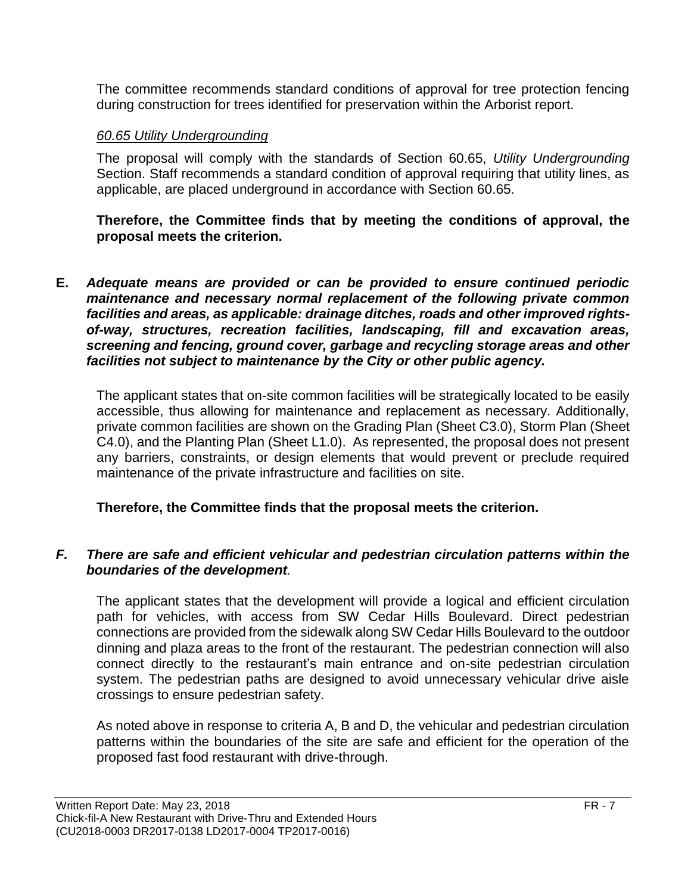The committee recommends standard conditions of approval for tree protection fencing during construction for trees identified for preservation within the Arborist report.

*60.65 Utility Undergrounding*

The proposal will comply with the standards of Section 60.65, *Utility Undergrounding* Section. Staff recommends a standard condition of approval requiring that utility lines, as applicable, are placed underground in accordance with Section 60.65.

**Therefore, the Committee finds that by meeting the conditions of approval, the proposal meets the criterion.**

**E.** ***Adequate means are provided or can be provided to ensure continued periodic maintenance and necessary normal replacement of the following private common facilities and areas, as applicable: drainage ditches, roads and other improved rights-of-way, structures, recreation facilities, landscaping, fill and excavation areas, screening and fencing, ground cover, garbage and recycling storage areas and other facilities not subject to maintenance by the City or other public agency.***

The applicant states that on-site common facilities will be strategically located to be easily accessible, thus allowing for maintenance and replacement as necessary. Additionally, private common facilities are shown on the Grading Plan (Sheet C3.0), Storm Plan (Sheet C4.0), and the Planting Plan (Sheet L1.0). As represented, the proposal does not present any barriers, constraints, or design elements that would prevent or preclude required maintenance of the private infrastructure and facilities on site.

**Therefore, the Committee finds that the proposal meets the criterion.**

***F. There are safe and efficient vehicular and pedestrian circulation patterns within the boundaries of the development.***

The applicant states that the development will provide a logical and efficient circulation path for vehicles, with access from SW Cedar Hills Boulevard. Direct pedestrian connections are provided from the sidewalk along SW Cedar Hills Boulevard to the outdoor dinning and plaza areas to the front of the restaurant. The pedestrian connection will also connect directly to the restaurant's main entrance and on-site pedestrian circulation system. The pedestrian paths are designed to avoid unnecessary vehicular drive aisle crossings to ensure pedestrian safety.

As noted above in response to criteria A, B and D, the vehicular and pedestrian circulation patterns within the boundaries of the site are safe and efficient for the operation of the proposed fast food restaurant with drive-through.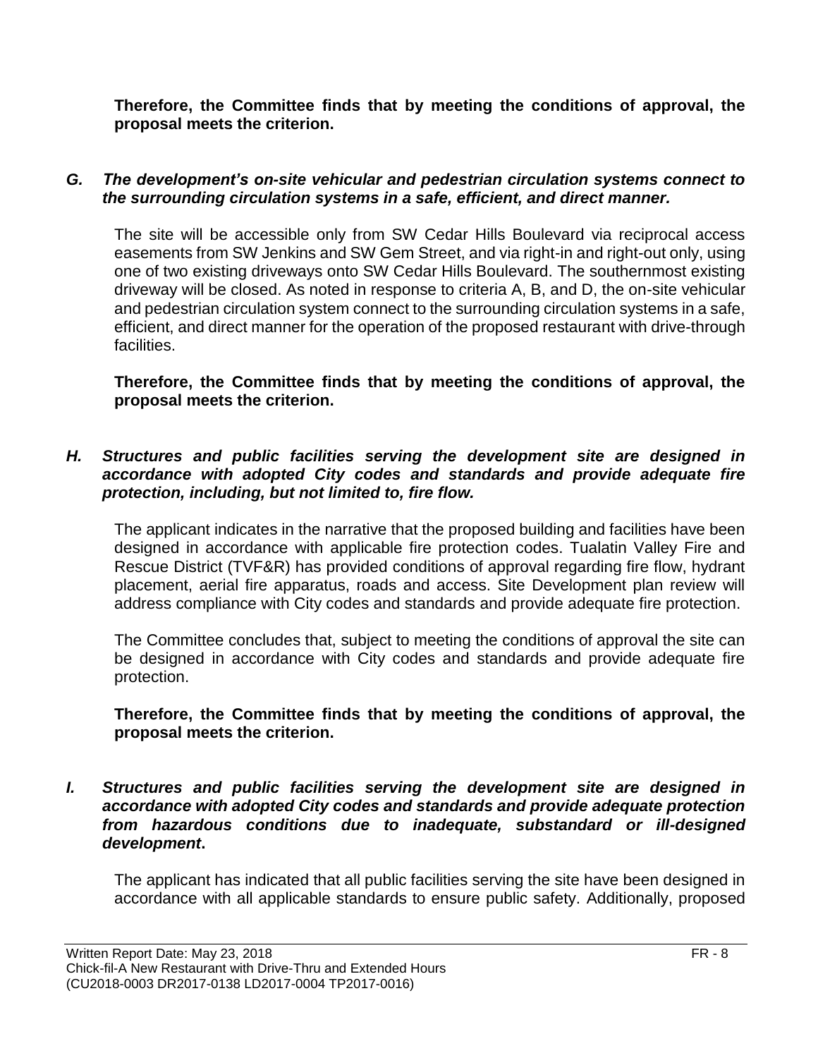**Therefore, the Committee finds that by meeting the conditions of approval, the proposal meets the criterion.**

***G. The development's on-site vehicular and pedestrian circulation systems connect to the surrounding circulation systems in a safe, efficient, and direct manner.***

The site will be accessible only from SW Cedar Hills Boulevard via reciprocal access easements from SW Jenkins and SW Gem Street, and via right-in and right-out only, using one of two existing driveways onto SW Cedar Hills Boulevard. The southernmost existing driveway will be closed. As noted in response to criteria A, B, and D, the on-site vehicular and pedestrian circulation system connect to the surrounding circulation systems in a safe, efficient, and direct manner for the operation of the proposed restaurant with drive-through facilities.

**Therefore, the Committee finds that by meeting the conditions of approval, the proposal meets the criterion.**

***H. Structures and public facilities serving the development site are designed in accordance with adopted City codes and standards and provide adequate fire protection, including, but not limited to, fire flow.***

The applicant indicates in the narrative that the proposed building and facilities have been designed in accordance with applicable fire protection codes. Tualatin Valley Fire and Rescue District (TVF&R) has provided conditions of approval regarding fire flow, hydrant placement, aerial fire apparatus, roads and access. Site Development plan review will address compliance with City codes and standards and provide adequate fire protection.

The Committee concludes that, subject to meeting the conditions of approval the site can be designed in accordance with City codes and standards and provide adequate fire protection.

**Therefore, the Committee finds that by meeting the conditions of approval, the proposal meets the criterion.**

***I. Structures and public facilities serving the development site are designed in accordance with adopted City codes and standards and provide adequate protection from hazardous conditions due to inadequate, substandard or ill-designed development.***

The applicant has indicated that all public facilities serving the site have been designed in accordance with all applicable standards to ensure public safety. Additionally, proposed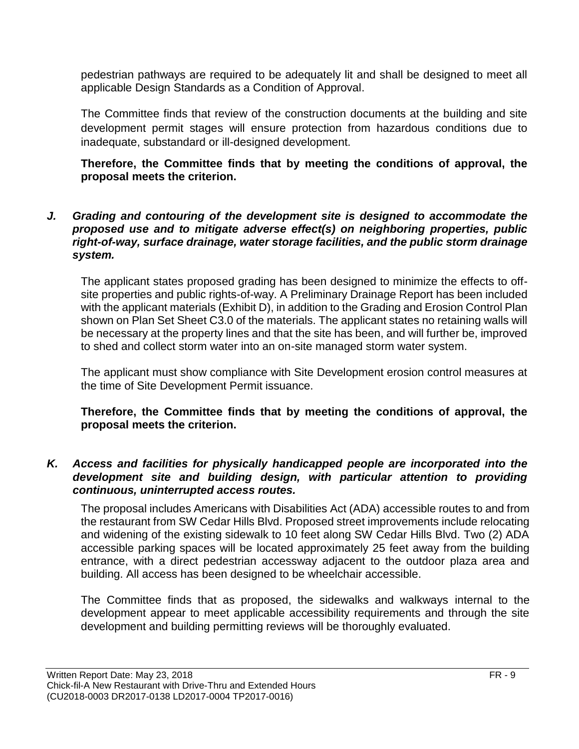pedestrian pathways are required to be adequately lit and shall be designed to meet all applicable Design Standards as a Condition of Approval.

The Committee finds that review of the construction documents at the building and site development permit stages will ensure protection from hazardous conditions due to inadequate, substandard or ill-designed development.

**Therefore, the Committee finds that by meeting the conditions of approval, the proposal meets the criterion.**

***J. Grading and contouring of the development site is designed to accommodate the proposed use and to mitigate adverse effect(s) on neighboring properties, public right-of-way, surface drainage, water storage facilities, and the public storm drainage system.***

The applicant states proposed grading has been designed to minimize the effects to off-site properties and public rights-of-way. A Preliminary Drainage Report has been included with the applicant materials (Exhibit D), in addition to the Grading and Erosion Control Plan shown on Plan Set Sheet C3.0 of the materials. The applicant states no retaining walls will be necessary at the property lines and that the site has been, and will further be, improved to shed and collect storm water into an on-site managed storm water system.

The applicant must show compliance with Site Development erosion control measures at the time of Site Development Permit issuance.

**Therefore, the Committee finds that by meeting the conditions of approval, the proposal meets the criterion.**

***K. Access and facilities for physically handicapped people are incorporated into the development site and building design, with particular attention to providing continuous, uninterrupted access routes.***

The proposal includes Americans with Disabilities Act (ADA) accessible routes to and from the restaurant from SW Cedar Hills Blvd. Proposed street improvements include relocating and widening of the existing sidewalk to 10 feet along SW Cedar Hills Blvd. Two (2) ADA accessible parking spaces will be located approximately 25 feet away from the building entrance, with a direct pedestrian accessway adjacent to the outdoor plaza area and building. All access has been designed to be wheelchair accessible.

The Committee finds that as proposed, the sidewalks and walkways internal to the development appear to meet applicable accessibility requirements and through the site development and building permitting reviews will be thoroughly evaluated.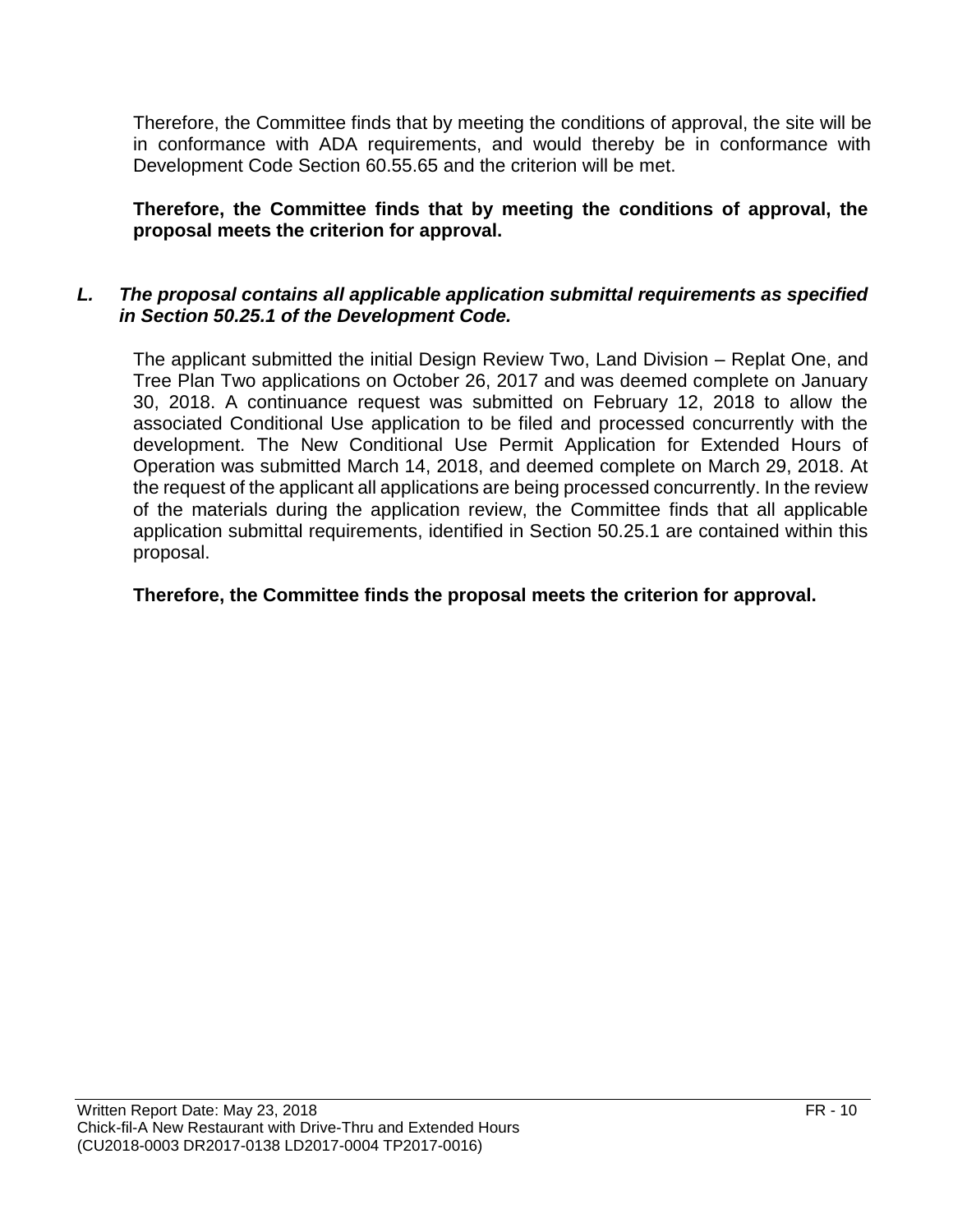Therefore, the Committee finds that by meeting the conditions of approval, the site will be in conformance with ADA requirements, and would thereby be in conformance with Development Code Section 60.55.65 and the criterion will be met.

**Therefore, the Committee finds that by meeting the conditions of approval, the proposal meets the criterion for approval.**

***L. The proposal contains all applicable application submittal requirements as specified in Section 50.25.1 of the Development Code.***

The applicant submitted the initial Design Review Two, Land Division – Replat One, and Tree Plan Two applications on October 26, 2017 and was deemed complete on January 30, 2018. A continuance request was submitted on February 12, 2018 to allow the associated Conditional Use application to be filed and processed concurrently with the development. The New Conditional Use Permit Application for Extended Hours of Operation was submitted March 14, 2018, and deemed complete on March 29, 2018. At the request of the applicant all applications are being processed concurrently. In the review of the materials during the application review, the Committee finds that all applicable application submittal requirements, identified in Section 50.25.1 are contained within this proposal.

**Therefore, the Committee finds the proposal meets the criterion for approval.**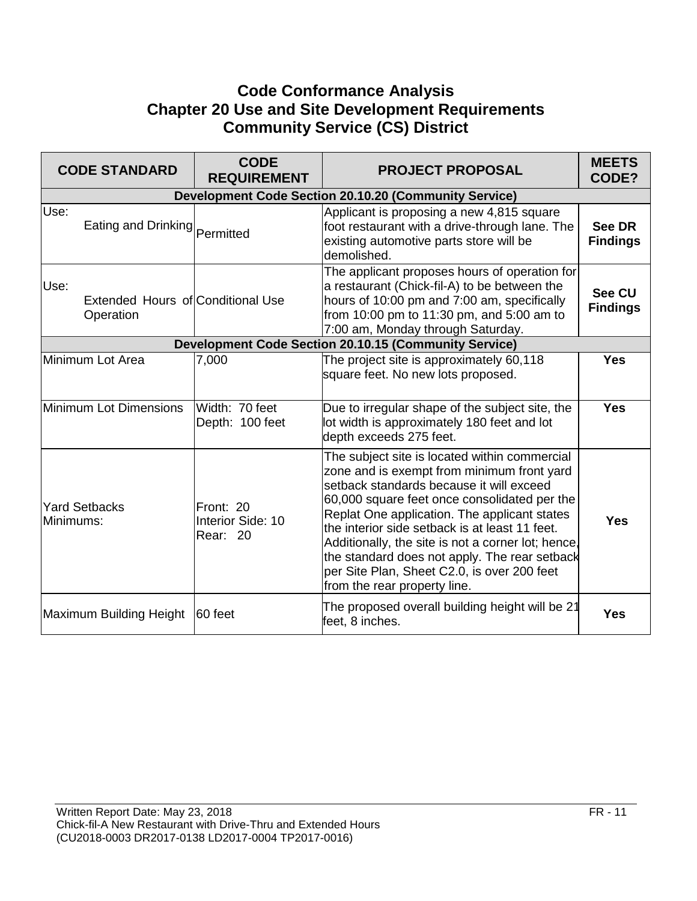# Code Conformance Analysis
## Chapter 20 Use and Site Development Requirements
## Community Service (CS) District

| CODE STANDARD | CODE REQUIREMENT | PROJECT PROPOSAL | MEETS CODE? |
|---|---|---|---|
| **Development Code Section 20.10.20 (Community Service)** | | | |
| Use: Eating and Drinking | Permitted | Applicant is proposing a new 4,815 square foot restaurant with a drive-through lane. The existing automotive parts store will be demolished. | **See DR Findings** |
| Use: Extended Hours of Operation | Conditional Use | The applicant proposes hours of operation for a restaurant (Chick-fil-A) to be between the hours of 10:00 pm and 7:00 am, specifically from 10:00 pm to 11:30 pm, and 5:00 am to 7:00 am, Monday through Saturday. | **See CU Findings** |
| **Development Code Section 20.10.15 (Community Service)** | | | |
| Minimum Lot Area | 7,000 | The project site is approximately 60,118 square feet. No new lots proposed. | **Yes** |
| Minimum Lot Dimensions | Width: 70 feet<br>Depth: 100 feet | Due to irregular shape of the subject site, the lot width is approximately 180 feet and lot depth exceeds 275 feet. | **Yes** |
| Yard Setbacks Minimums: | Front: 20<br>Interior Side: 10<br>Rear: 20 | The subject site is located within commercial zone and is exempt from minimum front yard setback standards because it will exceed 60,000 square feet once consolidated per the Replat One application. The applicant states the interior side setback is at least 11 feet. Additionally, the site is not a corner lot; hence, the standard does not apply. The rear setback per Site Plan, Sheet C2.0, is over 200 feet from the rear property line. | **Yes** |
| Maximum Building Height | 60 feet | The proposed overall building height will be 21 feet, 8 inches. | **Yes** |

Written Report Date: May 23, 2018
Chick-fil-A New Restaurant with Drive-Thru and Extended Hours
(CU2018-0003 DR2017-0138 LD2017-0004 TP2017-0016)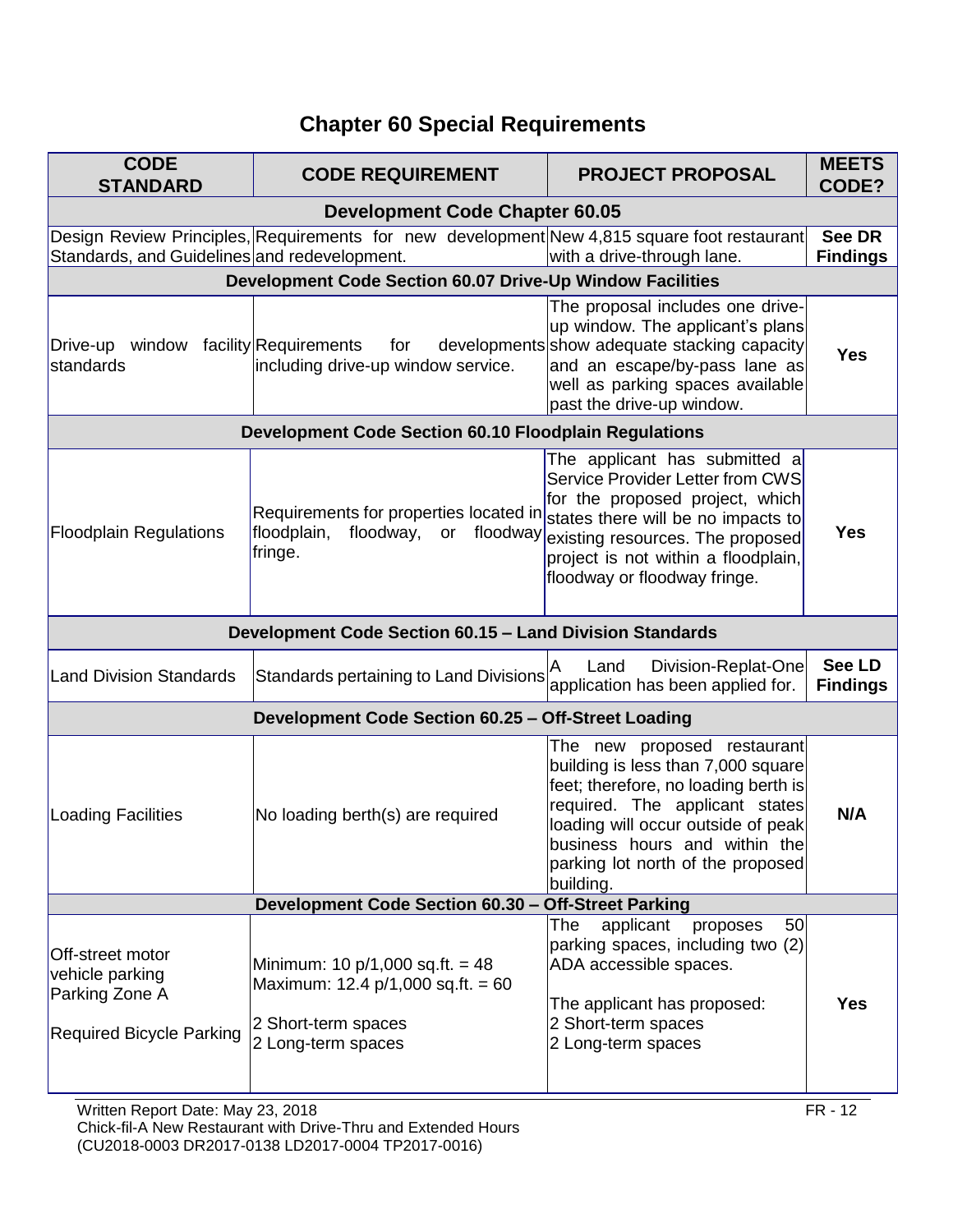# Chapter 60 Special Requirements

| CODE STANDARD | CODE REQUIREMENT | PROJECT PROPOSAL | MEETS CODE? |
|---|---|---|---|
| **Development Code Chapter 60.05** | | | |
| Design Review Principles, Standards, and Guidelines | Requirements for new development and redevelopment. | New 4,815 square foot restaurant with a drive-through lane. | **See DR Findings** |
| **Development Code Section 60.07 Drive-Up Window Facilities** | | | |
| Drive-up window facility standards | Requirements for developments including drive-up window service. | The proposal includes one drive-up window. The applicant's plans show adequate stacking capacity and an escape/by-pass lane as well as parking spaces available past the drive-up window. | **Yes** |
| **Development Code Section 60.10 Floodplain Regulations** | | | |
| Floodplain Regulations | Requirements for properties located in floodplain, floodway, or floodway fringe. | The applicant has submitted a Service Provider Letter from CWS for the proposed project, which states there will be no impacts to existing resources. The proposed project is not within a floodplain, floodway or floodway fringe. | **Yes** |
| **Development Code Section 60.15 – Land Division Standards** | | | |
| Land Division Standards | Standards pertaining to Land Divisions | A Land Division-Replat-One application has been applied for. | **See LD Findings** |
| **Development Code Section 60.25 – Off-Street Loading** | | | |
| Loading Facilities | No loading berth(s) are required | The new proposed restaurant building is less than 7,000 square feet; therefore, no loading berth is required. The applicant states loading will occur outside of peak business hours and within the parking lot north of the proposed building. | **N/A** |
| **Development Code Section 60.30 – Off-Street Parking** | | | |
| Off-street motor vehicle parking Parking Zone A<br><br>Required Bicycle Parking | Minimum: 10 p/1,000 sq.ft. = 48<br>Maximum: 12.4 p/1,000 sq.ft. = 60<br><br>2 Short-term spaces<br>2 Long-term spaces | The applicant proposes 50 parking spaces, including two (2) ADA accessible spaces.<br><br>The applicant has proposed:<br>2 Short-term spaces<br>2 Long-term spaces | **Yes** |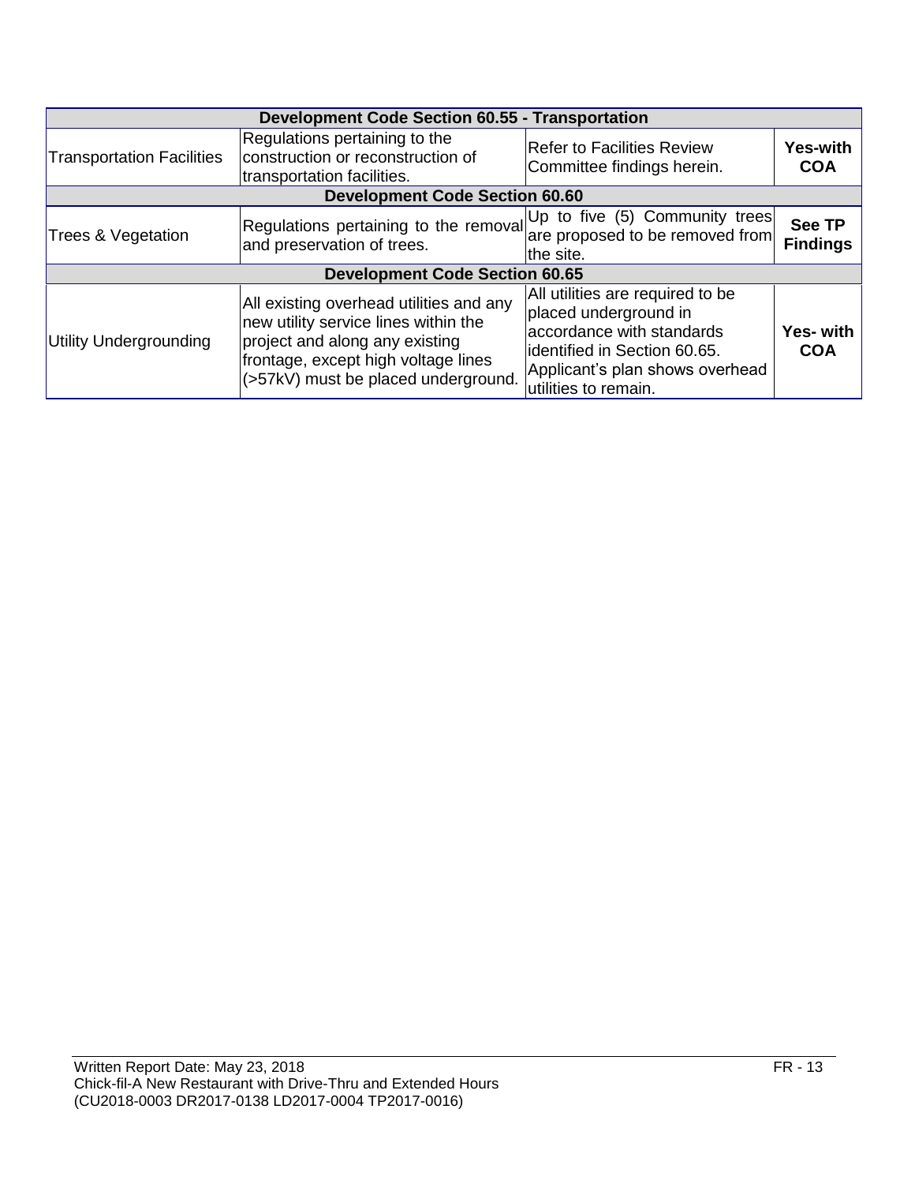| Development Code Section 60.55 - Transportation | | | |
|---|---|---|---|
| Transportation Facilities | Regulations pertaining to the construction or reconstruction of transportation facilities. | Refer to Facilities Review Committee findings herein. | **Yes-with COA** |
| **Development Code Section 60.60** | | | |
| Trees & Vegetation | Regulations pertaining to the removal and preservation of trees. | Up to five (5) Community trees are proposed to be removed from the site. | **See TP Findings** |
| **Development Code Section 60.65** | | | |
| Utility Undergrounding | All existing overhead utilities and any new utility service lines within the project and along any existing frontage, except high voltage lines (>57kV) must be placed underground. | All utilities are required to be placed underground in accordance with standards identified in Section 60.65. Applicant's plan shows overhead utilities to remain. | **Yes- with COA** |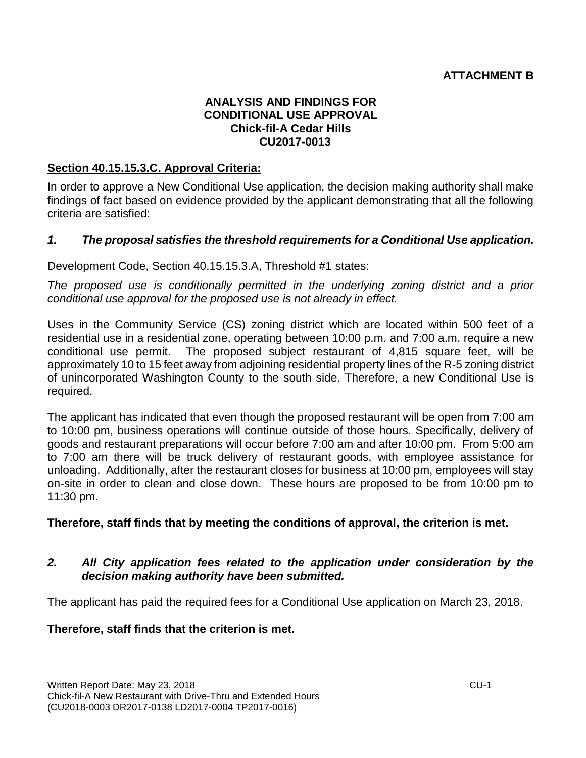**ATTACHMENT B**

**ANALYSIS AND FINDINGS FOR CONDITIONAL USE APPROVAL**
**Chick-fil-A Cedar Hills**
**CU2017-0013**

**Section 40.15.15.3.C. Approval Criteria:**

In order to approve a New Conditional Use application, the decision making authority shall make findings of fact based on evidence provided by the applicant demonstrating that all the following criteria are satisfied:

***1. The proposal satisfies the threshold requirements for a Conditional Use application.***

Development Code, Section 40.15.15.3.A, Threshold #1 states:

*The proposed use is conditionally permitted in the underlying zoning district and a prior conditional use approval for the proposed use is not already in effect.*

Uses in the Community Service (CS) zoning district which are located within 500 feet of a residential use in a residential zone, operating between 10:00 p.m. and 7:00 a.m. require a new conditional use permit. The proposed subject restaurant of 4,815 square feet, will be approximately 10 to 15 feet away from adjoining residential property lines of the R-5 zoning district of unincorporated Washington County to the south side. Therefore, a new Conditional Use is required.

The applicant has indicated that even though the proposed restaurant will be open from 7:00 am to 10:00 pm, business operations will continue outside of those hours. Specifically, delivery of goods and restaurant preparations will occur before 7:00 am and after 10:00 pm. From 5:00 am to 7:00 am there will be truck delivery of restaurant goods, with employee assistance for unloading. Additionally, after the restaurant closes for business at 10:00 pm, employees will stay on-site in order to clean and close down. These hours are proposed to be from 10:00 pm to 11:30 pm.

**Therefore, staff finds that by meeting the conditions of approval, the criterion is met.**

***2. All City application fees related to the application under consideration by the decision making authority have been submitted.***

The applicant has paid the required fees for a Conditional Use application on March 23, 2018.

**Therefore, staff finds that the criterion is met.**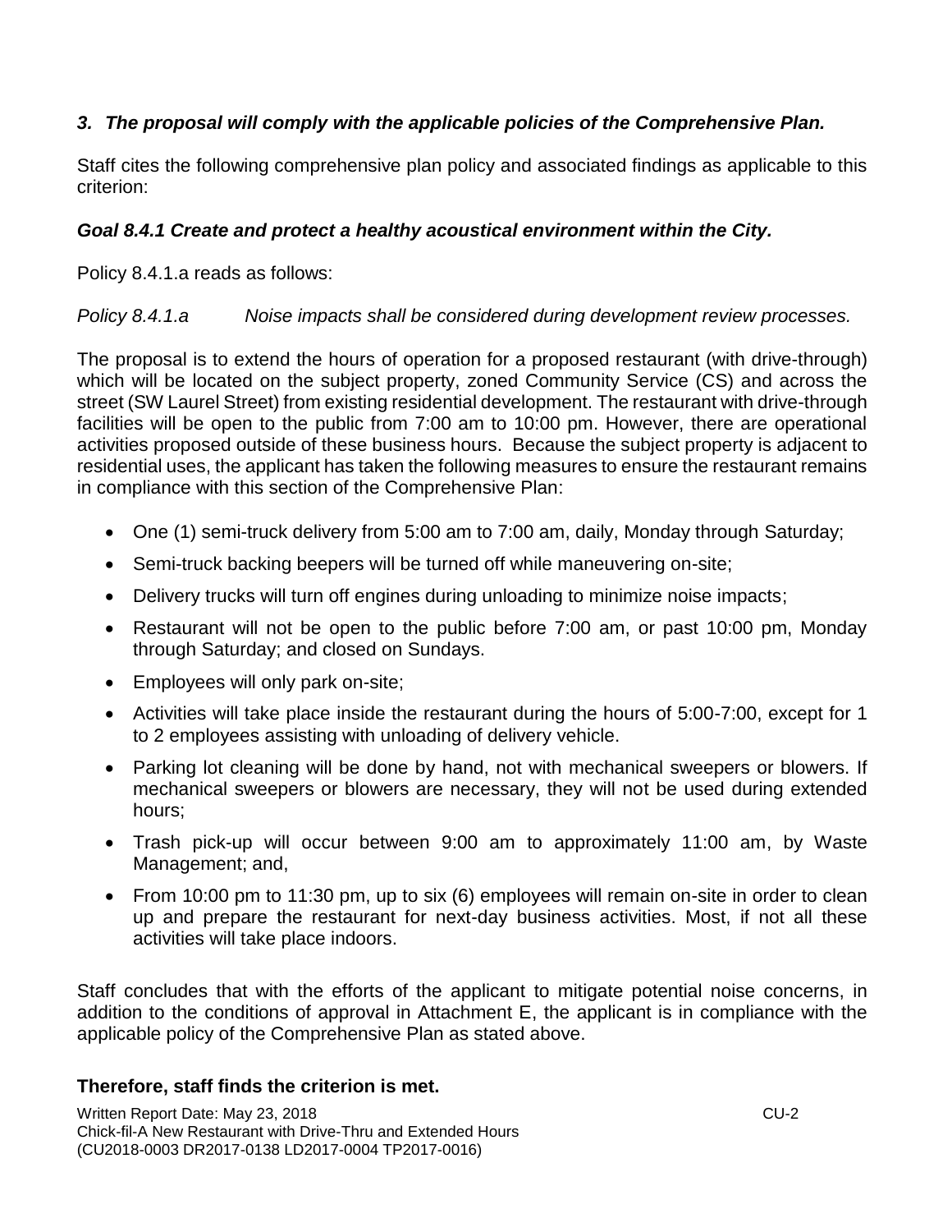### *3. The proposal will comply with the applicable policies of the Comprehensive Plan.*

Staff cites the following comprehensive plan policy and associated findings as applicable to this criterion:

### *Goal 8.4.1 Create and protect a healthy acoustical environment within the City.*

Policy 8.4.1.a reads as follows:

*Policy 8.4.1.a Noise impacts shall be considered during development review processes.*

The proposal is to extend the hours of operation for a proposed restaurant (with drive-through) which will be located on the subject property, zoned Community Service (CS) and across the street (SW Laurel Street) from existing residential development. The restaurant with drive-through facilities will be open to the public from 7:00 am to 10:00 pm. However, there are operational activities proposed outside of these business hours. Because the subject property is adjacent to residential uses, the applicant has taken the following measures to ensure the restaurant remains in compliance with this section of the Comprehensive Plan:

- One (1) semi-truck delivery from 5:00 am to 7:00 am, daily, Monday through Saturday;
- Semi-truck backing beepers will be turned off while maneuvering on-site;
- Delivery trucks will turn off engines during unloading to minimize noise impacts;
- Restaurant will not be open to the public before 7:00 am, or past 10:00 pm, Monday through Saturday; and closed on Sundays.
- Employees will only park on-site;
- Activities will take place inside the restaurant during the hours of 5:00-7:00, except for 1 to 2 employees assisting with unloading of delivery vehicle.
- Parking lot cleaning will be done by hand, not with mechanical sweepers or blowers. If mechanical sweepers or blowers are necessary, they will not be used during extended hours;
- Trash pick-up will occur between 9:00 am to approximately 11:00 am, by Waste Management; and,
- From 10:00 pm to 11:30 pm, up to six (6) employees will remain on-site in order to clean up and prepare the restaurant for next-day business activities. Most, if not all these activities will take place indoors.

Staff concludes that with the efforts of the applicant to mitigate potential noise concerns, in addition to the conditions of approval in Attachment E, the applicant is in compliance with the applicable policy of the Comprehensive Plan as stated above.

**Therefore, staff finds the criterion is met.**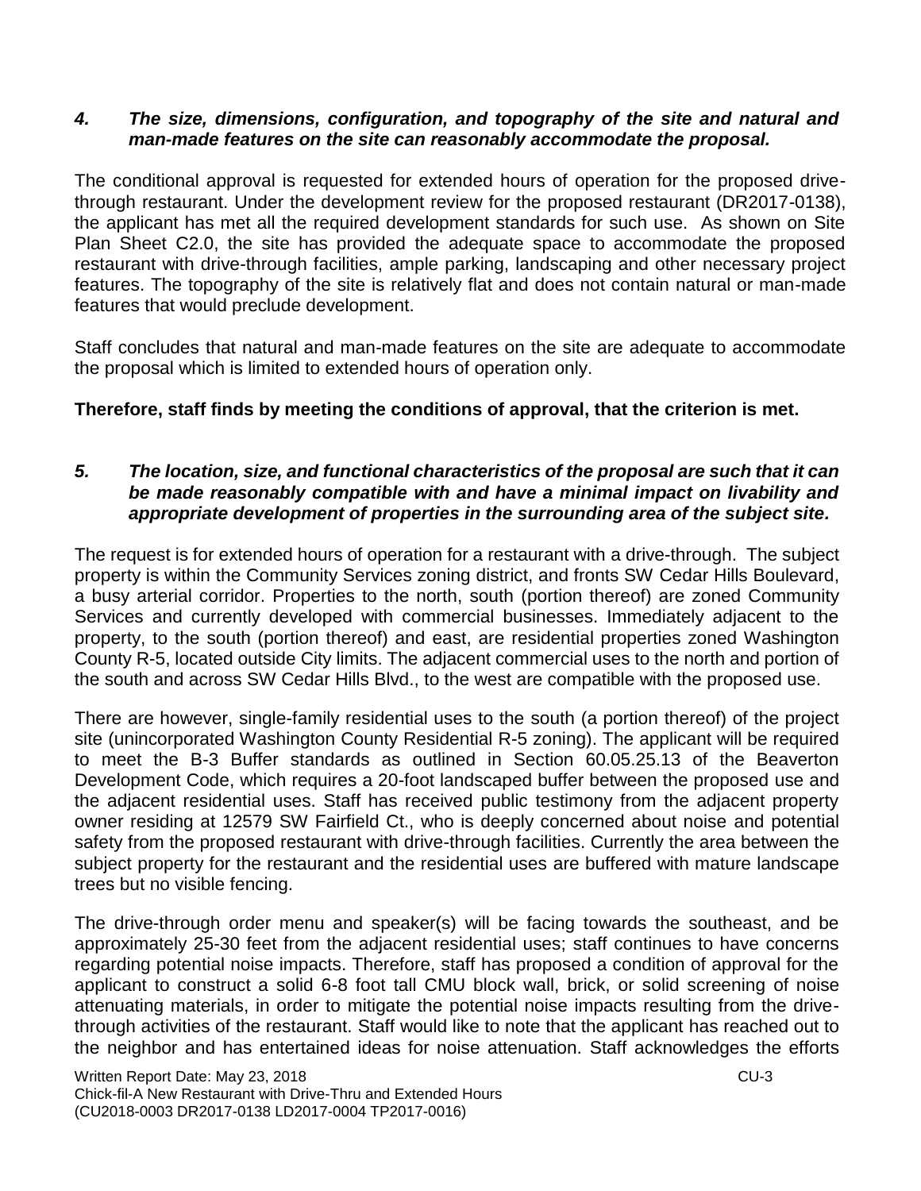*4. **The size, dimensions, configuration, and topography of the site and natural and man-made features on the site can reasonably accommodate the proposal.***

The conditional approval is requested for extended hours of operation for the proposed drive-through restaurant. Under the development review for the proposed restaurant (DR2017-0138), the applicant has met all the required development standards for such use. As shown on Site Plan Sheet C2.0, the site has provided the adequate space to accommodate the proposed restaurant with drive-through facilities, ample parking, landscaping and other necessary project features. The topography of the site is relatively flat and does not contain natural or man-made features that would preclude development.

Staff concludes that natural and man-made features on the site are adequate to accommodate the proposal which is limited to extended hours of operation only.

**Therefore, staff finds by meeting the conditions of approval, that the criterion is met.**

*5. **The location, size, and functional characteristics of the proposal are such that it can be made reasonably compatible with and have a minimal impact on livability and appropriate development of properties in the surrounding area of the subject site.***

The request is for extended hours of operation for a restaurant with a drive-through. The subject property is within the Community Services zoning district, and fronts SW Cedar Hills Boulevard, a busy arterial corridor. Properties to the north, south (portion thereof) are zoned Community Services and currently developed with commercial businesses. Immediately adjacent to the property, to the south (portion thereof) and east, are residential properties zoned Washington County R-5, located outside City limits. The adjacent commercial uses to the north and portion of the south and across SW Cedar Hills Blvd., to the west are compatible with the proposed use.

There are however, single-family residential uses to the south (a portion thereof) of the project site (unincorporated Washington County Residential R-5 zoning). The applicant will be required to meet the B-3 Buffer standards as outlined in Section 60.05.25.13 of the Beaverton Development Code, which requires a 20-foot landscaped buffer between the proposed use and the adjacent residential uses. Staff has received public testimony from the adjacent property owner residing at 12579 SW Fairfield Ct., who is deeply concerned about noise and potential safety from the proposed restaurant with drive-through facilities. Currently the area between the subject property for the restaurant and the residential uses are buffered with mature landscape trees but no visible fencing.

The drive-through order menu and speaker(s) will be facing towards the southeast, and be approximately 25-30 feet from the adjacent residential uses; staff continues to have concerns regarding potential noise impacts. Therefore, staff has proposed a condition of approval for the applicant to construct a solid 6-8 foot tall CMU block wall, brick, or solid screening of noise attenuating materials, in order to mitigate the potential noise impacts resulting from the drive-through activities of the restaurant. Staff would like to note that the applicant has reached out to the neighbor and has entertained ideas for noise attenuation. Staff acknowledges the efforts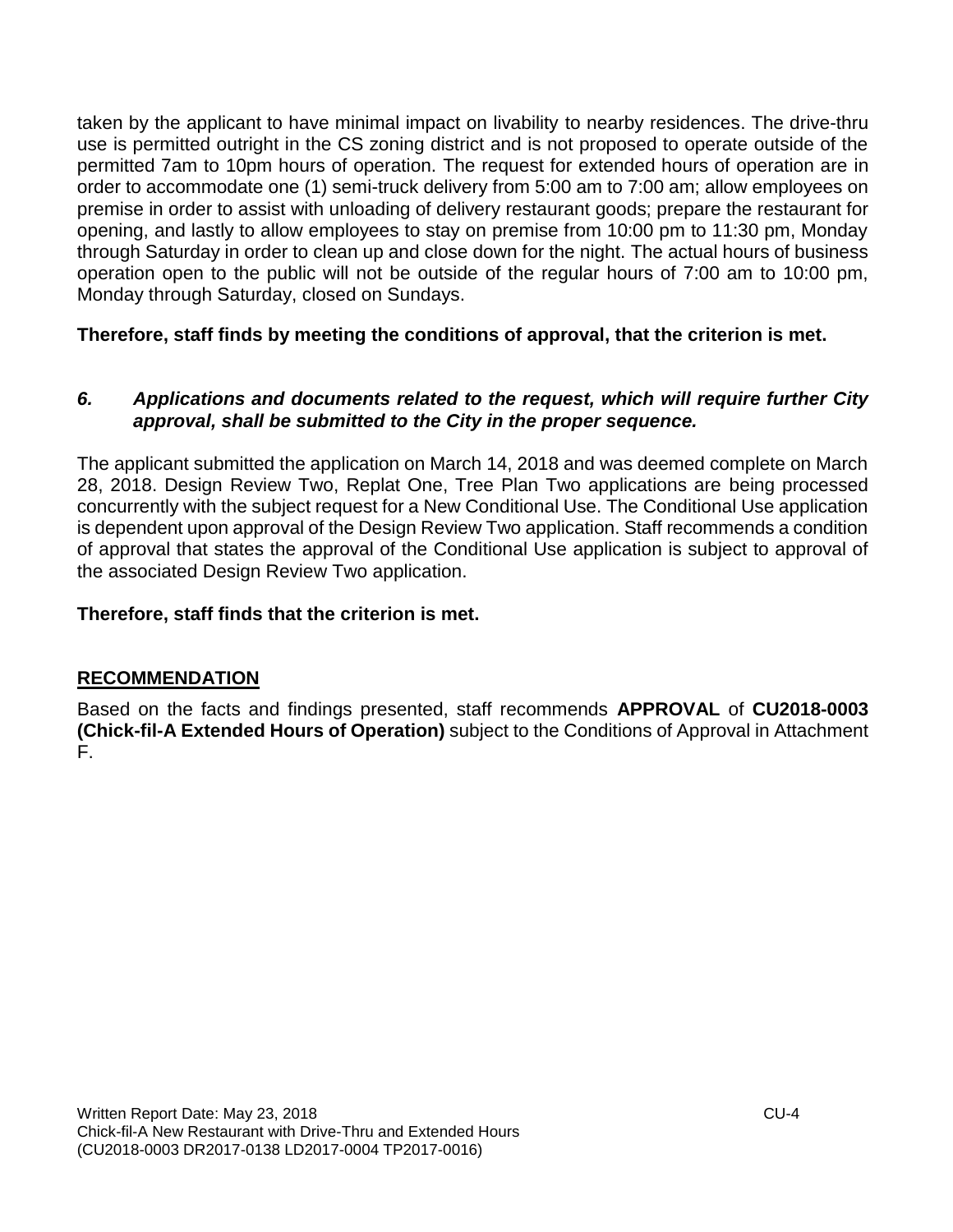taken by the applicant to have minimal impact on livability to nearby residences. The drive-thru use is permitted outright in the CS zoning district and is not proposed to operate outside of the permitted 7am to 10pm hours of operation. The request for extended hours of operation are in order to accommodate one (1) semi-truck delivery from 5:00 am to 7:00 am; allow employees on premise in order to assist with unloading of delivery restaurant goods; prepare the restaurant for opening, and lastly to allow employees to stay on premise from 10:00 pm to 11:30 pm, Monday through Saturday in order to clean up and close down for the night. The actual hours of business operation open to the public will not be outside of the regular hours of 7:00 am to 10:00 pm, Monday through Saturday, closed on Sundays.

**Therefore, staff finds by meeting the conditions of approval, that the criterion is met.**

***6. Applications and documents related to the request, which will require further City approval, shall be submitted to the City in the proper sequence.***

The applicant submitted the application on March 14, 2018 and was deemed complete on March 28, 2018. Design Review Two, Replat One, Tree Plan Two applications are being processed concurrently with the subject request for a New Conditional Use. The Conditional Use application is dependent upon approval of the Design Review Two application. Staff recommends a condition of approval that states the approval of the Conditional Use application is subject to approval of the associated Design Review Two application.

**Therefore, staff finds that the criterion is met.**

## RECOMMENDATION

Based on the facts and findings presented, staff recommends **APPROVAL** of **CU2018-0003 (Chick-fil-A Extended Hours of Operation)** subject to the Conditions of Approval in Attachment F.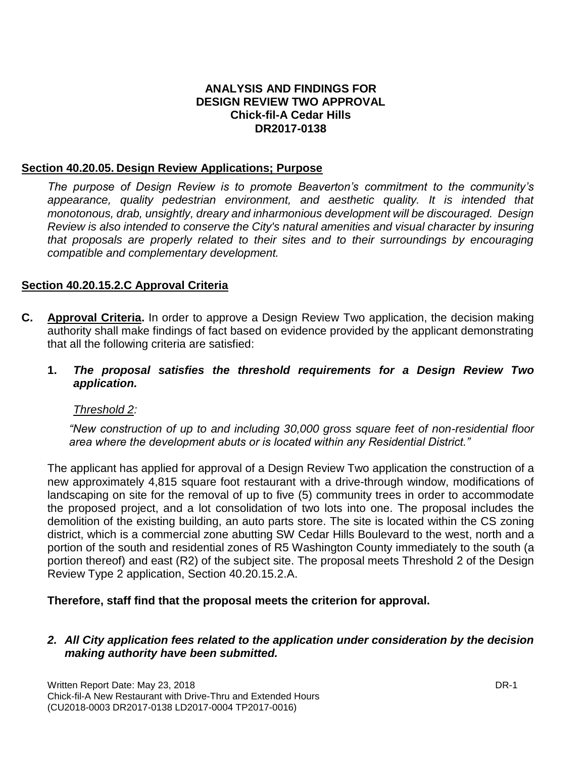**ANALYSIS AND FINDINGS FOR DESIGN REVIEW TWO APPROVAL**
**Chick-fil-A Cedar Hills**
**DR2017-0138**

## Section 40.20.05. Design Review Applications; Purpose

*The purpose of Design Review is to promote Beaverton's commitment to the community's appearance, quality pedestrian environment, and aesthetic quality. It is intended that monotonous, drab, unsightly, dreary and inharmonious development will be discouraged. Design Review is also intended to conserve the City's natural amenities and visual character by insuring that proposals are properly related to their sites and to their surroundings by encouraging compatible and complementary development.*

## Section 40.20.15.2.C Approval Criteria

**C. Approval Criteria.** In order to approve a Design Review Two application, the decision making authority shall make findings of fact based on evidence provided by the applicant demonstrating that all the following criteria are satisfied:

**1.** ***The proposal satisfies the threshold requirements for a Design Review Two application.***

*Threshold 2:*

*"New construction of up to and including 30,000 gross square feet of non-residential floor area where the development abuts or is located within any Residential District."*

The applicant has applied for approval of a Design Review Two application the construction of a new approximately 4,815 square foot restaurant with a drive-through window, modifications of landscaping on site for the removal of up to five (5) community trees in order to accommodate the proposed project, and a lot consolidation of two lots into one. The proposal includes the demolition of the existing building, an auto parts store. The site is located within the CS zoning district, which is a commercial zone abutting SW Cedar Hills Boulevard to the west, north and a portion of the south and residential zones of R5 Washington County immediately to the south (a portion thereof) and east (R2) of the subject site. The proposal meets Threshold 2 of the Design Review Type 2 application, Section 40.20.15.2.A.

**Therefore, staff find that the proposal meets the criterion for approval.**

***2. All City application fees related to the application under consideration by the decision making authority have been submitted.***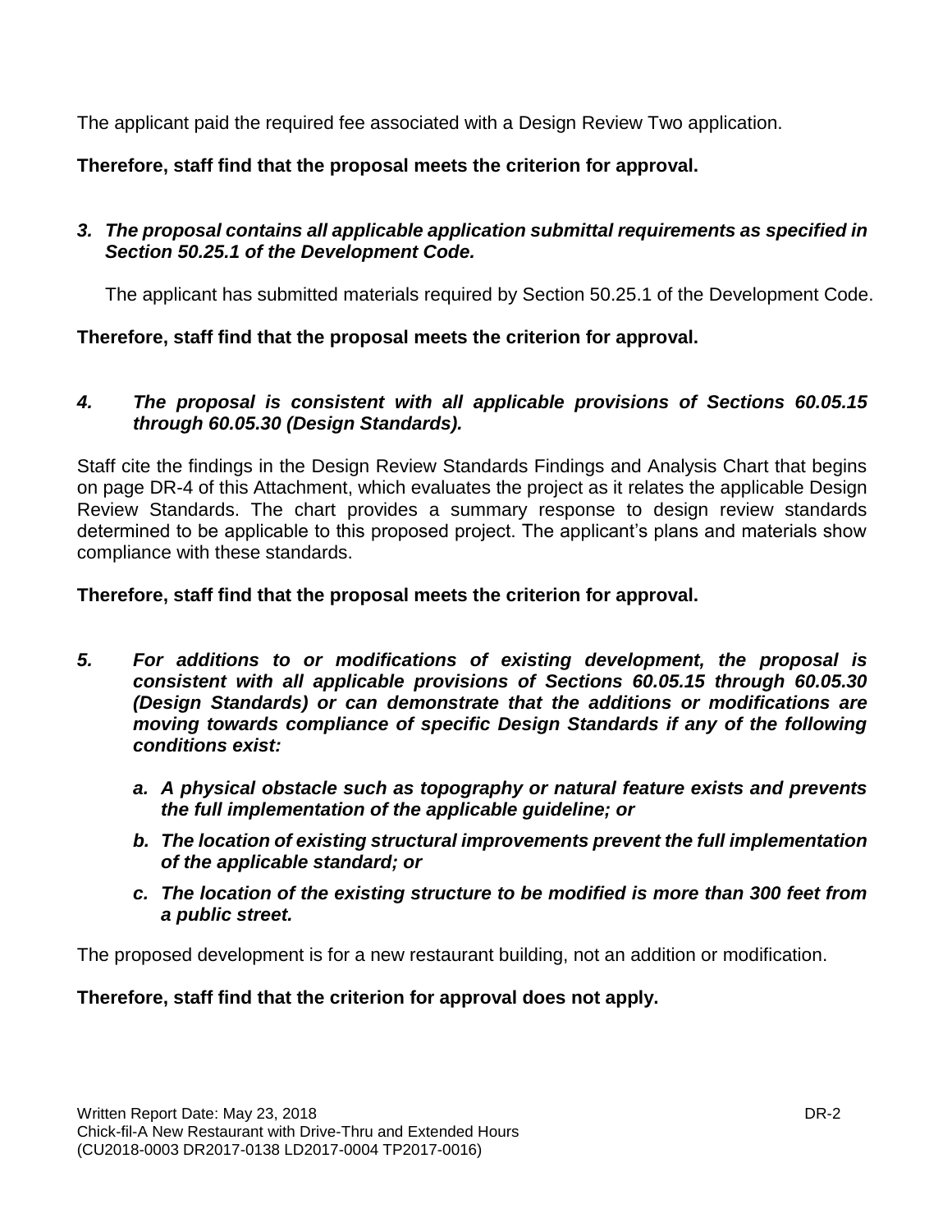The applicant paid the required fee associated with a Design Review Two application.

**Therefore, staff find that the proposal meets the criterion for approval.**

3. ***The proposal contains all applicable application submittal requirements as specified in Section 50.25.1 of the Development Code.***

   The applicant has submitted materials required by Section 50.25.1 of the Development Code.

**Therefore, staff find that the proposal meets the criterion for approval.**

4. ***The proposal is consistent with all applicable provisions of Sections 60.05.15 through 60.05.30 (Design Standards).***

Staff cite the findings in the Design Review Standards Findings and Analysis Chart that begins on page DR-4 of this Attachment, which evaluates the project as it relates the applicable Design Review Standards. The chart provides a summary response to design review standards determined to be applicable to this proposed project. The applicant's plans and materials show compliance with these standards.

**Therefore, staff find that the proposal meets the criterion for approval.**

5. ***For additions to or modifications of existing development, the proposal is consistent with all applicable provisions of Sections 60.05.15 through 60.05.30 (Design Standards) or can demonstrate that the additions or modifications are moving towards compliance of specific Design Standards if any of the following conditions exist:***

   a. ***A physical obstacle such as topography or natural feature exists and prevents the full implementation of the applicable guideline; or***

   b. ***The location of existing structural improvements prevent the full implementation of the applicable standard; or***

   c. ***The location of the existing structure to be modified is more than 300 feet from a public street.***

The proposed development is for a new restaurant building, not an addition or modification.

**Therefore, staff find that the criterion for approval does not apply.**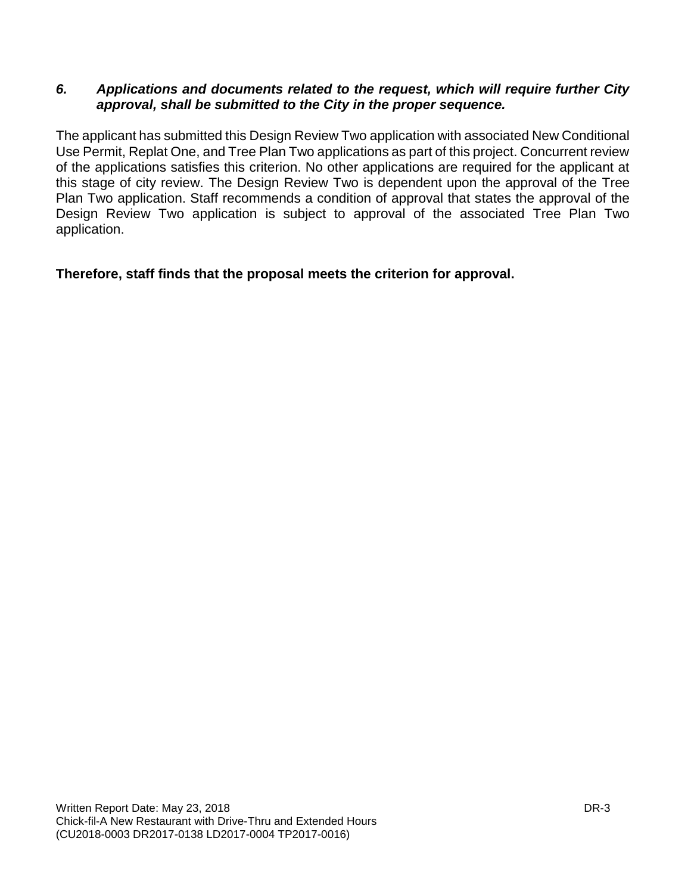***6. Applications and documents related to the request, which will require further City approval, shall be submitted to the City in the proper sequence.***

The applicant has submitted this Design Review Two application with associated New Conditional Use Permit, Replat One, and Tree Plan Two applications as part of this project. Concurrent review of the applications satisfies this criterion. No other applications are required for the applicant at this stage of city review. The Design Review Two is dependent upon the approval of the Tree Plan Two application. Staff recommends a condition of approval that states the approval of the Design Review Two application is subject to approval of the associated Tree Plan Two application.

**Therefore, staff finds that the proposal meets the criterion for approval.**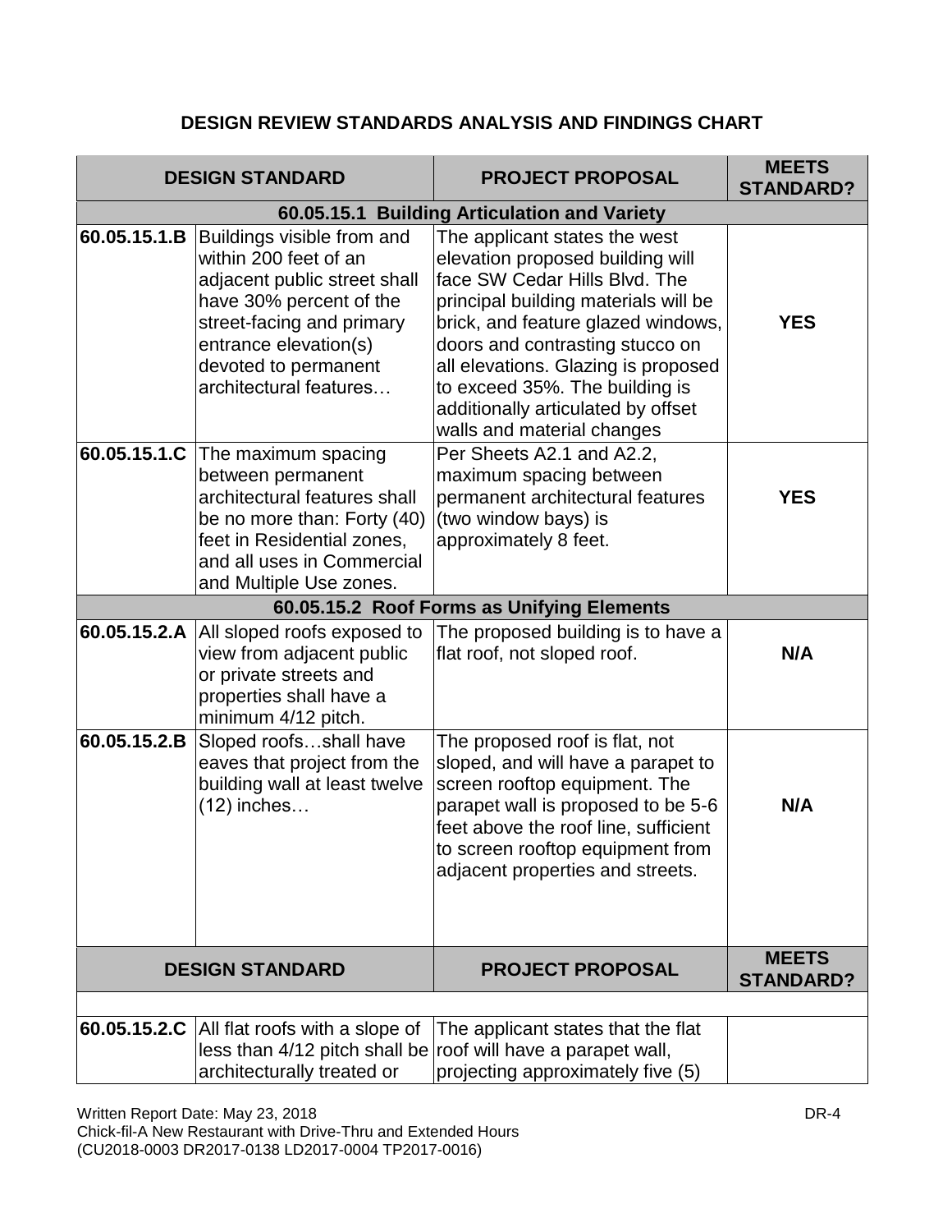## DESIGN REVIEW STANDARDS ANALYSIS AND FINDINGS CHART

| DESIGN STANDARD | | PROJECT PROPOSAL | MEETS STANDARD? |
|---|---|---|---|
| **60.05.15.1 Building Articulation and Variety** | | | |
| **60.05.15.1.B** | Buildings visible from and within 200 feet of an adjacent public street shall have 30% percent of the street-facing and primary entrance elevation(s) devoted to permanent architectural features… | The applicant states the west elevation proposed building will face SW Cedar Hills Blvd. The principal building materials will be brick, and feature glazed windows, doors and contrasting stucco on all elevations. Glazing is proposed to exceed 35%. The building is additionally articulated by offset walls and material changes | **YES** |
| **60.05.15.1.C** | The maximum spacing between permanent architectural features shall be no more than: Forty (40) feet in Residential zones, and all uses in Commercial and Multiple Use zones. | Per Sheets A2.1 and A2.2, maximum spacing between permanent architectural features (two window bays) is approximately 8 feet. | **YES** |
| **60.05.15.2 Roof Forms as Unifying Elements** | | | |
| **60.05.15.2.A** | All sloped roofs exposed to view from adjacent public or private streets and properties shall have a minimum 4/12 pitch. | The proposed building is to have a flat roof, not sloped roof. | **N/A** |
| **60.05.15.2.B** | Sloped roofs…shall have eaves that project from the building wall at least twelve (12) inches… | The proposed roof is flat, not sloped, and will have a parapet to screen rooftop equipment. The parapet wall is proposed to be 5-6 feet above the roof line, sufficient to screen rooftop equipment from adjacent properties and streets. | **N/A** |
| **60.05.15.2.C** | All flat roofs with a slope of less than 4/12 pitch shall be architecturally treated or | The applicant states that the flat roof will have a parapet wall, projecting approximately five (5) | |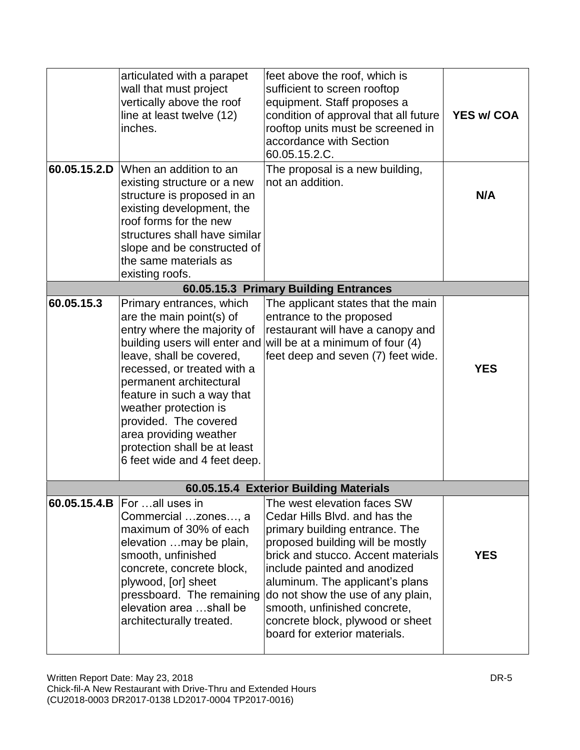| | | | |
|---|---|---|---|
| | articulated with a parapet wall that must project vertically above the roof line at least twelve (12) inches. | feet above the roof, which is sufficient to screen rooftop equipment. Staff proposes a condition of approval that all future rooftop units must be screened in accordance with Section 60.05.15.2.C. | **YES w/ COA** |
| **60.05.15.2.D** | When an addition to an existing structure or a new structure is proposed in an existing development, the roof forms for the new structures shall have similar slope and be constructed of the same materials as existing roofs. | The proposal is a new building, not an addition. | **N/A** |
| **60.05.15.3 Primary Building Entrances** | | | |
| **60.05.15.3** | Primary entrances, which are the main point(s) of entry where the majority of building users will enter and leave, shall be covered, recessed, or treated with a permanent architectural feature in such a way that weather protection is provided. The covered area providing weather protection shall be at least 6 feet wide and 4 feet deep. | The applicant states that the main entrance to the proposed restaurant will have a canopy and will be at a minimum of four (4) feet deep and seven (7) feet wide. | **YES** |
| **60.05.15.4 Exterior Building Materials** | | | |
| **60.05.15.4.B** | For …all uses in Commercial …zones…, a maximum of 30% of each elevation …may be plain, smooth, unfinished concrete, concrete block, plywood, [or] sheet pressboard. The remaining elevation area …shall be architecturally treated. | The west elevation faces SW Cedar Hills Blvd. and has the primary building entrance. The proposed building will be mostly brick and stucco. Accent materials include painted and anodized aluminum. The applicant's plans do not show the use of any plain, smooth, unfinished concrete, concrete block, plywood or sheet board for exterior materials. | **YES** |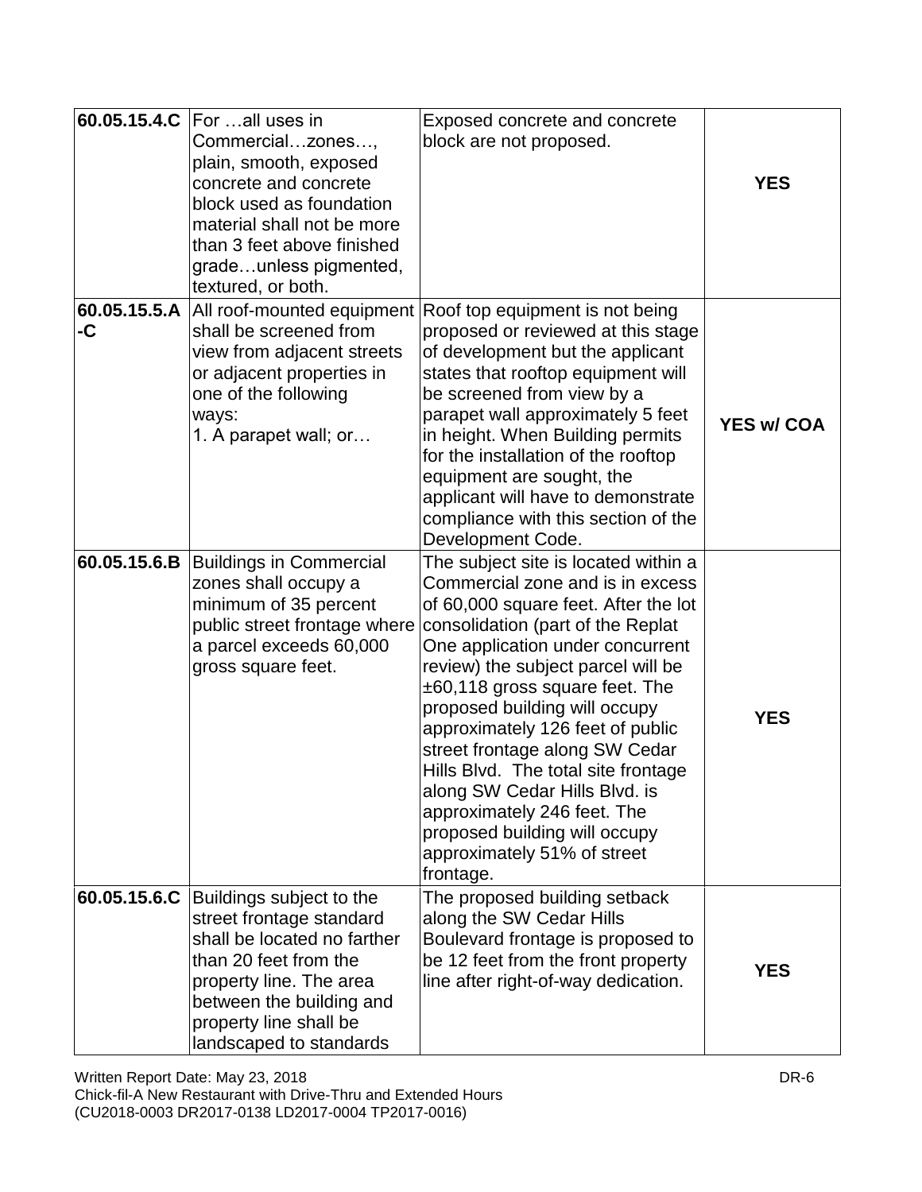| 60.05.15.4.C | For …all uses in Commercial…zones…, plain, smooth, exposed concrete and concrete block used as foundation material shall not be more than 3 feet above finished grade…unless pigmented, textured, or both. | Exposed concrete and concrete block are not proposed. | **YES** |
|---|---|---|---|
| **60.05.15.5.A-C** | All roof-mounted equipment shall be screened from view from adjacent streets or adjacent properties in one of the following ways:<br>1. A parapet wall; or… | Roof top equipment is not being proposed or reviewed at this stage of development but the applicant states that rooftop equipment will be screened from view by a parapet wall approximately 5 feet in height. When Building permits for the installation of the rooftop equipment are sought, the applicant will have to demonstrate compliance with this section of the Development Code. | **YES w/ COA** |
| **60.05.15.6.B** | Buildings in Commercial zones shall occupy a minimum of 35 percent public street frontage where a parcel exceeds 60,000 gross square feet. | The subject site is located within a Commercial zone and is in excess of 60,000 square feet. After the lot consolidation (part of the Replat One application under concurrent review) the subject parcel will be ±60,118 gross square feet. The proposed building will occupy approximately 126 feet of public street frontage along SW Cedar Hills Blvd. The total site frontage along SW Cedar Hills Blvd. is approximately 246 feet. The proposed building will occupy approximately 51% of street frontage. | **YES** |
| **60.05.15.6.C** | Buildings subject to the street frontage standard shall be located no farther than 20 feet from the property line. The area between the building and property line shall be landscaped to standards | The proposed building setback along the SW Cedar Hills Boulevard frontage is proposed to be 12 feet from the front property line after right-of-way dedication. | **YES** |

Written Report Date: May 23, 2018
Chick-fil-A New Restaurant with Drive-Thru and Extended Hours
(CU2018-0003 DR2017-0138 LD2017-0004 TP2017-0016)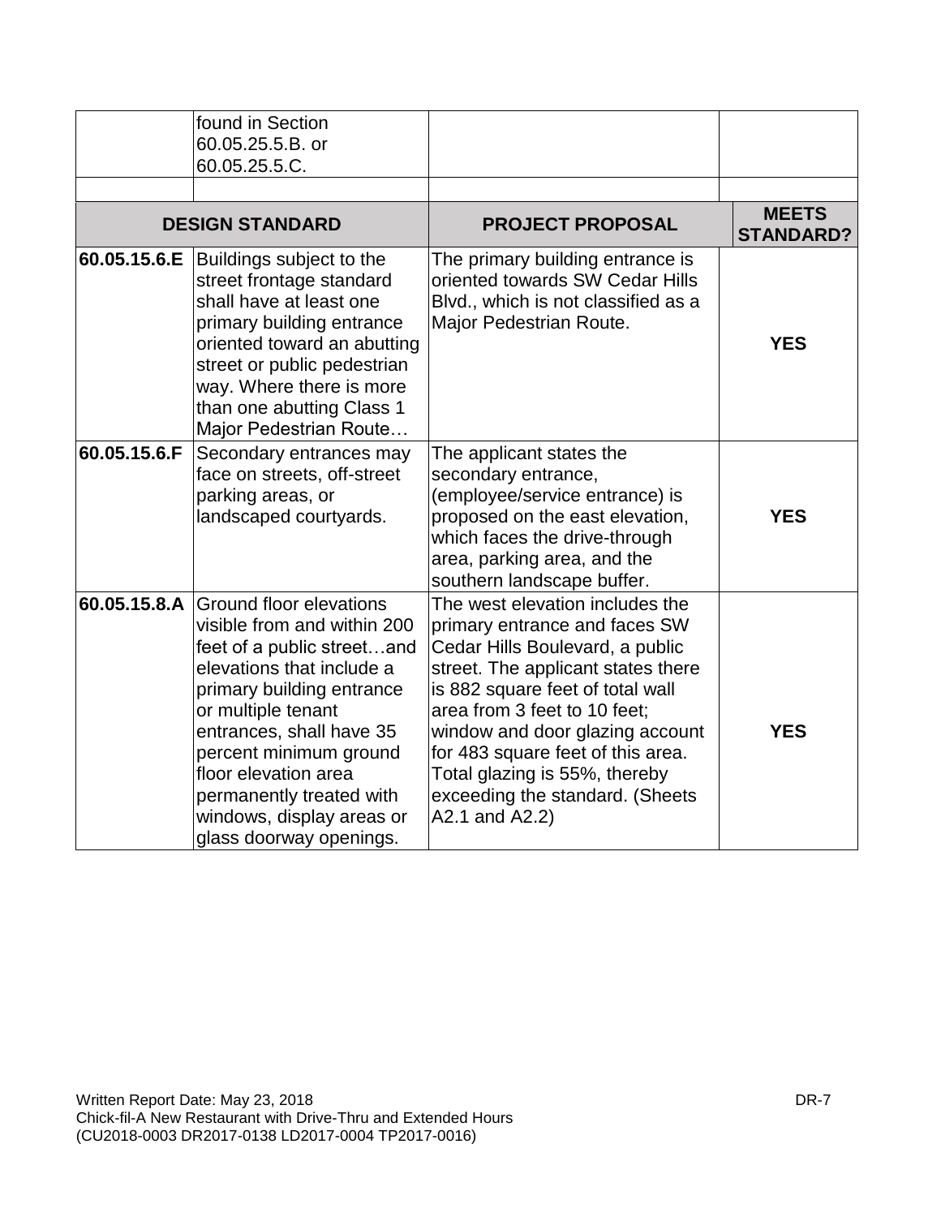| | found in Section 60.05.25.5.B. or 60.05.25.5.C. | | |
|---|---|---|---|
| | | | |

| DESIGN STANDARD | | PROJECT PROPOSAL | MEETS STANDARD? |
|---|---|---|---|
| 60.05.15.6.E | Buildings subject to the street frontage standard shall have at least one primary building entrance oriented toward an abutting street or public pedestrian way. Where there is more than one abutting Class 1 Major Pedestrian Route… | The primary building entrance is oriented towards SW Cedar Hills Blvd., which is not classified as a Major Pedestrian Route. | **YES** |
| 60.05.15.6.F | Secondary entrances may face on streets, off-street parking areas, or landscaped courtyards. | The applicant states the secondary entrance, (employee/service entrance) is proposed on the east elevation, which faces the drive-through area, parking area, and the southern landscape buffer. | **YES** |
| 60.05.15.8.A | Ground floor elevations visible from and within 200 feet of a public street…and elevations that include a primary building entrance or multiple tenant entrances, shall have 35 percent minimum ground floor elevation area permanently treated with windows, display areas or glass doorway openings. | The west elevation includes the primary entrance and faces SW Cedar Hills Boulevard, a public street. The applicant states there is 882 square feet of total wall area from 3 feet to 10 feet; window and door glazing account for 483 square feet of this area. Total glazing is 55%, thereby exceeding the standard. (Sheets A2.1 and A2.2) | **YES** |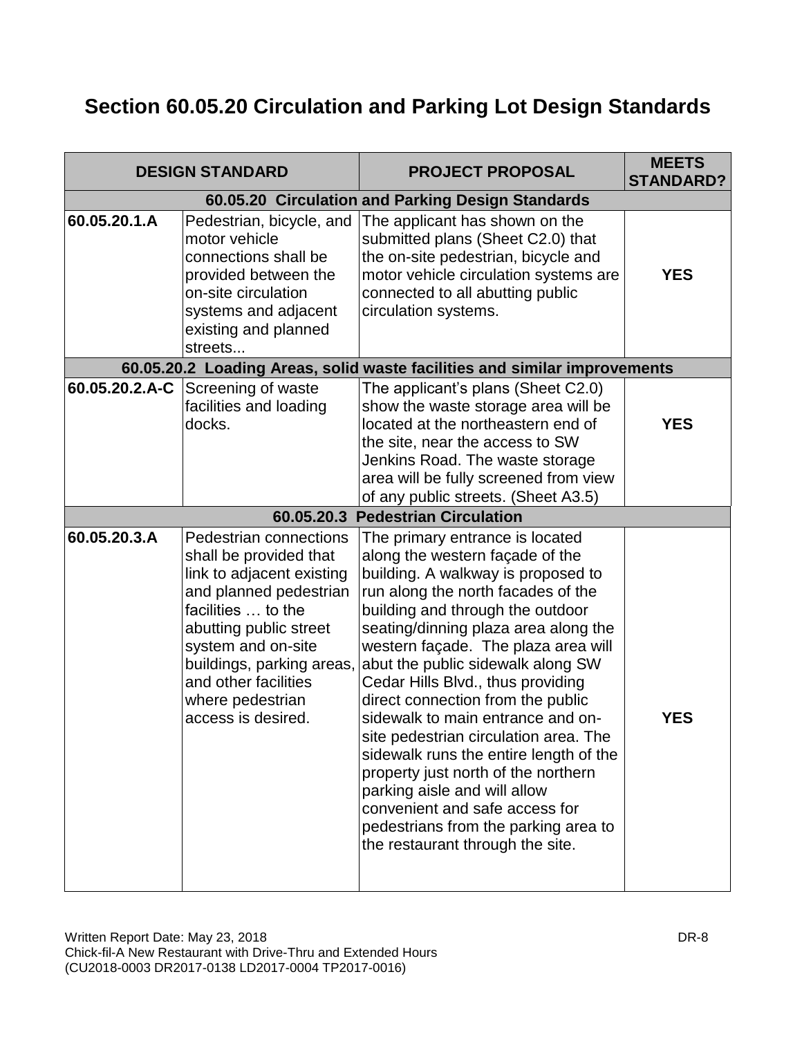# Section 60.05.20 Circulation and Parking Lot Design Standards

| DESIGN STANDARD | | PROJECT PROPOSAL | MEETS STANDARD? |
|---|---|---|---|
| **60.05.20 Circulation and Parking Design Standards** | | | |
| **60.05.20.1.A** | Pedestrian, bicycle, and motor vehicle connections shall be provided between the on-site circulation systems and adjacent existing and planned streets... | The applicant has shown on the submitted plans (Sheet C2.0) that the on-site pedestrian, bicycle and motor vehicle circulation systems are connected to all abutting public circulation systems. | **YES** |
| **60.05.20.2 Loading Areas, solid waste facilities and similar improvements** | | | |
| **60.05.20.2.A-C** | Screening of waste facilities and loading docks. | The applicant's plans (Sheet C2.0) show the waste storage area will be located at the northeastern end of the site, near the access to SW Jenkins Road. The waste storage area will be fully screened from view of any public streets. (Sheet A3.5) | **YES** |
| **60.05.20.3 Pedestrian Circulation** | | | |
| **60.05.20.3.A** | Pedestrian connections shall be provided that link to adjacent existing and planned pedestrian facilities … to the abutting public street system and on-site buildings, parking areas, and other facilities where pedestrian access is desired. | The primary entrance is located along the western façade of the building. A walkway is proposed to run along the north facades of the building and through the outdoor seating/dinning plaza area along the western façade. The plaza area will abut the public sidewalk along SW Cedar Hills Blvd., thus providing direct connection from the public sidewalk to main entrance and on-site pedestrian circulation area. The sidewalk runs the entire length of the property just north of the northern parking aisle and will allow convenient and safe access for pedestrians from the parking area to the restaurant through the site. | **YES** |

Written Report Date: May 23, 2018
Chick-fil-A New Restaurant with Drive-Thru and Extended Hours
(CU2018-0003 DR2017-0138 LD2017-0004 TP2017-0016)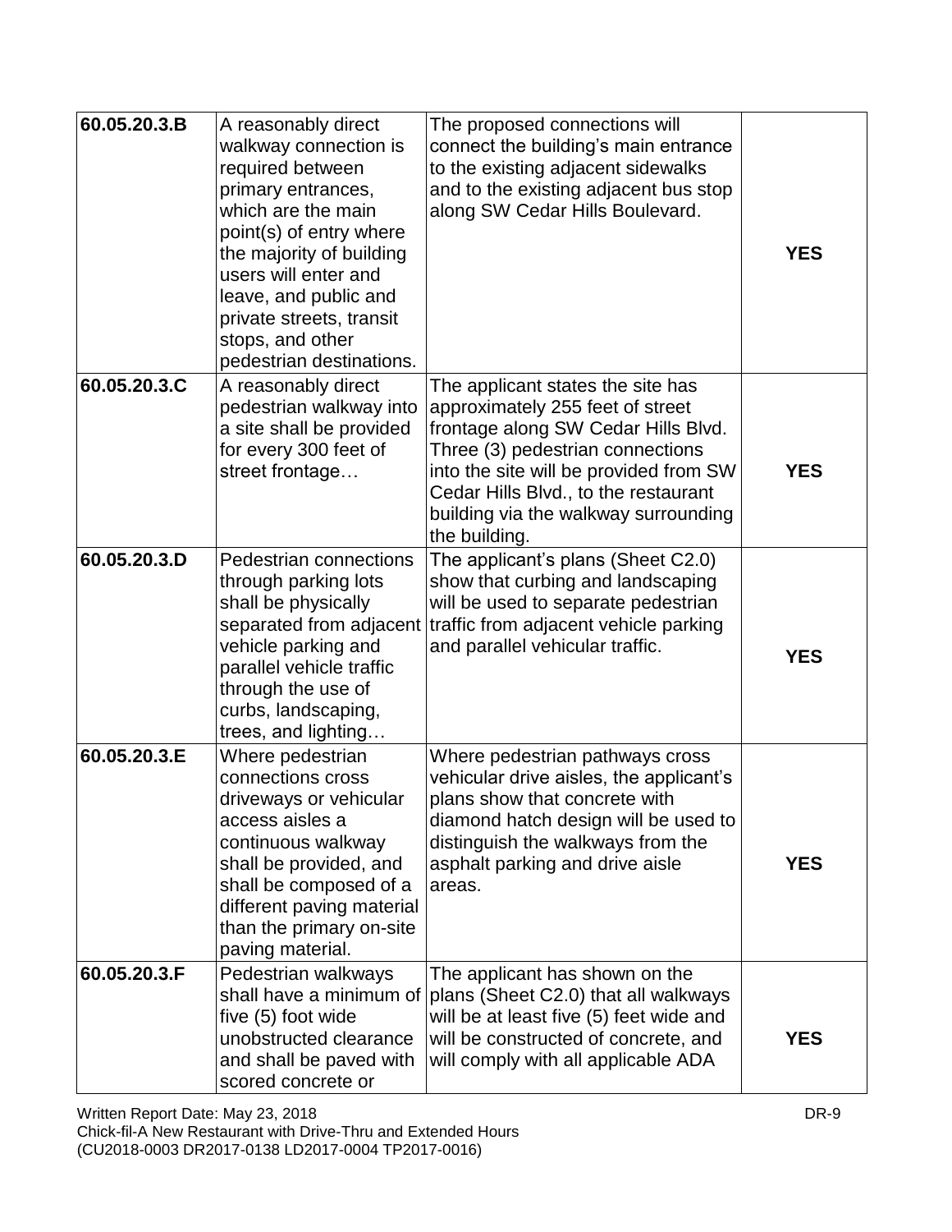| 60.05.20.3.B | A reasonably direct walkway connection is required between primary entrances, which are the main point(s) of entry where the majority of building users will enter and leave, and public and private streets, transit stops, and other pedestrian destinations. | The proposed connections will connect the building's main entrance to the existing adjacent sidewalks and to the existing adjacent bus stop along SW Cedar Hills Boulevard. | **YES** |
|---|---|---|---|
| 60.05.20.3.C | A reasonably direct pedestrian walkway into a site shall be provided for every 300 feet of street frontage… | The applicant states the site has approximately 255 feet of street frontage along SW Cedar Hills Blvd. Three (3) pedestrian connections into the site will be provided from SW Cedar Hills Blvd., to the restaurant building via the walkway surrounding the building. | **YES** |
| 60.05.20.3.D | Pedestrian connections through parking lots shall be physically separated from adjacent vehicle parking and parallel vehicle traffic through the use of curbs, landscaping, trees, and lighting… | The applicant's plans (Sheet C2.0) show that curbing and landscaping will be used to separate pedestrian traffic from adjacent vehicle parking and parallel vehicular traffic. | **YES** |
| 60.05.20.3.E | Where pedestrian connections cross driveways or vehicular access aisles a continuous walkway shall be provided, and shall be composed of a different paving material than the primary on-site paving material. | Where pedestrian pathways cross vehicular drive aisles, the applicant's plans show that concrete with diamond hatch design will be used to distinguish the walkways from the asphalt parking and drive aisle areas. | **YES** |
| 60.05.20.3.F | Pedestrian walkways shall have a minimum of five (5) foot wide unobstructed clearance and shall be paved with scored concrete or | The applicant has shown on the plans (Sheet C2.0) that all walkways will be at least five (5) feet wide and will be constructed of concrete, and will comply with all applicable ADA | **YES** |

Written Report Date: May 23, 2018
Chick-fil-A New Restaurant with Drive-Thru and Extended Hours
(CU2018-0003 DR2017-0138 LD2017-0004 TP2017-0016)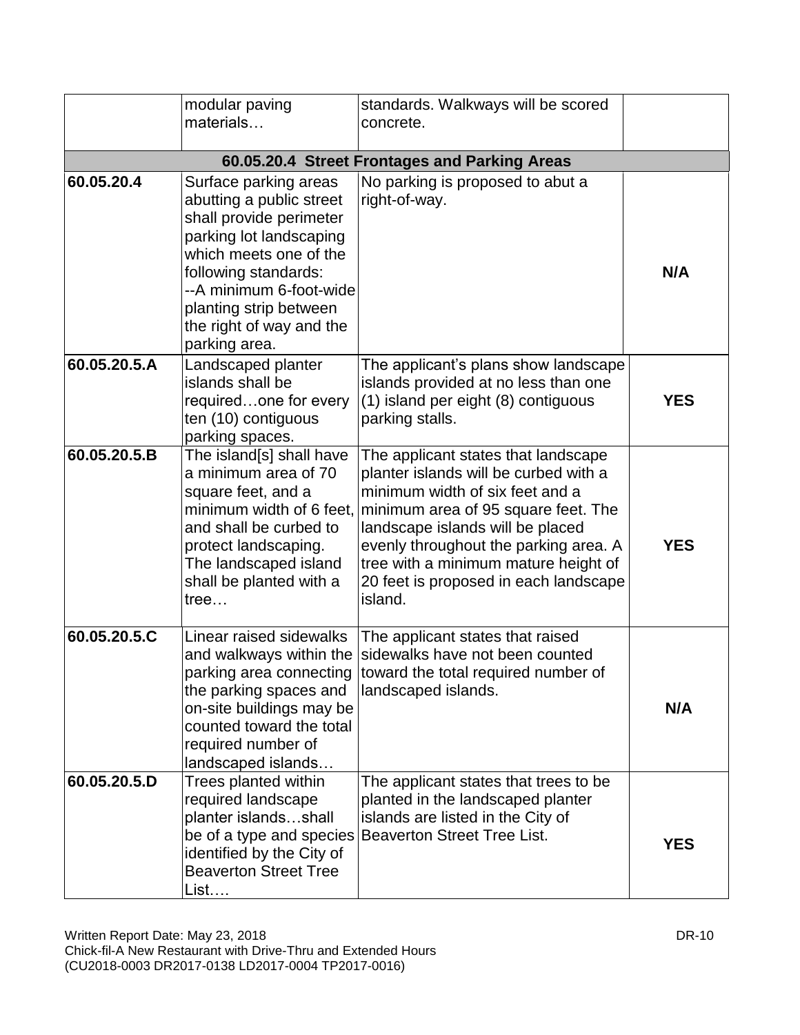| | | | |
|---|---|---|---|
| | modular paving materials… | standards. Walkways will be scored concrete. | |
| **60.05.20.4 Street Frontages and Parking Areas** | | | |
| **60.05.20.4** | Surface parking areas abutting a public street shall provide perimeter parking lot landscaping which meets one of the following standards: --A minimum 6-foot-wide planting strip between the right of way and the parking area. | No parking is proposed to abut a right-of-way. | **N/A** |
| **60.05.20.5.A** | Landscaped planter islands shall be required…one for every ten (10) contiguous parking spaces. | The applicant's plans show landscape islands provided at no less than one (1) island per eight (8) contiguous parking stalls. | **YES** |
| **60.05.20.5.B** | The island[s] shall have a minimum area of 70 square feet, and a minimum width of 6 feet, and shall be curbed to protect landscaping. The landscaped island shall be planted with a tree… | The applicant states that landscape planter islands will be curbed with a minimum width of six feet and a minimum area of 95 square feet. The landscape islands will be placed evenly throughout the parking area. A tree with a minimum mature height of 20 feet is proposed in each landscape island. | **YES** |
| **60.05.20.5.C** | Linear raised sidewalks and walkways within the parking area connecting the parking spaces and on-site buildings may be counted toward the total required number of landscaped islands… | The applicant states that raised sidewalks have not been counted toward the total required number of landscaped islands. | **N/A** |
| **60.05.20.5.D** | Trees planted within required landscape planter islands…shall be of a type and species identified by the City of Beaverton Street Tree List…. | The applicant states that trees to be planted in the landscaped planter islands are listed in the City of Beaverton Street Tree List. | **YES** |

Written Report Date: May 23, 2018
Chick-fil-A New Restaurant with Drive-Thru and Extended Hours
(CU2018-0003 DR2017-0138 LD2017-0004 TP2017-0016)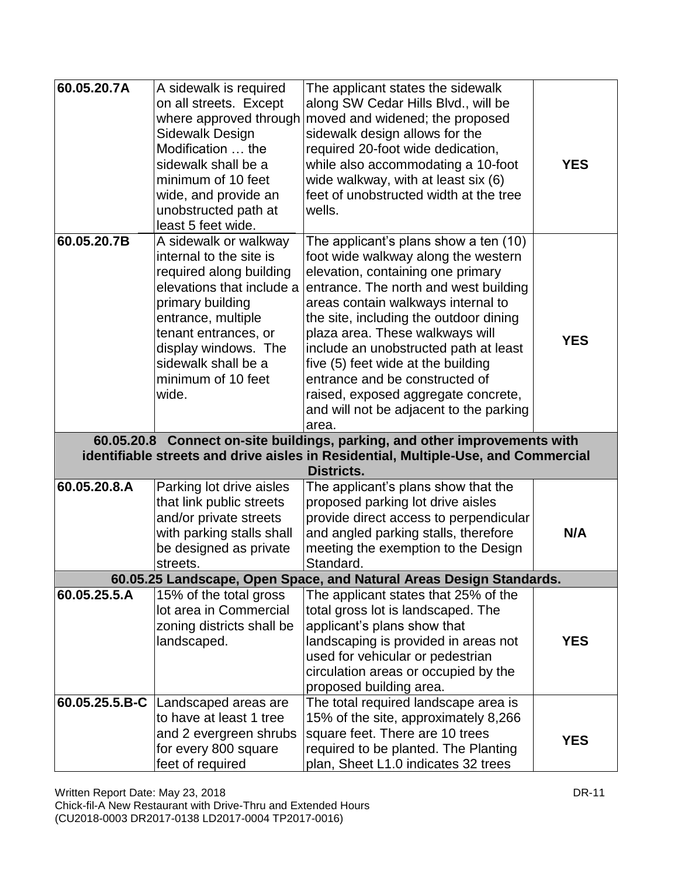| 60.05.20.7A | A sidewalk is required on all streets. Except where approved through Sidewalk Design Modification … the sidewalk shall be a minimum of 10 feet wide, and provide an unobstructed path at least 5 feet wide. | The applicant states the sidewalk along SW Cedar Hills Blvd., will be moved and widened; the proposed sidewalk design allows for the required 20-foot wide dedication, while also accommodating a 10-foot wide walkway, with at least six (6) feet of unobstructed width at the tree wells. | **YES** |
|---|---|---|---|
| **60.05.20.7B** | A sidewalk or walkway internal to the site is required along building elevations that include a primary building entrance, multiple tenant entrances, or display windows. The sidewalk shall be a minimum of 10 feet wide. | The applicant's plans show a ten (10) foot wide walkway along the western elevation, containing one primary entrance. The north and west building areas contain walkways internal to the site, including the outdoor dining plaza area. These walkways will include an unobstructed path at least five (5) feet wide at the building entrance and be constructed of raised, exposed aggregate concrete, and will not be adjacent to the parking area. | **YES** |
| **60.05.20.8 Connect on-site buildings, parking, and other improvements with identifiable streets and drive aisles in Residential, Multiple-Use, and Commercial Districts.** | | | |
| **60.05.20.8.A** | Parking lot drive aisles that link public streets and/or private streets with parking stalls shall be designed as private streets. | The applicant's plans show that the proposed parking lot drive aisles provide direct access to perpendicular and angled parking stalls, therefore meeting the exemption to the Design Standard. | **N/A** |
| **60.05.25 Landscape, Open Space, and Natural Areas Design Standards.** | | | |
| **60.05.25.5.A** | 15% of the total gross lot area in Commercial zoning districts shall be landscaped. | The applicant states that 25% of the total gross lot is landscaped. The applicant's plans show that landscaping is provided in areas not used for vehicular or pedestrian circulation areas or occupied by the proposed building area. | **YES** |
| **60.05.25.5.B-C** | Landscaped areas are to have at least 1 tree and 2 evergreen shrubs for every 800 square feet of required | The total required landscape area is 15% of the site, approximately 8,266 square feet. There are 10 trees required to be planted. The Planting plan, Sheet L1.0 indicates 32 trees | **YES** |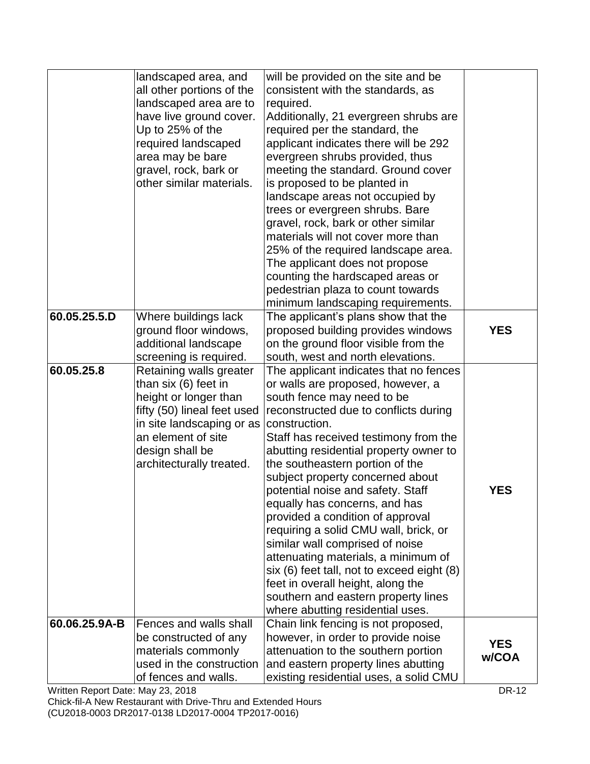| | | | |
|---|---|---|---|
| | landscaped area, and all other portions of the landscaped area are to have live ground cover. Up to 25% of the required landscaped area may be bare gravel, rock, bark or other similar materials. | will be provided on the site and be consistent with the standards, as required.<br>Additionally, 21 evergreen shrubs are required per the standard, the applicant indicates there will be 292 evergreen shrubs provided, thus meeting the standard. Ground cover is proposed to be planted in landscape areas not occupied by trees or evergreen shrubs. Bare gravel, rock, bark or other similar materials will not cover more than 25% of the required landscape area. The applicant does not propose counting the hardscaped areas or pedestrian plaza to count towards minimum landscaping requirements. | |
| **60.05.25.5.D** | Where buildings lack ground floor windows, additional landscape screening is required. | The applicant's plans show that the proposed building provides windows on the ground floor visible from the south, west and north elevations. | **YES** |
| **60.05.25.8** | Retaining walls greater than six (6) feet in height or longer than fifty (50) lineal feet used in site landscaping or as an element of site design shall be architecturally treated. | The applicant indicates that no fences or walls are proposed, however, a south fence may need to be reconstructed due to conflicts during construction.<br>Staff has received testimony from the abutting residential property owner to the southeastern portion of the subject property concerned about potential noise and safety. Staff equally has concerns, and has provided a condition of approval requiring a solid CMU wall, brick, or similar wall comprised of noise attenuating materials, a minimum of six (6) feet tall, not to exceed eight (8) feet in overall height, along the southern and eastern property lines where abutting residential uses. | **YES** |
| **60.06.25.9A-B** | Fences and walls shall be constructed of any materials commonly used in the construction of fences and walls. | Chain link fencing is not proposed, however, in order to provide noise attenuation to the southern portion and eastern property lines abutting existing residential uses, a solid CMU | **YES w/COA** |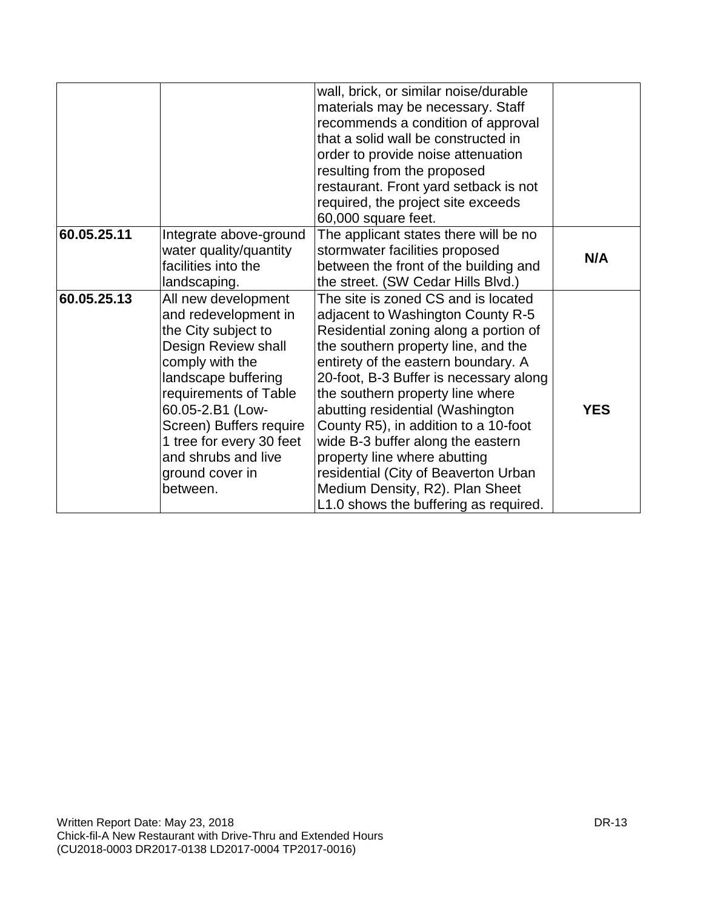| | | | |
|---|---|---|---|
| | | wall, brick, or similar noise/durable materials may be necessary. Staff recommends a condition of approval that a solid wall be constructed in order to provide noise attenuation resulting from the proposed restaurant. Front yard setback is not required, the project site exceeds 60,000 square feet. | |
| **60.05.25.11** | Integrate above-ground water quality/quantity facilities into the landscaping. | The applicant states there will be no stormwater facilities proposed between the front of the building and the street. (SW Cedar Hills Blvd.) | **N/A** |
| **60.05.25.13** | All new development and redevelopment in the City subject to Design Review shall comply with the landscape buffering requirements of Table 60.05-2.B1 (Low-Screen) Buffers require 1 tree for every 30 feet and shrubs and live ground cover in between. | The site is zoned CS and is located adjacent to Washington County R-5 Residential zoning along a portion of the southern property line, and the entirety of the eastern boundary. A 20-foot, B-3 Buffer is necessary along the southern property line where abutting residential (Washington County R5), in addition to a 10-foot wide B-3 buffer along the eastern property line where abutting residential (City of Beaverton Urban Medium Density, R2). Plan Sheet L1.0 shows the buffering as required. | **YES** |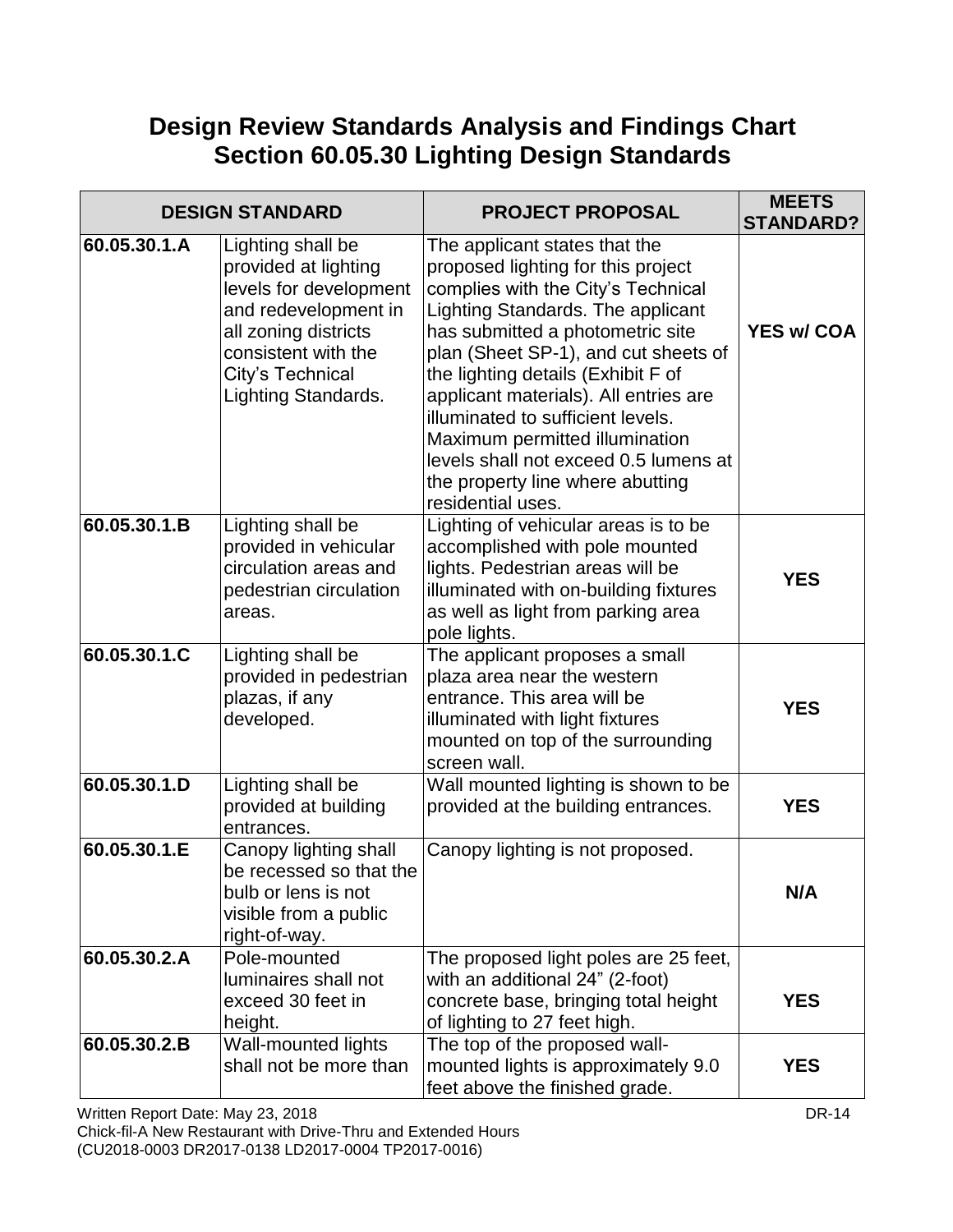# Design Review Standards Analysis and Findings Chart
# Section 60.05.30 Lighting Design Standards

| DESIGN STANDARD | | PROJECT PROPOSAL | MEETS STANDARD? |
|---|---|---|---|
| **60.05.30.1.A** | Lighting shall be provided at lighting levels for development and redevelopment in all zoning districts consistent with the City's Technical Lighting Standards. | The applicant states that the proposed lighting for this project complies with the City's Technical Lighting Standards. The applicant has submitted a photometric site plan (Sheet SP-1), and cut sheets of the lighting details (Exhibit F of applicant materials). All entries are illuminated to sufficient levels. Maximum permitted illumination levels shall not exceed 0.5 lumens at the property line where abutting residential uses. | **YES w/ COA** |
| **60.05.30.1.B** | Lighting shall be provided in vehicular circulation areas and pedestrian circulation areas. | Lighting of vehicular areas is to be accomplished with pole mounted lights. Pedestrian areas will be illuminated with on-building fixtures as well as light from parking area pole lights. | **YES** |
| **60.05.30.1.C** | Lighting shall be provided in pedestrian plazas, if any developed. | The applicant proposes a small plaza area near the western entrance. This area will be illuminated with light fixtures mounted on top of the surrounding screen wall. | **YES** |
| **60.05.30.1.D** | Lighting shall be provided at building entrances. | Wall mounted lighting is shown to be provided at the building entrances. | **YES** |
| **60.05.30.1.E** | Canopy lighting shall be recessed so that the bulb or lens is not visible from a public right-of-way. | Canopy lighting is not proposed. | **N/A** |
| **60.05.30.2.A** | Pole-mounted luminaires shall not exceed 30 feet in height. | The proposed light poles are 25 feet, with an additional 24" (2-foot) concrete base, bringing total height of lighting to 27 feet high. | **YES** |
| **60.05.30.2.B** | Wall-mounted lights shall not be more than | The top of the proposed wall-mounted lights is approximately 9.0 feet above the finished grade. | **YES** |

Written Report Date: May 23, 2018
Chick-fil-A New Restaurant with Drive-Thru and Extended Hours
(CU2018-0003 DR2017-0138 LD2017-0004 TP2017-0016)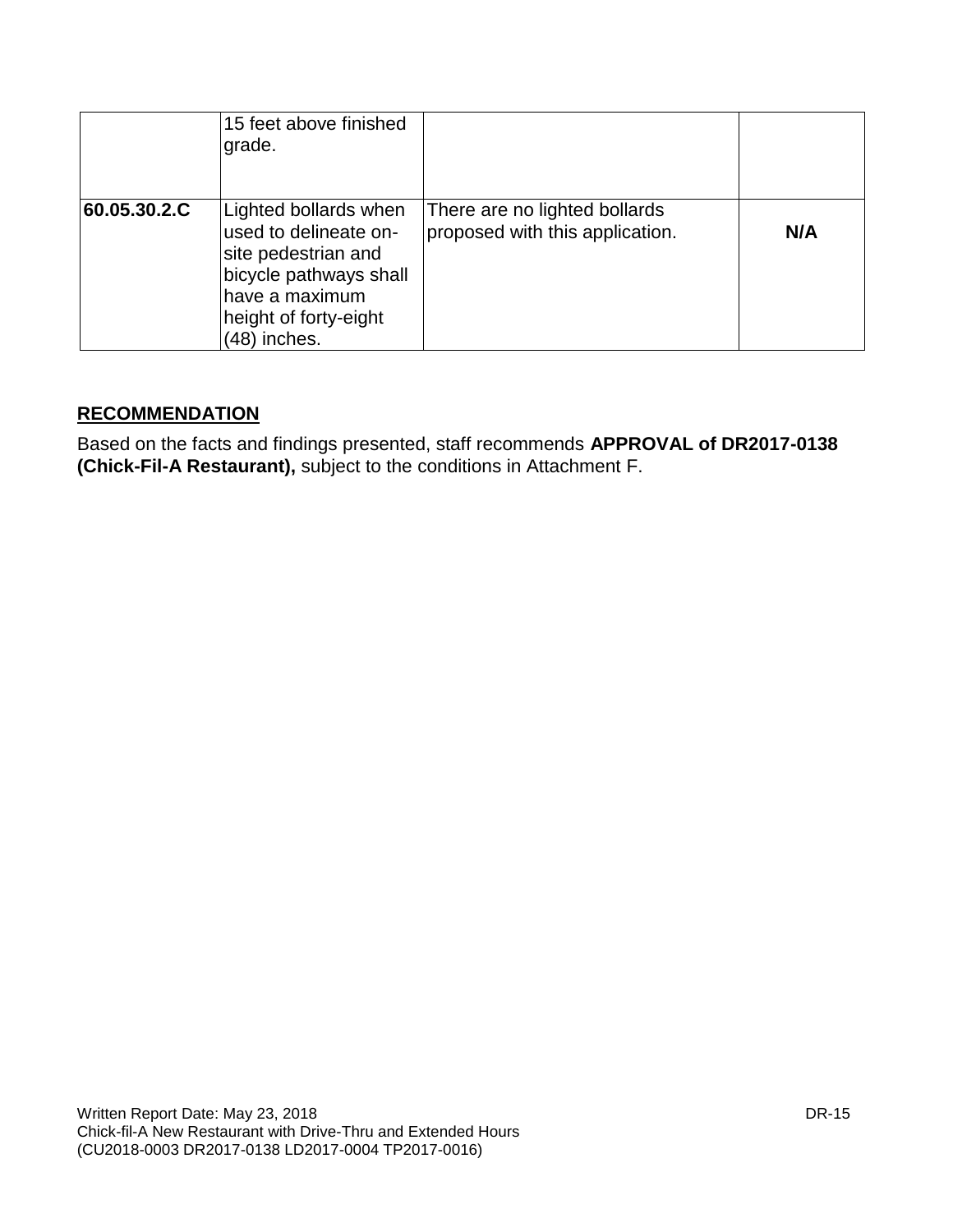|  |  |  |  |
|---|---|---|---|
|  | 15 feet above finished grade. |  |  |
| **60.05.30.2.C** | Lighted bollards when used to delineate on-site pedestrian and bicycle pathways shall have a maximum height of forty-eight (48) inches. | There are no lighted bollards proposed with this application. | **N/A** |

## RECOMMENDATION

Based on the facts and findings presented, staff recommends **APPROVAL of DR2017-0138 (Chick-Fil-A Restaurant),** subject to the conditions in Attachment F.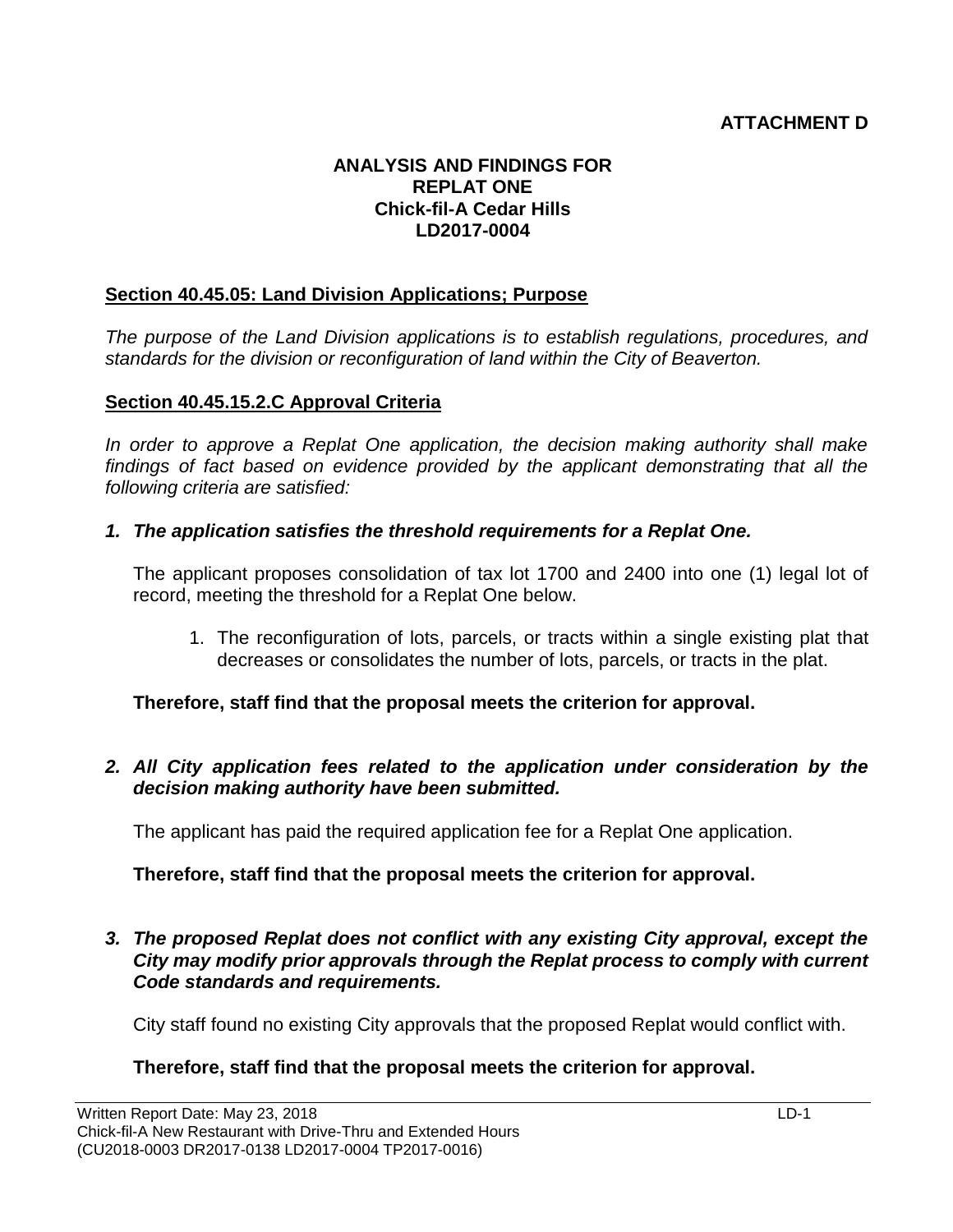**ATTACHMENT D**

**ANALYSIS AND FINDINGS FOR**
**REPLAT ONE**
**Chick-fil-A Cedar Hills**
**LD2017-0004**

**Section 40.45.05: Land Division Applications; Purpose**

*The purpose of the Land Division applications is to establish regulations, procedures, and standards for the division or reconfiguration of land within the City of Beaverton.*

**Section 40.45.15.2.C Approval Criteria**

*In order to approve a Replat One application, the decision making authority shall make findings of fact based on evidence provided by the applicant demonstrating that all the following criteria are satisfied:*

***1. The application satisfies the threshold requirements for a Replat One.***

The applicant proposes consolidation of tax lot 1700 and 2400 into one (1) legal lot of record, meeting the threshold for a Replat One below.

1. The reconfiguration of lots, parcels, or tracts within a single existing plat that decreases or consolidates the number of lots, parcels, or tracts in the plat.

**Therefore, staff find that the proposal meets the criterion for approval.**

***2. All City application fees related to the application under consideration by the decision making authority have been submitted.***

The applicant has paid the required application fee for a Replat One application.

**Therefore, staff find that the proposal meets the criterion for approval.**

***3. The proposed Replat does not conflict with any existing City approval, except the City may modify prior approvals through the Replat process to comply with current Code standards and requirements.***

City staff found no existing City approvals that the proposed Replat would conflict with.

**Therefore, staff find that the proposal meets the criterion for approval.**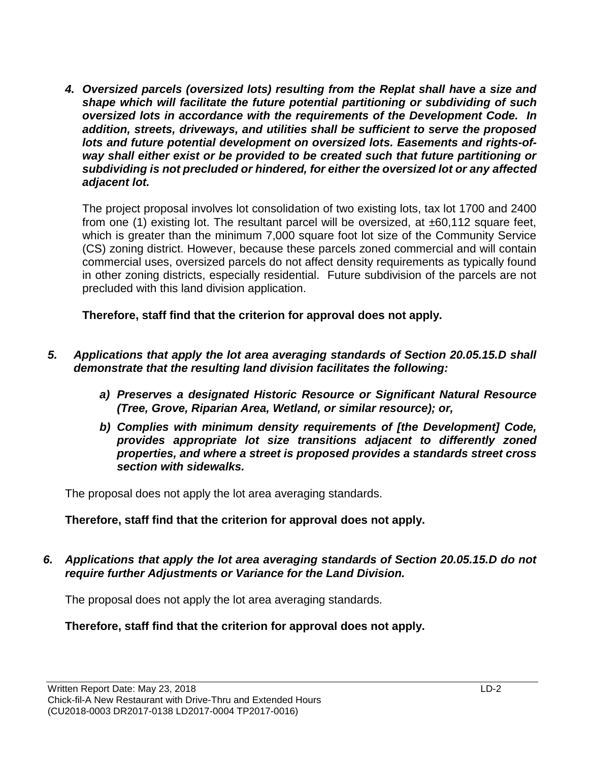4. ***Oversized parcels (oversized lots) resulting from the Replat shall have a size and shape which will facilitate the future potential partitioning or subdividing of such oversized lots in accordance with the requirements of the Development Code. In addition, streets, driveways, and utilities shall be sufficient to serve the proposed lots and future potential development on oversized lots. Easements and rights-of-way shall either exist or be provided to be created such that future partitioning or subdividing is not precluded or hindered, for either the oversized lot or any affected adjacent lot.***

   The project proposal involves lot consolidation of two existing lots, tax lot 1700 and 2400 from one (1) existing lot. The resultant parcel will be oversized, at ±60,112 square feet, which is greater than the minimum 7,000 square foot lot size of the Community Service (CS) zoning district. However, because these parcels zoned commercial and will contain commercial uses, oversized parcels do not affect density requirements as typically found in other zoning districts, especially residential. Future subdivision of the parcels are not precluded with this land division application.

   **Therefore, staff find that the criterion for approval does not apply.**

5. ***Applications that apply the lot area averaging standards of Section 20.05.15.D shall demonstrate that the resulting land division facilitates the following:***

   a) ***Preserves a designated Historic Resource or Significant Natural Resource (Tree, Grove, Riparian Area, Wetland, or similar resource); or,***
   b) ***Complies with minimum density requirements of [the Development] Code, provides appropriate lot size transitions adjacent to differently zoned properties, and where a street is proposed provides a standards street cross section with sidewalks.***

   The proposal does not apply the lot area averaging standards.

   **Therefore, staff find that the criterion for approval does not apply.**

6. ***Applications that apply the lot area averaging standards of Section 20.05.15.D do not require further Adjustments or Variance for the Land Division.***

   The proposal does not apply the lot area averaging standards.

   **Therefore, staff find that the criterion for approval does not apply.**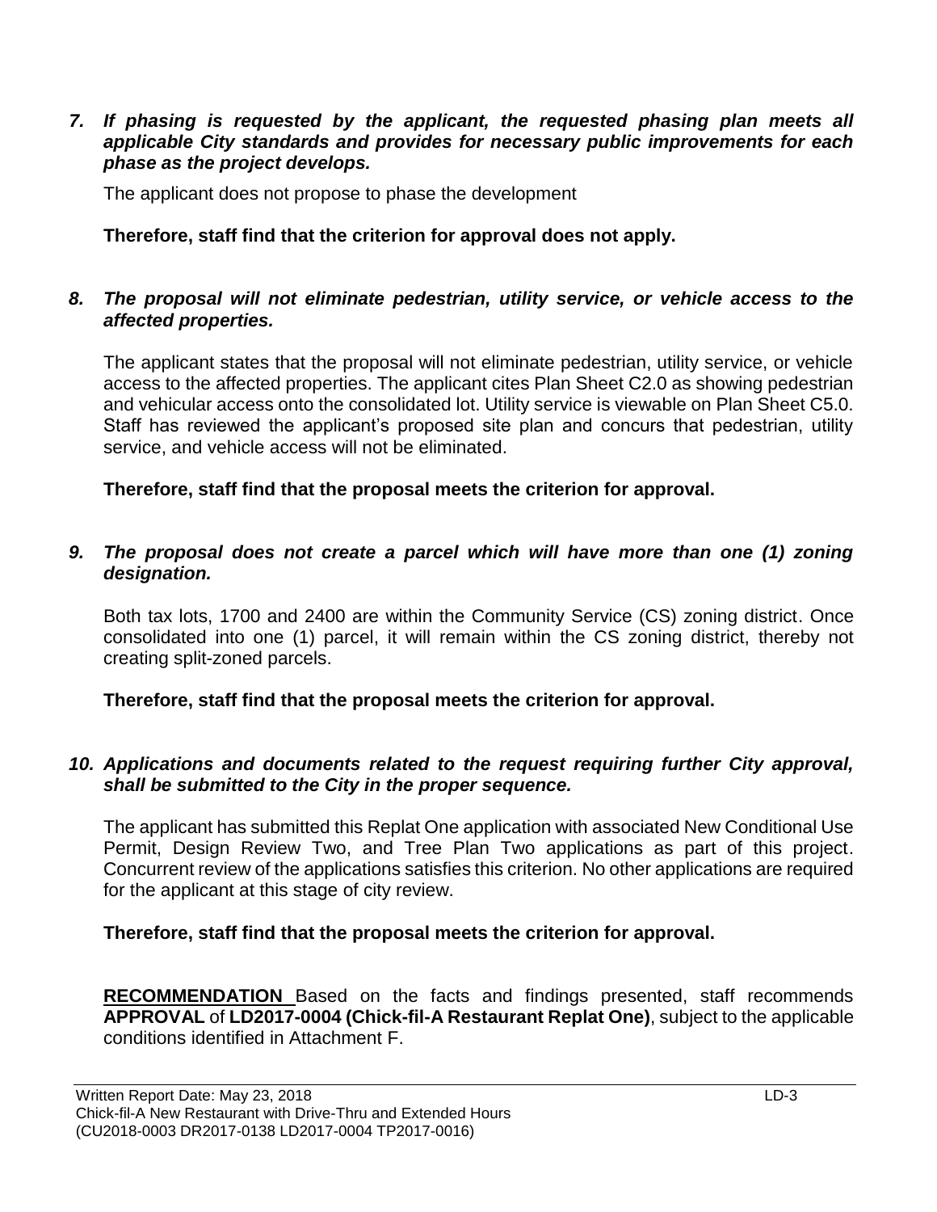***7. If phasing is requested by the applicant, the requested phasing plan meets all applicable City standards and provides for necessary public improvements for each phase as the project develops.***

The applicant does not propose to phase the development

**Therefore, staff find that the criterion for approval does not apply.**

***8. The proposal will not eliminate pedestrian, utility service, or vehicle access to the affected properties.***

The applicant states that the proposal will not eliminate pedestrian, utility service, or vehicle access to the affected properties. The applicant cites Plan Sheet C2.0 as showing pedestrian and vehicular access onto the consolidated lot. Utility service is viewable on Plan Sheet C5.0. Staff has reviewed the applicant's proposed site plan and concurs that pedestrian, utility service, and vehicle access will not be eliminated.

**Therefore, staff find that the proposal meets the criterion for approval.**

***9. The proposal does not create a parcel which will have more than one (1) zoning designation.***

Both tax lots, 1700 and 2400 are within the Community Service (CS) zoning district. Once consolidated into one (1) parcel, it will remain within the CS zoning district, thereby not creating split-zoned parcels.

**Therefore, staff find that the proposal meets the criterion for approval.**

***10. Applications and documents related to the request requiring further City approval, shall be submitted to the City in the proper sequence.***

The applicant has submitted this Replat One application with associated New Conditional Use Permit, Design Review Two, and Tree Plan Two applications as part of this project. Concurrent review of the applications satisfies this criterion. No other applications are required for the applicant at this stage of city review.

**Therefore, staff find that the proposal meets the criterion for approval.**

**RECOMMENDATION** Based on the facts and findings presented, staff recommends **APPROVAL** of **LD2017-0004 (Chick-fil-A Restaurant Replat One)**, subject to the applicable conditions identified in Attachment F.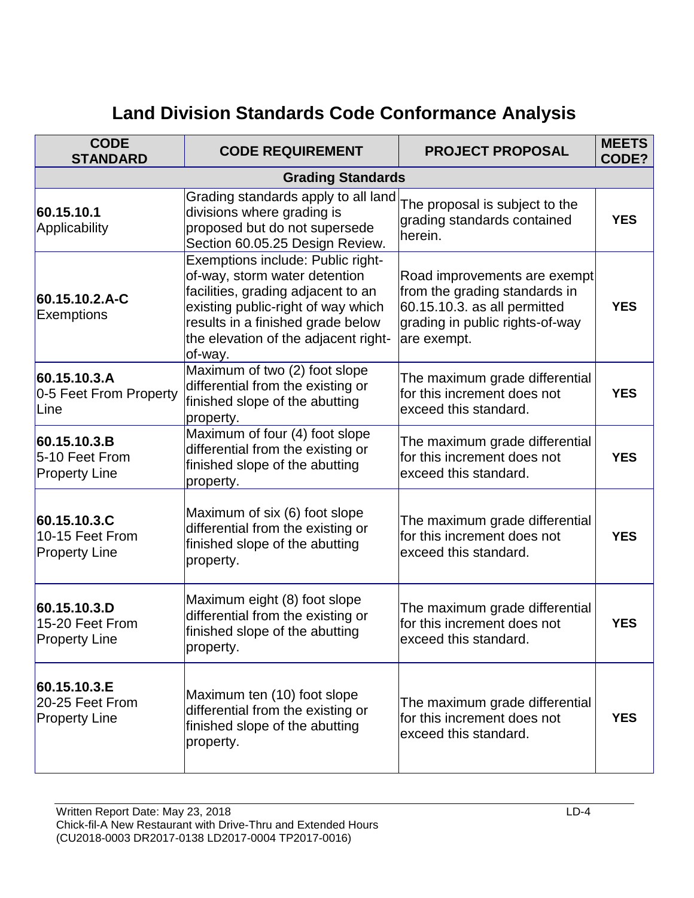# Land Division Standards Code Conformance Analysis

| CODE STANDARD | CODE REQUIREMENT | PROJECT PROPOSAL | MEETS CODE? |
|---|---|---|---|
| **Grading Standards** | | | |
| **60.15.10.1** Applicability | Grading standards apply to all land divisions where grading is proposed but do not supersede Section 60.05.25 Design Review. | The proposal is subject to the grading standards contained herein. | **YES** |
| **60.15.10.2.A-C** Exemptions | Exemptions include: Public right-of-way, storm water detention facilities, grading adjacent to an existing public-right of way which results in a finished grade below the elevation of the adjacent right-of-way. | Road improvements are exempt from the grading standards in 60.15.10.3. as all permitted grading in public rights-of-way are exempt. | **YES** |
| **60.15.10.3.A** 0-5 Feet From Property Line | Maximum of two (2) foot slope differential from the existing or finished slope of the abutting property. | The maximum grade differential for this increment does not exceed this standard. | **YES** |
| **60.15.10.3.B** 5-10 Feet From Property Line | Maximum of four (4) foot slope differential from the existing or finished slope of the abutting property. | The maximum grade differential for this increment does not exceed this standard. | **YES** |
| **60.15.10.3.C** 10-15 Feet From Property Line | Maximum of six (6) foot slope differential from the existing or finished slope of the abutting property. | The maximum grade differential for this increment does not exceed this standard. | **YES** |
| **60.15.10.3.D** 15-20 Feet From Property Line | Maximum eight (8) foot slope differential from the existing or finished slope of the abutting property. | The maximum grade differential for this increment does not exceed this standard. | **YES** |
| **60.15.10.3.E** 20-25 Feet From Property Line | Maximum ten (10) foot slope differential from the existing or finished slope of the abutting property. | The maximum grade differential for this increment does not exceed this standard. | **YES** |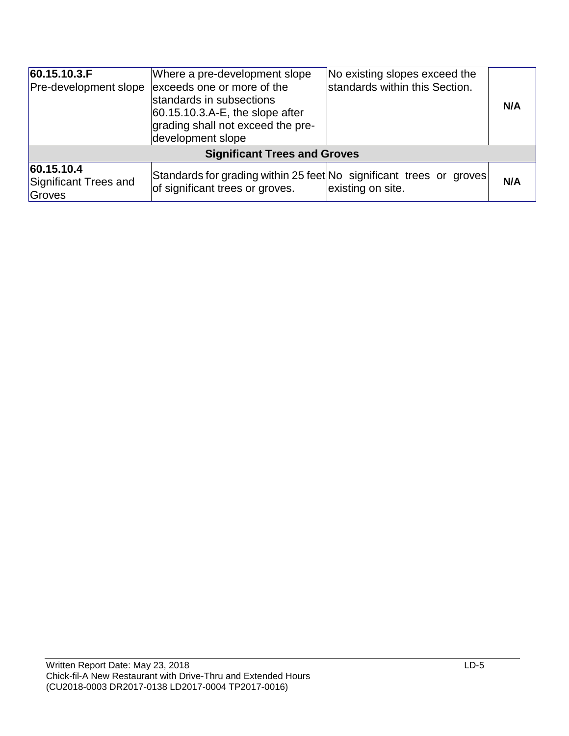| | | | |
|---|---|---|---|
| **60.15.10.3.F** Pre-development slope | Where a pre-development slope exceeds one or more of the standards in subsections 60.15.10.3.A-E, the slope after grading shall not exceed the pre-development slope | No existing slopes exceed the standards within this Section. | **N/A** |
| **Significant Trees and Groves** | | | |
| **60.15.10.4** Significant Trees and Groves | Standards for grading within 25 feet of significant trees or groves. | No significant trees or groves existing on site. | **N/A** |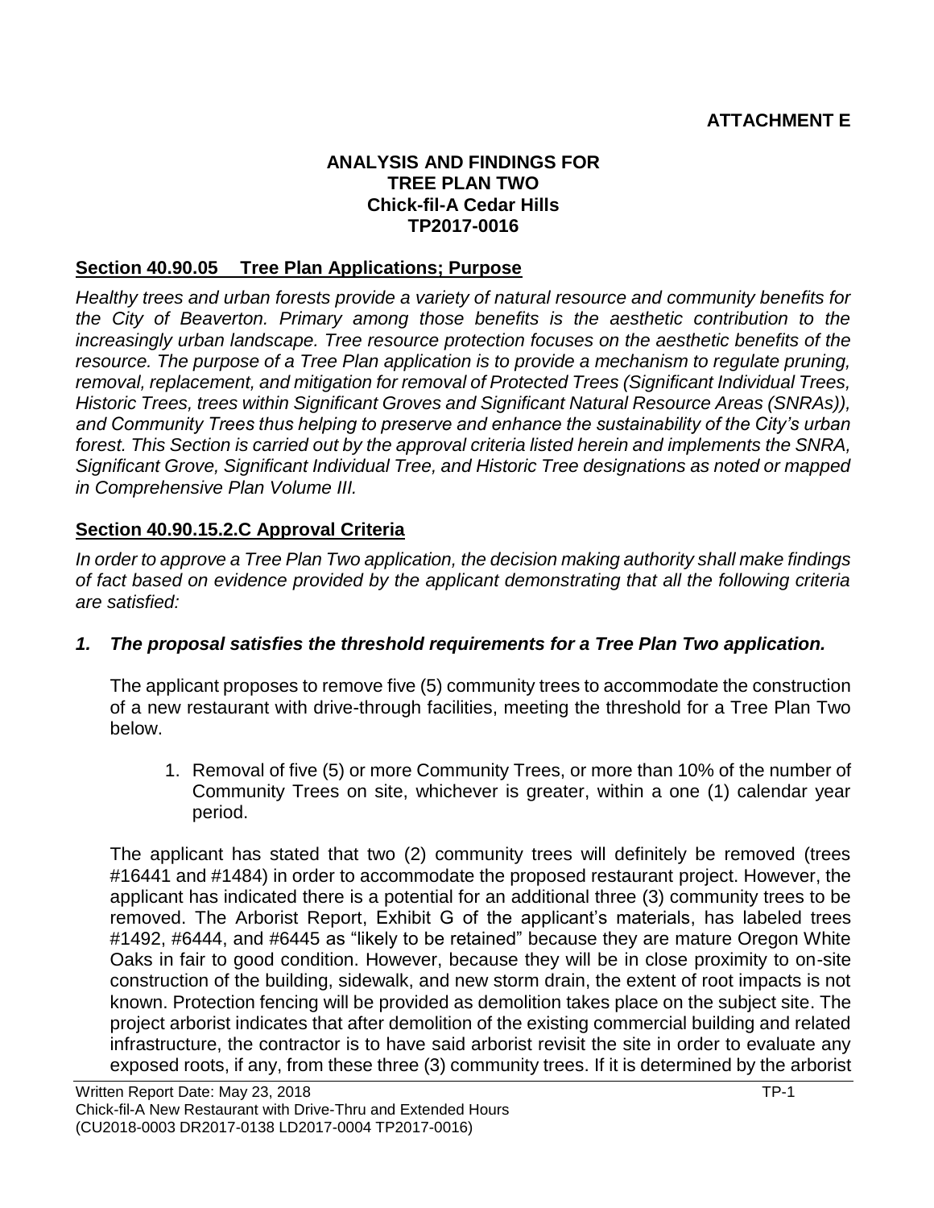**ATTACHMENT E**

**ANALYSIS AND FINDINGS FOR TREE PLAN TWO**
**Chick-fil-A Cedar Hills**
**TP2017-0016**

## Section 40.90.05 Tree Plan Applications; Purpose

*Healthy trees and urban forests provide a variety of natural resource and community benefits for the City of Beaverton. Primary among those benefits is the aesthetic contribution to the increasingly urban landscape. Tree resource protection focuses on the aesthetic benefits of the resource. The purpose of a Tree Plan application is to provide a mechanism to regulate pruning, removal, replacement, and mitigation for removal of Protected Trees (Significant Individual Trees, Historic Trees, trees within Significant Groves and Significant Natural Resource Areas (SNRAs)), and Community Trees thus helping to preserve and enhance the sustainability of the City's urban forest. This Section is carried out by the approval criteria listed herein and implements the SNRA, Significant Grove, Significant Individual Tree, and Historic Tree designations as noted or mapped in Comprehensive Plan Volume III.*

## Section 40.90.15.2.C Approval Criteria

*In order to approve a Tree Plan Two application, the decision making authority shall make findings of fact based on evidence provided by the applicant demonstrating that all the following criteria are satisfied:*

***1. The proposal satisfies the threshold requirements for a Tree Plan Two application.***

The applicant proposes to remove five (5) community trees to accommodate the construction of a new restaurant with drive-through facilities, meeting the threshold for a Tree Plan Two below.

1. Removal of five (5) or more Community Trees, or more than 10% of the number of Community Trees on site, whichever is greater, within a one (1) calendar year period.

The applicant has stated that two (2) community trees will definitely be removed (trees #16441 and #1484) in order to accommodate the proposed restaurant project. However, the applicant has indicated there is a potential for an additional three (3) community trees to be removed. The Arborist Report, Exhibit G of the applicant's materials, has labeled trees #1492, #6444, and #6445 as "likely to be retained" because they are mature Oregon White Oaks in fair to good condition. However, because they will be in close proximity to on-site construction of the building, sidewalk, and new storm drain, the extent of root impacts is not known. Protection fencing will be provided as demolition takes place on the subject site. The project arborist indicates that after demolition of the existing commercial building and related infrastructure, the contractor is to have said arborist revisit the site in order to evaluate any exposed roots, if any, from these three (3) community trees. If it is determined by the arborist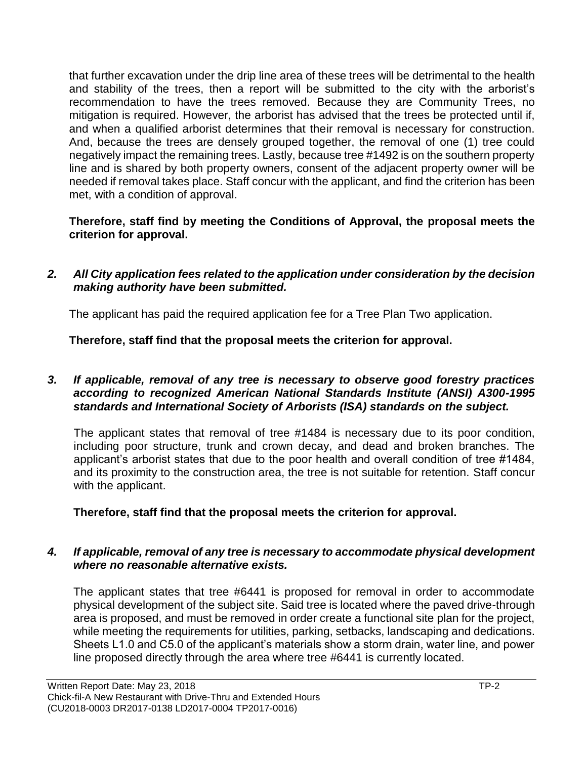that further excavation under the drip line area of these trees will be detrimental to the health and stability of the trees, then a report will be submitted to the city with the arborist's recommendation to have the trees removed. Because they are Community Trees, no mitigation is required. However, the arborist has advised that the trees be protected until if, and when a qualified arborist determines that their removal is necessary for construction. And, because the trees are densely grouped together, the removal of one (1) tree could negatively impact the remaining trees. Lastly, because tree #1492 is on the southern property line and is shared by both property owners, consent of the adjacent property owner will be needed if removal takes place. Staff concur with the applicant, and find the criterion has been met, with a condition of approval.

**Therefore, staff find by meeting the Conditions of Approval, the proposal meets the criterion for approval.**

2. ***All City application fees related to the application under consideration by the decision making authority have been submitted.***

The applicant has paid the required application fee for a Tree Plan Two application.

**Therefore, staff find that the proposal meets the criterion for approval.**

3. ***If applicable, removal of any tree is necessary to observe good forestry practices according to recognized American National Standards Institute (ANSI) A300-1995 standards and International Society of Arborists (ISA) standards on the subject.***

The applicant states that removal of tree #1484 is necessary due to its poor condition, including poor structure, trunk and crown decay, and dead and broken branches. The applicant's arborist states that due to the poor health and overall condition of tree #1484, and its proximity to the construction area, the tree is not suitable for retention. Staff concur with the applicant.

**Therefore, staff find that the proposal meets the criterion for approval.**

4. ***If applicable, removal of any tree is necessary to accommodate physical development where no reasonable alternative exists.***

The applicant states that tree #6441 is proposed for removal in order to accommodate physical development of the subject site. Said tree is located where the paved drive-through area is proposed, and must be removed in order create a functional site plan for the project, while meeting the requirements for utilities, parking, setbacks, landscaping and dedications. Sheets L1.0 and C5.0 of the applicant's materials show a storm drain, water line, and power line proposed directly through the area where tree #6441 is currently located.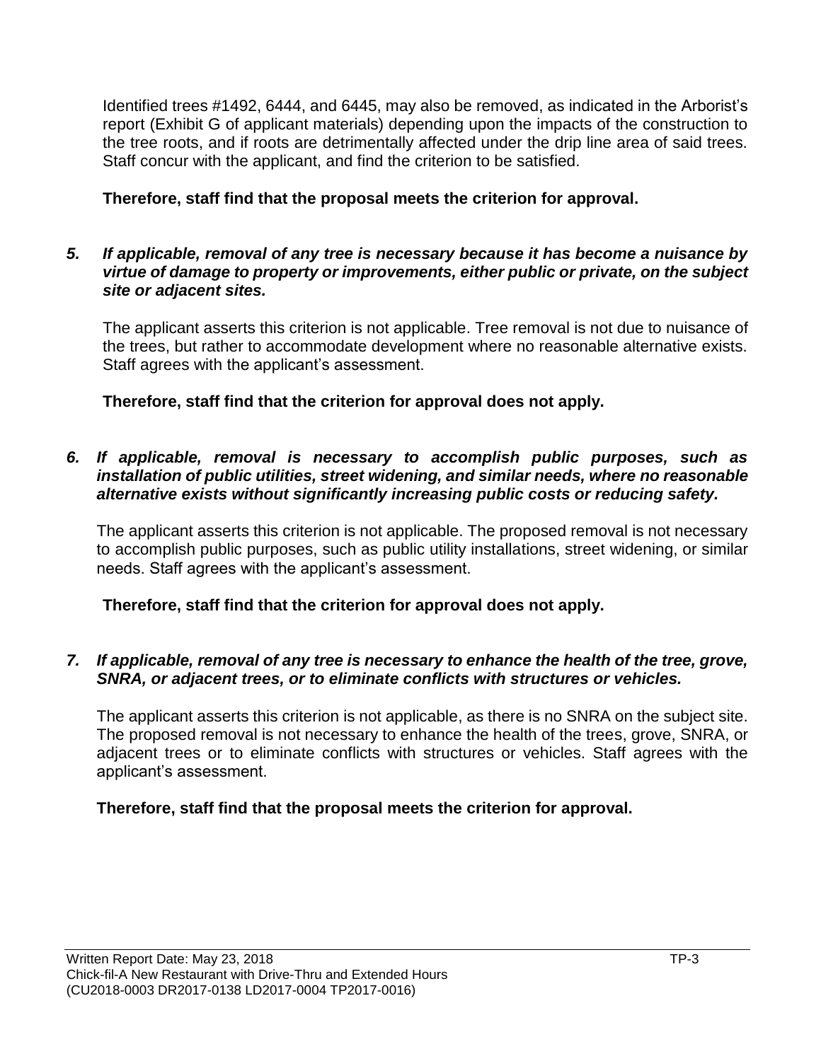Identified trees #1492, 6444, and 6445, may also be removed, as indicated in the Arborist's report (Exhibit G of applicant materials) depending upon the impacts of the construction to the tree roots, and if roots are detrimentally affected under the drip line area of said trees. Staff concur with the applicant, and find the criterion to be satisfied.

**Therefore, staff find that the proposal meets the criterion for approval.**

***5. If applicable, removal of any tree is necessary because it has become a nuisance by virtue of damage to property or improvements, either public or private, on the subject site or adjacent sites.***

The applicant asserts this criterion is not applicable. Tree removal is not due to nuisance of the trees, but rather to accommodate development where no reasonable alternative exists. Staff agrees with the applicant's assessment.

**Therefore, staff find that the criterion for approval does not apply.**

***6. If applicable, removal is necessary to accomplish public purposes, such as installation of public utilities, street widening, and similar needs, where no reasonable alternative exists without significantly increasing public costs or reducing safety.***

The applicant asserts this criterion is not applicable. The proposed removal is not necessary to accomplish public purposes, such as public utility installations, street widening, or similar needs. Staff agrees with the applicant's assessment.

**Therefore, staff find that the criterion for approval does not apply.**

***7. If applicable, removal of any tree is necessary to enhance the health of the tree, grove, SNRA, or adjacent trees, or to eliminate conflicts with structures or vehicles.***

The applicant asserts this criterion is not applicable, as there is no SNRA on the subject site. The proposed removal is not necessary to enhance the health of the trees, grove, SNRA, or adjacent trees or to eliminate conflicts with structures or vehicles. Staff agrees with the applicant's assessment.

**Therefore, staff find that the proposal meets the criterion for approval.**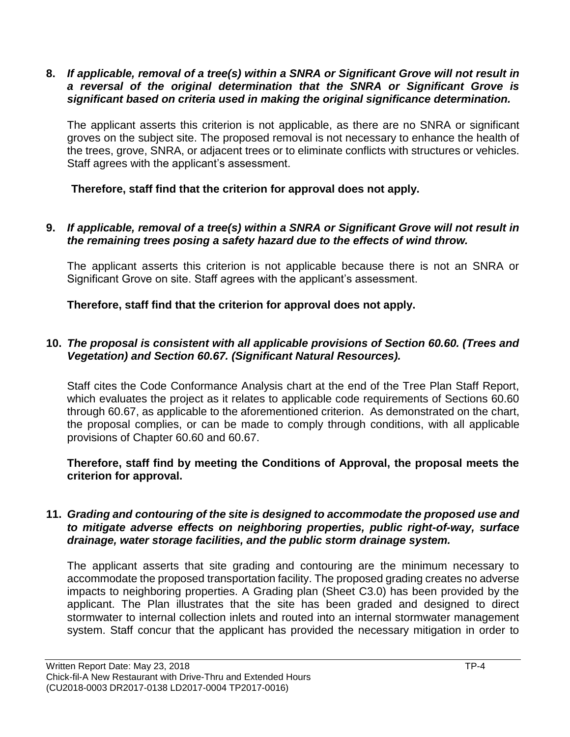**8.** ***If applicable, removal of a tree(s) within a SNRA or Significant Grove will not result in a reversal of the original determination that the SNRA or Significant Grove is significant based on criteria used in making the original significance determination.***

The applicant asserts this criterion is not applicable, as there are no SNRA or significant groves on the subject site. The proposed removal is not necessary to enhance the health of the trees, grove, SNRA, or adjacent trees or to eliminate conflicts with structures or vehicles. Staff agrees with the applicant's assessment.

**Therefore, staff find that the criterion for approval does not apply.**

**9.** ***If applicable, removal of a tree(s) within a SNRA or Significant Grove will not result in the remaining trees posing a safety hazard due to the effects of wind throw.***

The applicant asserts this criterion is not applicable because there is not an SNRA or Significant Grove on site. Staff agrees with the applicant's assessment.

**Therefore, staff find that the criterion for approval does not apply.**

**10.** ***The proposal is consistent with all applicable provisions of Section 60.60. (Trees and Vegetation) and Section 60.67. (Significant Natural Resources).***

Staff cites the Code Conformance Analysis chart at the end of the Tree Plan Staff Report, which evaluates the project as it relates to applicable code requirements of Sections 60.60 through 60.67, as applicable to the aforementioned criterion. As demonstrated on the chart, the proposal complies, or can be made to comply through conditions, with all applicable provisions of Chapter 60.60 and 60.67.

**Therefore, staff find by meeting the Conditions of Approval, the proposal meets the criterion for approval.**

**11.** ***Grading and contouring of the site is designed to accommodate the proposed use and to mitigate adverse effects on neighboring properties, public right-of-way, surface drainage, water storage facilities, and the public storm drainage system.***

The applicant asserts that site grading and contouring are the minimum necessary to accommodate the proposed transportation facility. The proposed grading creates no adverse impacts to neighboring properties. A Grading plan (Sheet C3.0) has been provided by the applicant. The Plan illustrates that the site has been graded and designed to direct stormwater to internal collection inlets and routed into an internal stormwater management system. Staff concur that the applicant has provided the necessary mitigation in order to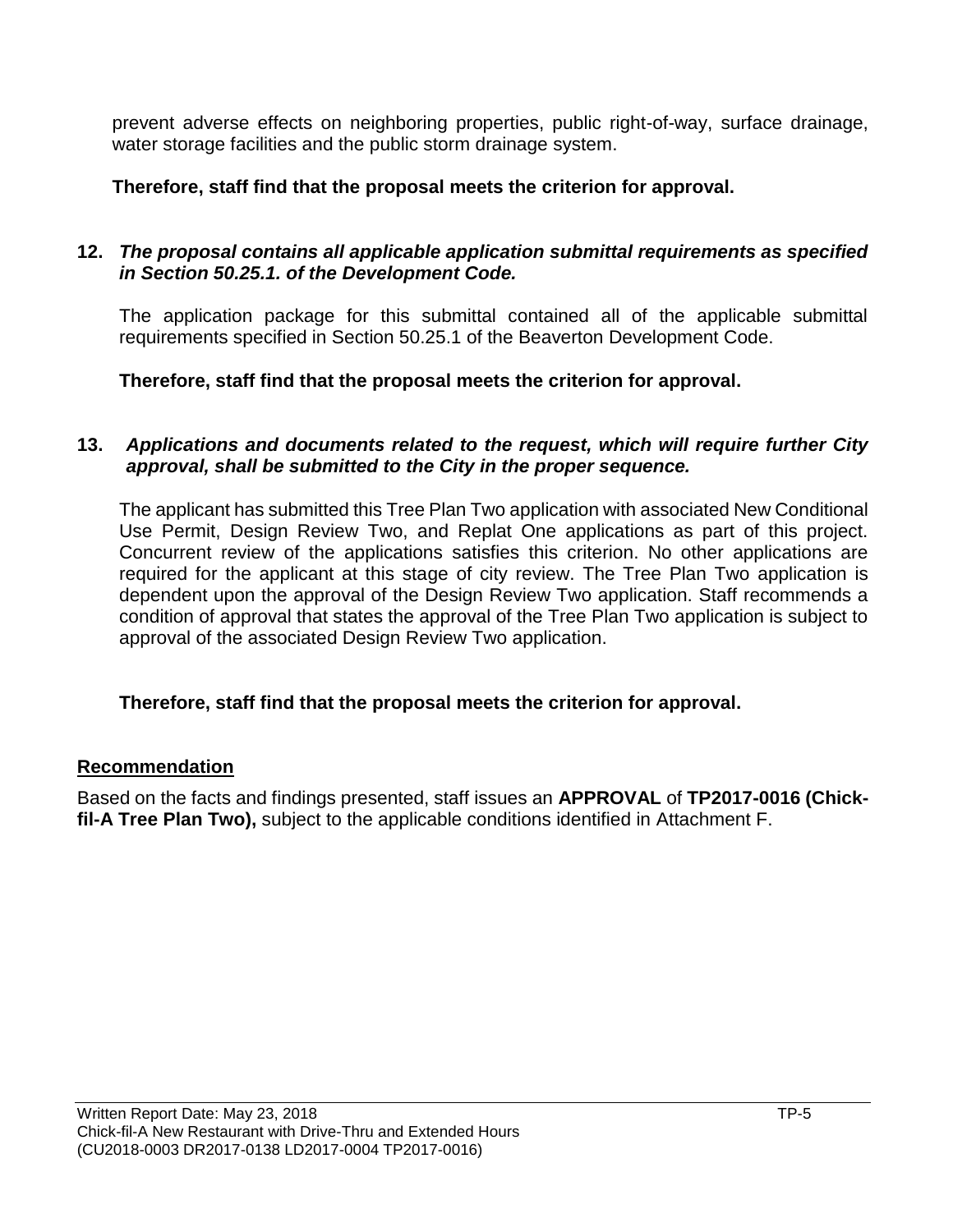prevent adverse effects on neighboring properties, public right-of-way, surface drainage, water storage facilities and the public storm drainage system.

**Therefore, staff find that the proposal meets the criterion for approval.**

**12. *The proposal contains all applicable application submittal requirements as specified in Section 50.25.1. of the Development Code.***

The application package for this submittal contained all of the applicable submittal requirements specified in Section 50.25.1 of the Beaverton Development Code.

**Therefore, staff find that the proposal meets the criterion for approval.**

**13. *Applications and documents related to the request, which will require further City approval, shall be submitted to the City in the proper sequence.***

The applicant has submitted this Tree Plan Two application with associated New Conditional Use Permit, Design Review Two, and Replat One applications as part of this project. Concurrent review of the applications satisfies this criterion. No other applications are required for the applicant at this stage of city review. The Tree Plan Two application is dependent upon the approval of the Design Review Two application. Staff recommends a condition of approval that states the approval of the Tree Plan Two application is subject to approval of the associated Design Review Two application.

**Therefore, staff find that the proposal meets the criterion for approval.**

## Recommendation

Based on the facts and findings presented, staff issues an **APPROVAL** of **TP2017-0016 (Chick-fil-A Tree Plan Two),** subject to the applicable conditions identified in Attachment F.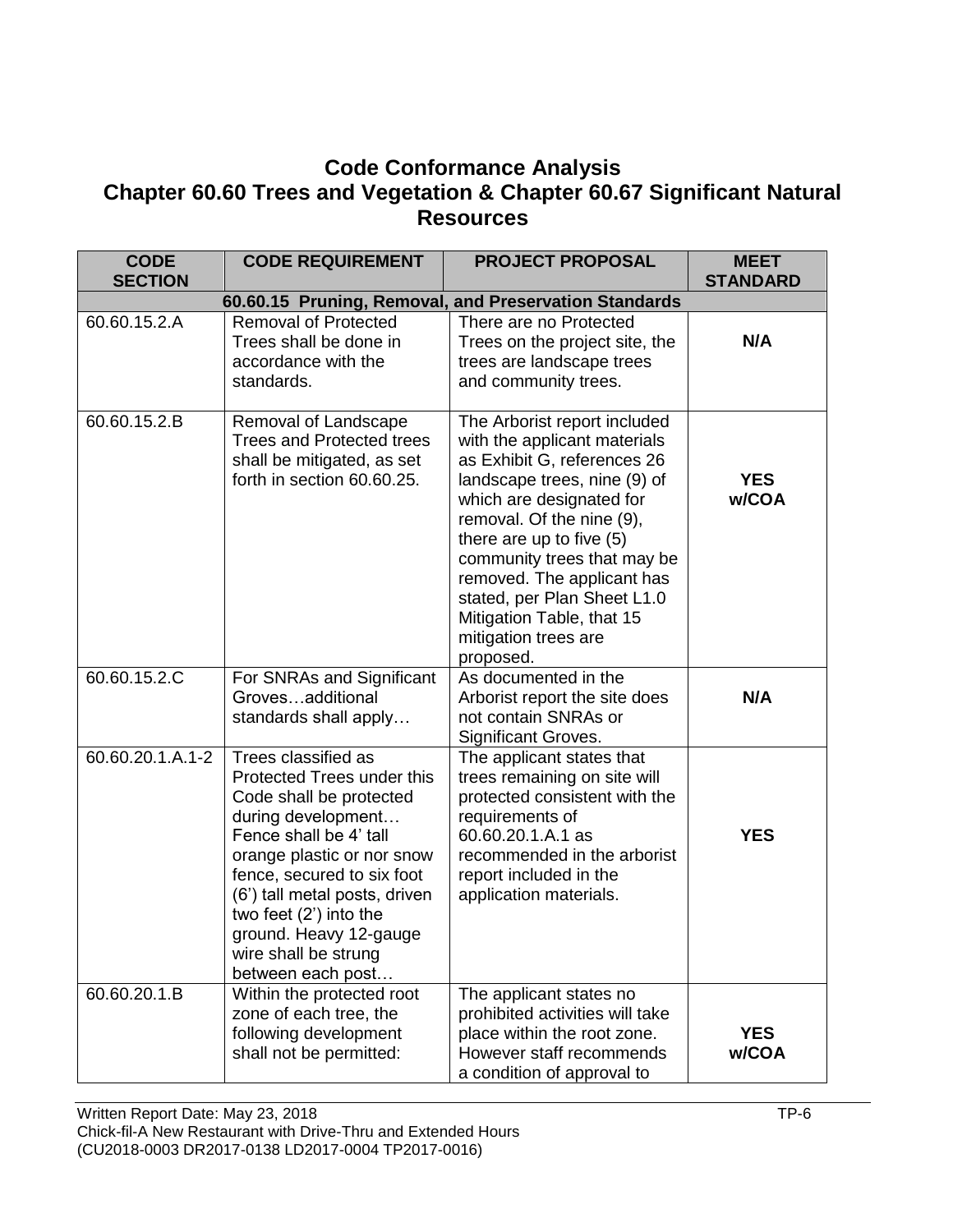# Code Conformance Analysis
## Chapter 60.60 Trees and Vegetation & Chapter 60.67 Significant Natural Resources

| CODE SECTION | CODE REQUIREMENT | PROJECT PROPOSAL | MEET STANDARD |
|---|---|---|---|
| **60.60.15 Pruning, Removal, and Preservation Standards** | | | |
| 60.60.15.2.A | Removal of Protected Trees shall be done in accordance with the standards. | There are no Protected Trees on the project site, the trees are landscape trees and community trees. | **N/A** |
| 60.60.15.2.B | Removal of Landscape Trees and Protected trees shall be mitigated, as set forth in section 60.60.25. | The Arborist report included with the applicant materials as Exhibit G, references 26 landscape trees, nine (9) of which are designated for removal. Of the nine (9), there are up to five (5) community trees that may be removed. The applicant has stated, per Plan Sheet L1.0 Mitigation Table, that 15 mitigation trees are proposed. | **YES w/COA** |
| 60.60.15.2.C | For SNRAs and Significant Groves…additional standards shall apply… | As documented in the Arborist report the site does not contain SNRAs or Significant Groves. | **N/A** |
| 60.60.20.1.A.1-2 | Trees classified as Protected Trees under this Code shall be protected during development… Fence shall be 4' tall orange plastic or nor snow fence, secured to six foot (6') tall metal posts, driven two feet (2') into the ground. Heavy 12-gauge wire shall be strung between each post… | The applicant states that trees remaining on site will protected consistent with the requirements of 60.60.20.1.A.1 as recommended in the arborist report included in the application materials. | **YES** |
| 60.60.20.1.B | Within the protected root zone of each tree, the following development shall not be permitted: | The applicant states no prohibited activities will take place within the root zone. However staff recommends a condition of approval to | **YES w/COA** |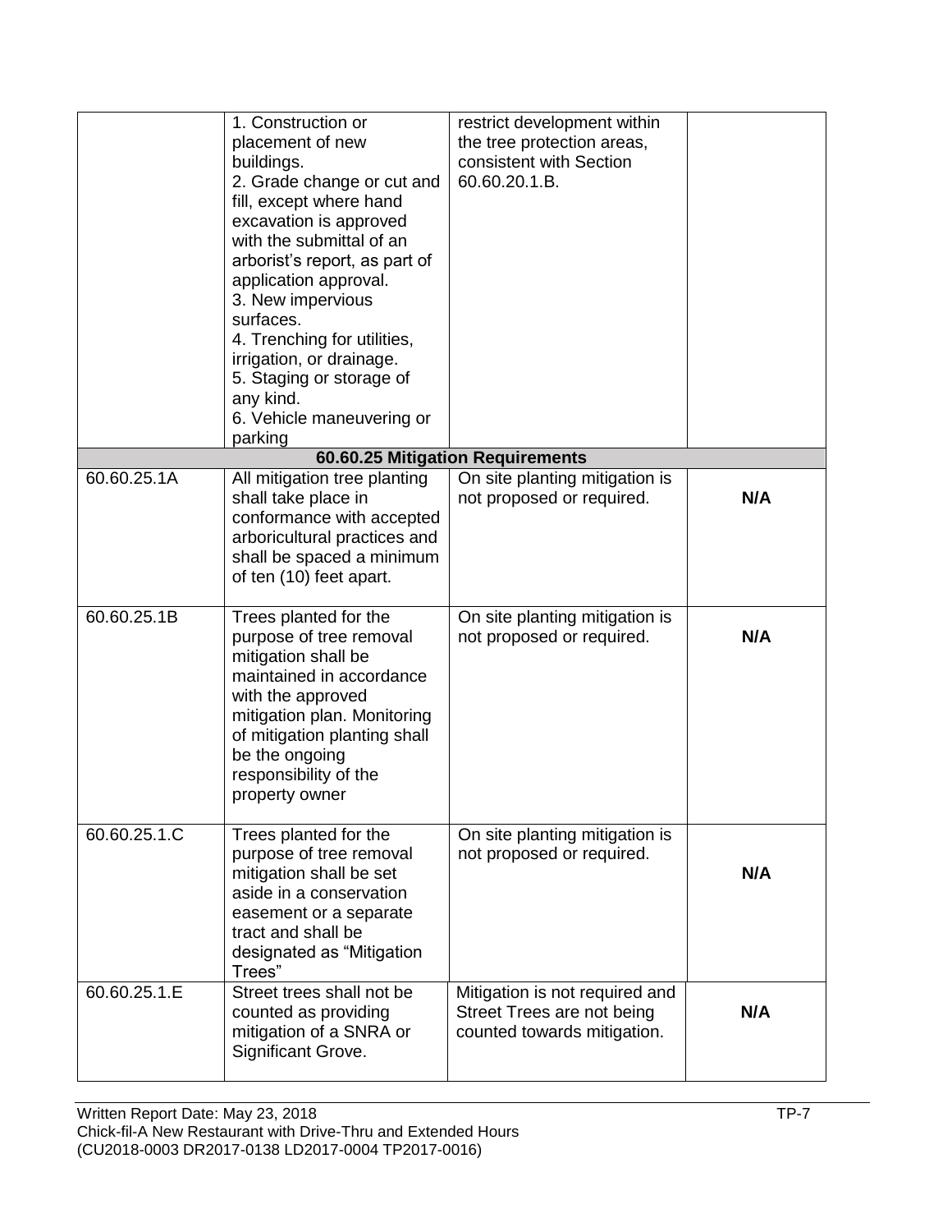| | | | |
|---|---|---|---|
| | 1. Construction or placement of new buildings.<br>2. Grade change or cut and fill, except where hand excavation is approved with the submittal of an arborist's report, as part of application approval.<br>3. New impervious surfaces.<br>4. Trenching for utilities, irrigation, or drainage.<br>5. Staging or storage of any kind.<br>6. Vehicle maneuvering or parking | restrict development within the tree protection areas, consistent with Section 60.60.20.1.B. | |
| **60.60.25 Mitigation Requirements** | | | |
| 60.60.25.1A | All mitigation tree planting shall take place in conformance with accepted arboricultural practices and shall be spaced a minimum of ten (10) feet apart. | On site planting mitigation is not proposed or required. | **N/A** |
| 60.60.25.1B | Trees planted for the purpose of tree removal mitigation shall be maintained in accordance with the approved mitigation plan. Monitoring of mitigation planting shall be the ongoing responsibility of the property owner | On site planting mitigation is not proposed or required. | **N/A** |
| 60.60.25.1.C | Trees planted for the purpose of tree removal mitigation shall be set aside in a conservation easement or a separate tract and shall be designated as "Mitigation Trees" | On site planting mitigation is not proposed or required. | **N/A** |
| 60.60.25.1.E | Street trees shall not be counted as providing mitigation of a SNRA or Significant Grove. | Mitigation is not required and Street Trees are not being counted towards mitigation. | **N/A** |

Written Report Date: May 23, 2018
Chick-fil-A New Restaurant with Drive-Thru and Extended Hours
(CU2018-0003 DR2017-0138 LD2017-0004 TP2017-0016)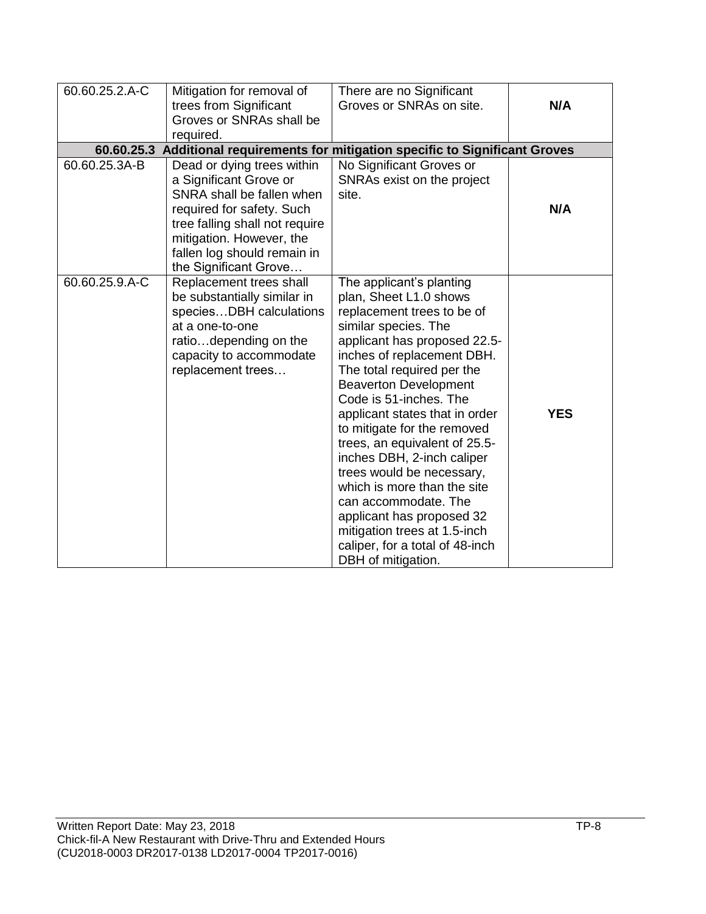| | | | |
|---|---|---|---|
| 60.60.25.2.A-C | Mitigation for removal of trees from Significant Groves or SNRAs shall be required. | There are no Significant Groves or SNRAs on site. | **N/A** |
| **60.60.25.3 Additional requirements for mitigation specific to Significant Groves** | | | |
| 60.60.25.3A-B | Dead or dying trees within a Significant Grove or SNRA shall be fallen when required for safety. Such tree falling shall not require mitigation. However, the fallen log should remain in the Significant Grove… | No Significant Groves or SNRAs exist on the project site. | **N/A** |
| 60.60.25.9.A-C | Replacement trees shall be substantially similar in species…DBH calculations at a one-to-one ratio…depending on the capacity to accommodate replacement trees… | The applicant's planting plan, Sheet L1.0 shows replacement trees to be of similar species. The applicant has proposed 22.5-inches of replacement DBH. The total required per the Beaverton Development Code is 51-inches. The applicant states that in order to mitigate for the removed trees, an equivalent of 25.5-inches DBH, 2-inch caliper trees would be necessary, which is more than the site can accommodate. The applicant has proposed 32 mitigation trees at 1.5-inch caliper, for a total of 48-inch DBH of mitigation. | **YES** |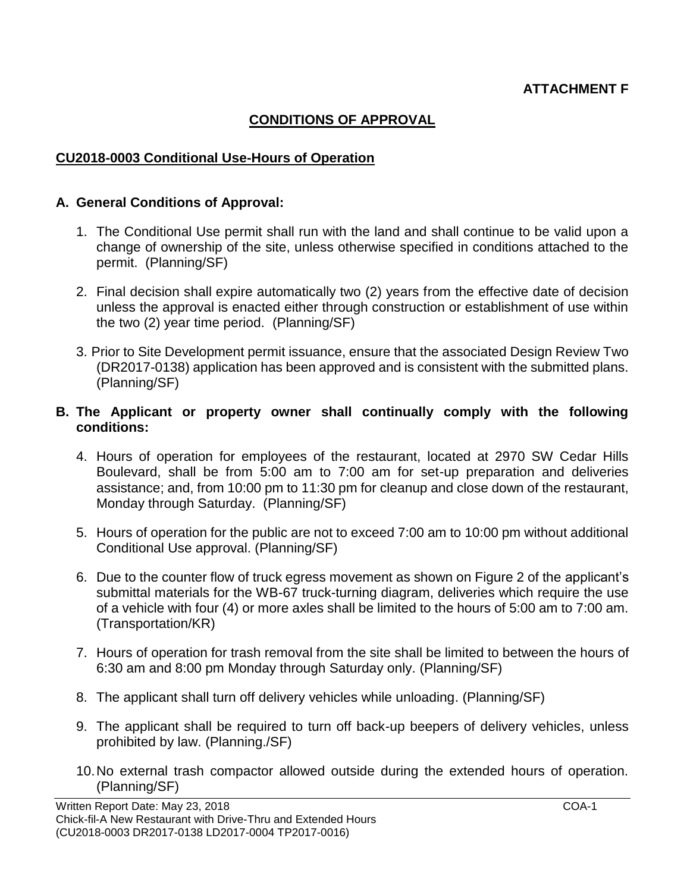**ATTACHMENT F**

## CONDITIONS OF APPROVAL

### CU2018-0003 Conditional Use-Hours of Operation

### A. General Conditions of Approval:

1. The Conditional Use permit shall run with the land and shall continue to be valid upon a change of ownership of the site, unless otherwise specified in conditions attached to the permit. (Planning/SF)

2. Final decision shall expire automatically two (2) years from the effective date of decision unless the approval is enacted either through construction or establishment of use within the two (2) year time period. (Planning/SF)

3. Prior to Site Development permit issuance, ensure that the associated Design Review Two (DR2017-0138) application has been approved and is consistent with the submitted plans. (Planning/SF)

### B. The Applicant or property owner shall continually comply with the following conditions:

4. Hours of operation for employees of the restaurant, located at 2970 SW Cedar Hills Boulevard, shall be from 5:00 am to 7:00 am for set-up preparation and deliveries assistance; and, from 10:00 pm to 11:30 pm for cleanup and close down of the restaurant, Monday through Saturday. (Planning/SF)

5. Hours of operation for the public are not to exceed 7:00 am to 10:00 pm without additional Conditional Use approval. (Planning/SF)

6. Due to the counter flow of truck egress movement as shown on Figure 2 of the applicant's submittal materials for the WB-67 truck-turning diagram, deliveries which require the use of a vehicle with four (4) or more axles shall be limited to the hours of 5:00 am to 7:00 am. (Transportation/KR)

7. Hours of operation for trash removal from the site shall be limited to between the hours of 6:30 am and 8:00 pm Monday through Saturday only. (Planning/SF)

8. The applicant shall turn off delivery vehicles while unloading. (Planning/SF)

9. The applicant shall be required to turn off back-up beepers of delivery vehicles, unless prohibited by law. (Planning./SF)

10. No external trash compactor allowed outside during the extended hours of operation. (Planning/SF)

Written Report Date: May 23, 2018
Chick-fil-A New Restaurant with Drive-Thru and Extended Hours
(CU2018-0003 DR2017-0138 LD2017-0004 TP2017-0016)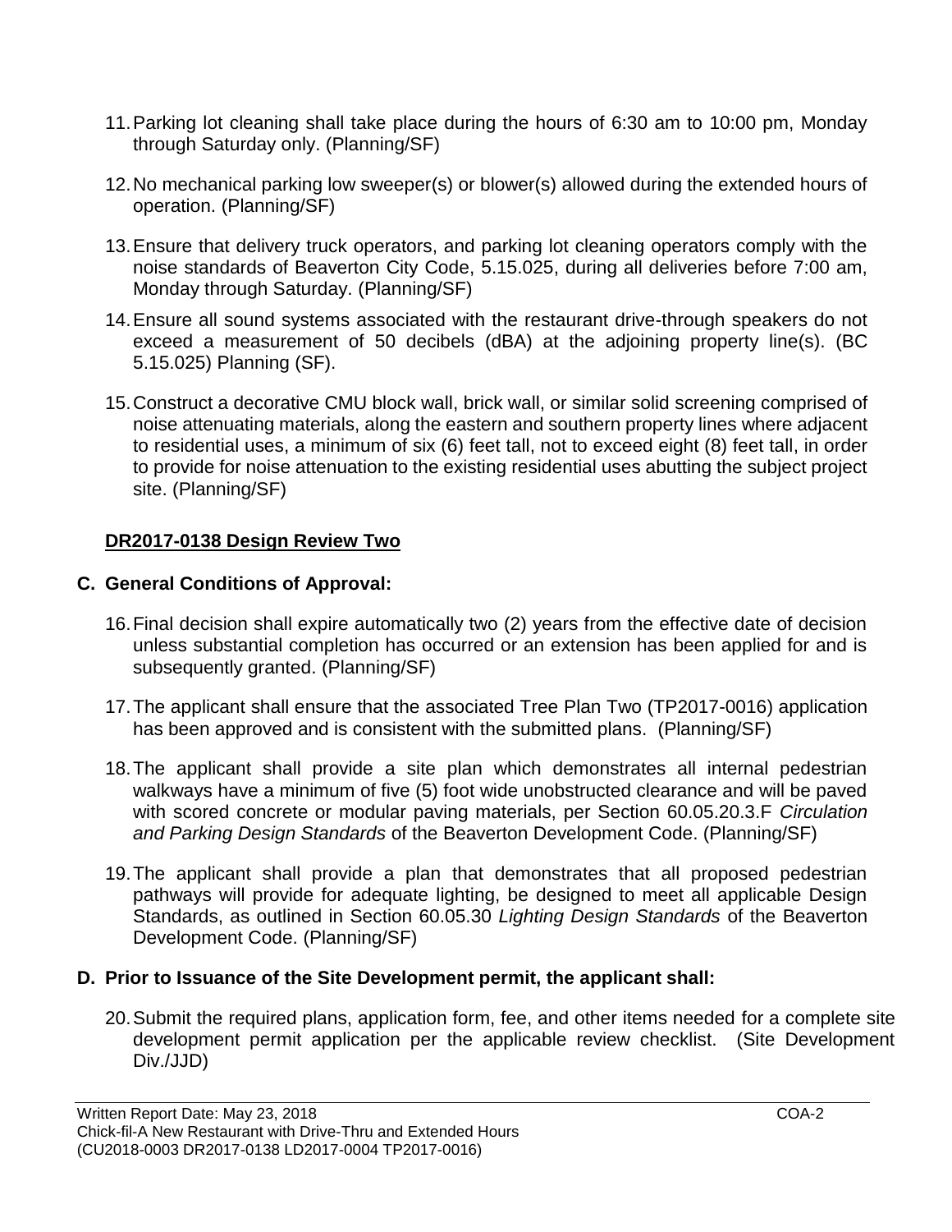11. Parking lot cleaning shall take place during the hours of 6:30 am to 10:00 pm, Monday through Saturday only. (Planning/SF)

12. No mechanical parking low sweeper(s) or blower(s) allowed during the extended hours of operation. (Planning/SF)

13. Ensure that delivery truck operators, and parking lot cleaning operators comply with the noise standards of Beaverton City Code, 5.15.025, during all deliveries before 7:00 am, Monday through Saturday. (Planning/SF)

14. Ensure all sound systems associated with the restaurant drive-through speakers do not exceed a measurement of 50 decibels (dBA) at the adjoining property line(s). (BC 5.15.025) Planning (SF).

15. Construct a decorative CMU block wall, brick wall, or similar solid screening comprised of noise attenuating materials, along the eastern and southern property lines where adjacent to residential uses, a minimum of six (6) feet tall, not to exceed eight (8) feet tall, in order to provide for noise attenuation to the existing residential uses abutting the subject project site. (Planning/SF)

**DR2017-0138 Design Review Two**

## C. General Conditions of Approval:

16. Final decision shall expire automatically two (2) years from the effective date of decision unless substantial completion has occurred or an extension has been applied for and is subsequently granted. (Planning/SF)

17. The applicant shall ensure that the associated Tree Plan Two (TP2017-0016) application has been approved and is consistent with the submitted plans. (Planning/SF)

18. The applicant shall provide a site plan which demonstrates all internal pedestrian walkways have a minimum of five (5) foot wide unobstructed clearance and will be paved with scored concrete or modular paving materials, per Section 60.05.20.3.F *Circulation and Parking Design Standards* of the Beaverton Development Code. (Planning/SF)

19. The applicant shall provide a plan that demonstrates that all proposed pedestrian pathways will provide for adequate lighting, be designed to meet all applicable Design Standards, as outlined in Section 60.05.30 *Lighting Design Standards* of the Beaverton Development Code. (Planning/SF)

## D. Prior to Issuance of the Site Development permit, the applicant shall:

20. Submit the required plans, application form, fee, and other items needed for a complete site development permit application per the applicable review checklist. (Site Development Div./JJD)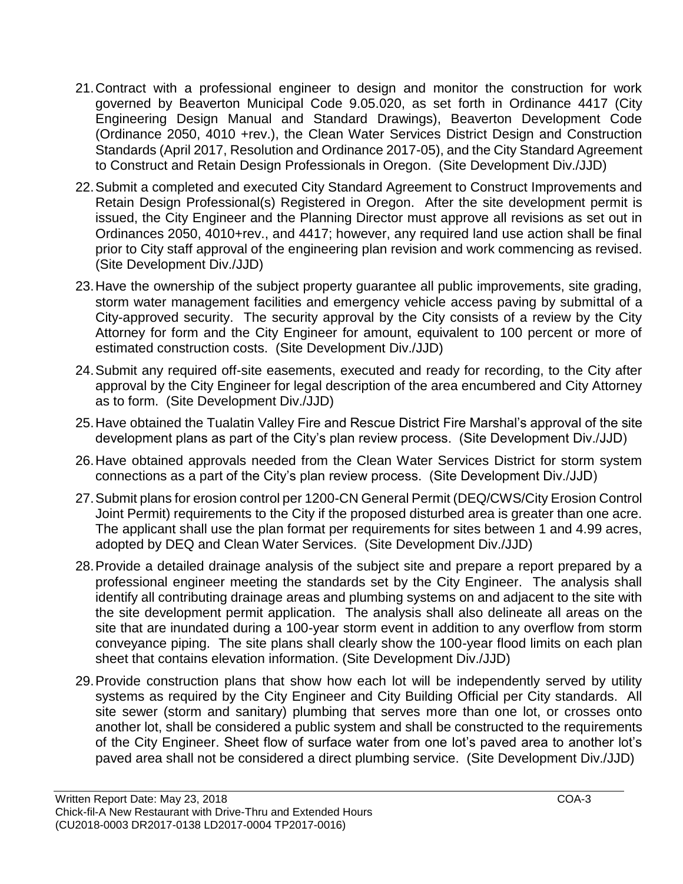21. Contract with a professional engineer to design and monitor the construction for work governed by Beaverton Municipal Code 9.05.020, as set forth in Ordinance 4417 (City Engineering Design Manual and Standard Drawings), Beaverton Development Code (Ordinance 2050, 4010 +rev.), the Clean Water Services District Design and Construction Standards (April 2017, Resolution and Ordinance 2017-05), and the City Standard Agreement to Construct and Retain Design Professionals in Oregon. (Site Development Div./JJD)

22. Submit a completed and executed City Standard Agreement to Construct Improvements and Retain Design Professional(s) Registered in Oregon. After the site development permit is issued, the City Engineer and the Planning Director must approve all revisions as set out in Ordinances 2050, 4010+rev., and 4417; however, any required land use action shall be final prior to City staff approval of the engineering plan revision and work commencing as revised. (Site Development Div./JJD)

23. Have the ownership of the subject property guarantee all public improvements, site grading, storm water management facilities and emergency vehicle access paving by submittal of a City-approved security. The security approval by the City consists of a review by the City Attorney for form and the City Engineer for amount, equivalent to 100 percent or more of estimated construction costs. (Site Development Div./JJD)

24. Submit any required off-site easements, executed and ready for recording, to the City after approval by the City Engineer for legal description of the area encumbered and City Attorney as to form. (Site Development Div./JJD)

25. Have obtained the Tualatin Valley Fire and Rescue District Fire Marshal's approval of the site development plans as part of the City's plan review process. (Site Development Div./JJD)

26. Have obtained approvals needed from the Clean Water Services District for storm system connections as a part of the City's plan review process. (Site Development Div./JJD)

27. Submit plans for erosion control per 1200-CN General Permit (DEQ/CWS/City Erosion Control Joint Permit) requirements to the City if the proposed disturbed area is greater than one acre. The applicant shall use the plan format per requirements for sites between 1 and 4.99 acres, adopted by DEQ and Clean Water Services. (Site Development Div./JJD)

28. Provide a detailed drainage analysis of the subject site and prepare a report prepared by a professional engineer meeting the standards set by the City Engineer. The analysis shall identify all contributing drainage areas and plumbing systems on and adjacent to the site with the site development permit application. The analysis shall also delineate all areas on the site that are inundated during a 100-year storm event in addition to any overflow from storm conveyance piping. The site plans shall clearly show the 100-year flood limits on each plan sheet that contains elevation information. (Site Development Div./JJD)

29. Provide construction plans that show how each lot will be independently served by utility systems as required by the City Engineer and City Building Official per City standards. All site sewer (storm and sanitary) plumbing that serves more than one lot, or crosses onto another lot, shall be considered a public system and shall be constructed to the requirements of the City Engineer. Sheet flow of surface water from one lot's paved area to another lot's paved area shall not be considered a direct plumbing service. (Site Development Div./JJD)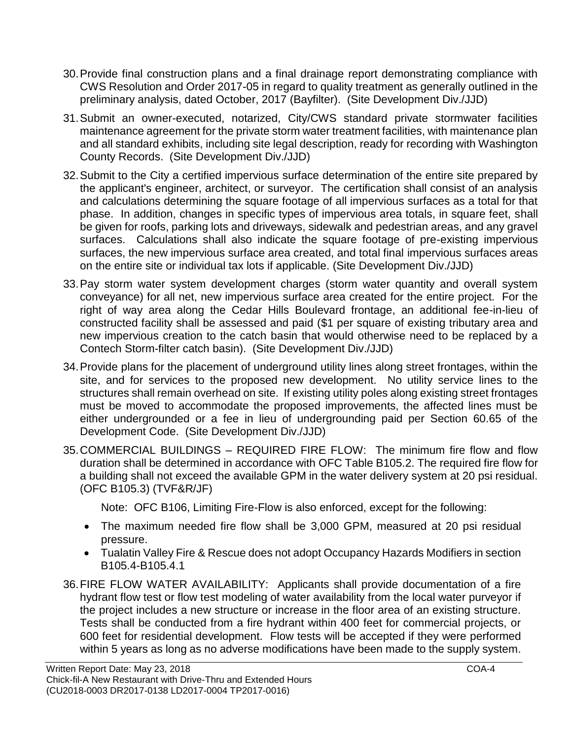30. Provide final construction plans and a final drainage report demonstrating compliance with CWS Resolution and Order 2017-05 in regard to quality treatment as generally outlined in the preliminary analysis, dated October, 2017 (Bayfilter). (Site Development Div./JJD)

31. Submit an owner-executed, notarized, City/CWS standard private stormwater facilities maintenance agreement for the private storm water treatment facilities, with maintenance plan and all standard exhibits, including site legal description, ready for recording with Washington County Records. (Site Development Div./JJD)

32. Submit to the City a certified impervious surface determination of the entire site prepared by the applicant's engineer, architect, or surveyor. The certification shall consist of an analysis and calculations determining the square footage of all impervious surfaces as a total for that phase. In addition, changes in specific types of impervious area totals, in square feet, shall be given for roofs, parking lots and driveways, sidewalk and pedestrian areas, and any gravel surfaces. Calculations shall also indicate the square footage of pre-existing impervious surfaces, the new impervious surface area created, and total final impervious surfaces areas on the entire site or individual tax lots if applicable. (Site Development Div./JJD)

33. Pay storm water system development charges (storm water quantity and overall system conveyance) for all net, new impervious surface area created for the entire project. For the right of way area along the Cedar Hills Boulevard frontage, an additional fee-in-lieu of constructed facility shall be assessed and paid ($1 per square of existing tributary area and new impervious creation to the catch basin that would otherwise need to be replaced by a Contech Storm-filter catch basin). (Site Development Div./JJD)

34. Provide plans for the placement of underground utility lines along street frontages, within the site, and for services to the proposed new development. No utility service lines to the structures shall remain overhead on site. If existing utility poles along existing street frontages must be moved to accommodate the proposed improvements, the affected lines must be either undergrounded or a fee in lieu of undergrounding paid per Section 60.65 of the Development Code. (Site Development Div./JJD)

35. COMMERCIAL BUILDINGS – REQUIRED FIRE FLOW: The minimum fire flow and flow duration shall be determined in accordance with OFC Table B105.2. The required fire flow for a building shall not exceed the available GPM in the water delivery system at 20 psi residual. (OFC B105.3) (TVF&R/JF)

    Note: OFC B106, Limiting Fire-Flow is also enforced, except for the following:

    - The maximum needed fire flow shall be 3,000 GPM, measured at 20 psi residual pressure.
    - Tualatin Valley Fire & Rescue does not adopt Occupancy Hazards Modifiers in section B105.4-B105.4.1

36. FIRE FLOW WATER AVAILABILITY: Applicants shall provide documentation of a fire hydrant flow test or flow test modeling of water availability from the local water purveyor if the project includes a new structure or increase in the floor area of an existing structure. Tests shall be conducted from a fire hydrant within 400 feet for commercial projects, or 600 feet for residential development. Flow tests will be accepted if they were performed within 5 years as long as no adverse modifications have been made to the supply system.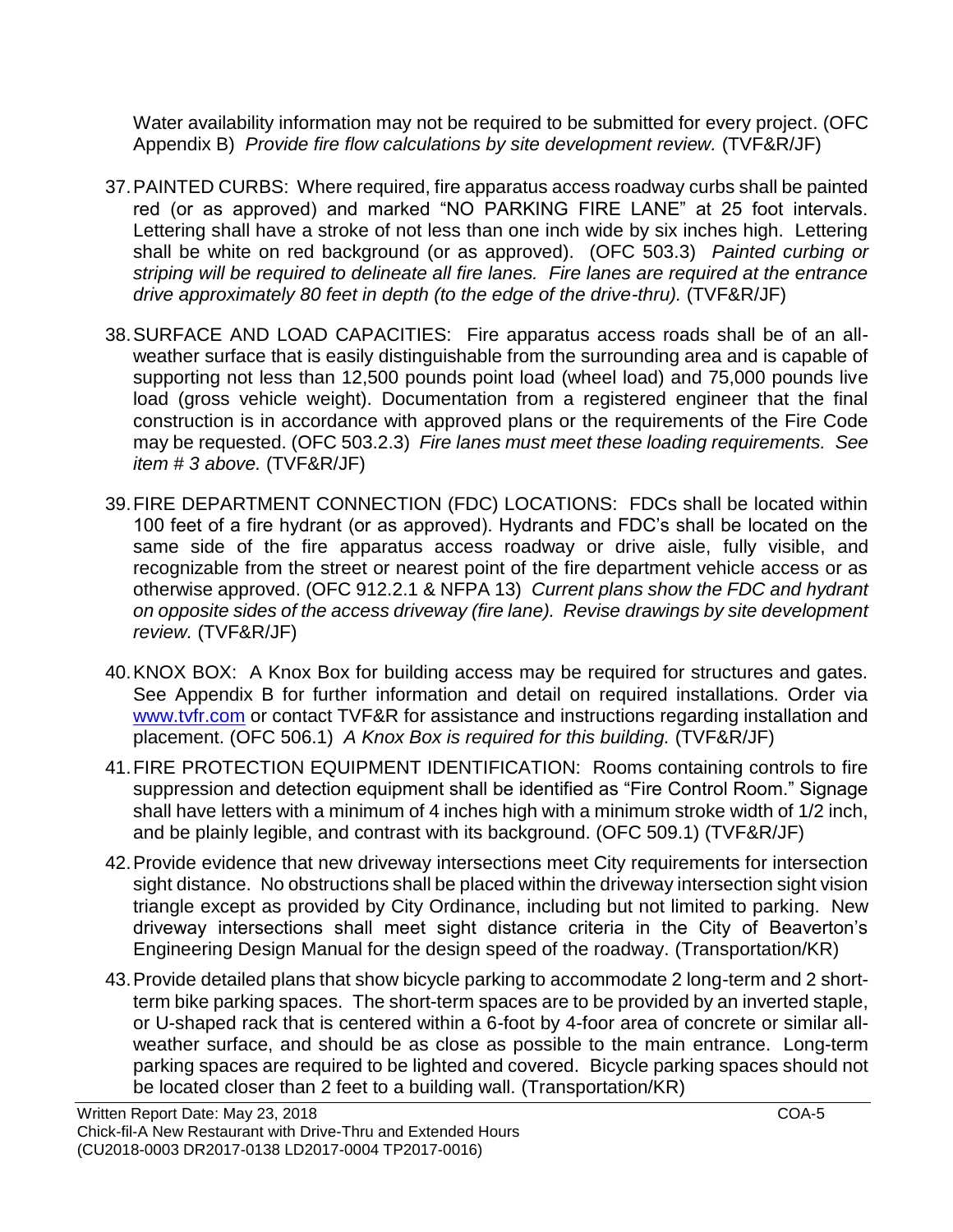Water availability information may not be required to be submitted for every project. (OFC Appendix B) *Provide fire flow calculations by site development review.* (TVF&R/JF)

37. PAINTED CURBS: Where required, fire apparatus access roadway curbs shall be painted red (or as approved) and marked "NO PARKING FIRE LANE" at 25 foot intervals. Lettering shall have a stroke of not less than one inch wide by six inches high. Lettering shall be white on red background (or as approved). (OFC 503.3) *Painted curbing or striping will be required to delineate all fire lanes. Fire lanes are required at the entrance drive approximately 80 feet in depth (to the edge of the drive-thru).* (TVF&R/JF)

38. SURFACE AND LOAD CAPACITIES: Fire apparatus access roads shall be of an all-weather surface that is easily distinguishable from the surrounding area and is capable of supporting not less than 12,500 pounds point load (wheel load) and 75,000 pounds live load (gross vehicle weight). Documentation from a registered engineer that the final construction is in accordance with approved plans or the requirements of the Fire Code may be requested. (OFC 503.2.3) *Fire lanes must meet these loading requirements. See item # 3 above.* (TVF&R/JF)

39. FIRE DEPARTMENT CONNECTION (FDC) LOCATIONS: FDCs shall be located within 100 feet of a fire hydrant (or as approved). Hydrants and FDC's shall be located on the same side of the fire apparatus access roadway or drive aisle, fully visible, and recognizable from the street or nearest point of the fire department vehicle access or as otherwise approved. (OFC 912.2.1 & NFPA 13) *Current plans show the FDC and hydrant on opposite sides of the access driveway (fire lane). Revise drawings by site development review.* (TVF&R/JF)

40. KNOX BOX: A Knox Box for building access may be required for structures and gates. See Appendix B for further information and detail on required installations. Order via www.tvfr.com or contact TVF&R for assistance and instructions regarding installation and placement. (OFC 506.1) *A Knox Box is required for this building.* (TVF&R/JF)

41. FIRE PROTECTION EQUIPMENT IDENTIFICATION: Rooms containing controls to fire suppression and detection equipment shall be identified as "Fire Control Room." Signage shall have letters with a minimum of 4 inches high with a minimum stroke width of 1/2 inch, and be plainly legible, and contrast with its background. (OFC 509.1) (TVF&R/JF)

42. Provide evidence that new driveway intersections meet City requirements for intersection sight distance. No obstructions shall be placed within the driveway intersection sight vision triangle except as provided by City Ordinance, including but not limited to parking. New driveway intersections shall meet sight distance criteria in the City of Beaverton's Engineering Design Manual for the design speed of the roadway. (Transportation/KR)

43. Provide detailed plans that show bicycle parking to accommodate 2 long-term and 2 short-term bike parking spaces. The short-term spaces are to be provided by an inverted staple, or U-shaped rack that is centered within a 6-foot by 4-foor area of concrete or similar all-weather surface, and should be as close as possible to the main entrance. Long-term parking spaces are required to be lighted and covered. Bicycle parking spaces should not be located closer than 2 feet to a building wall. (Transportation/KR)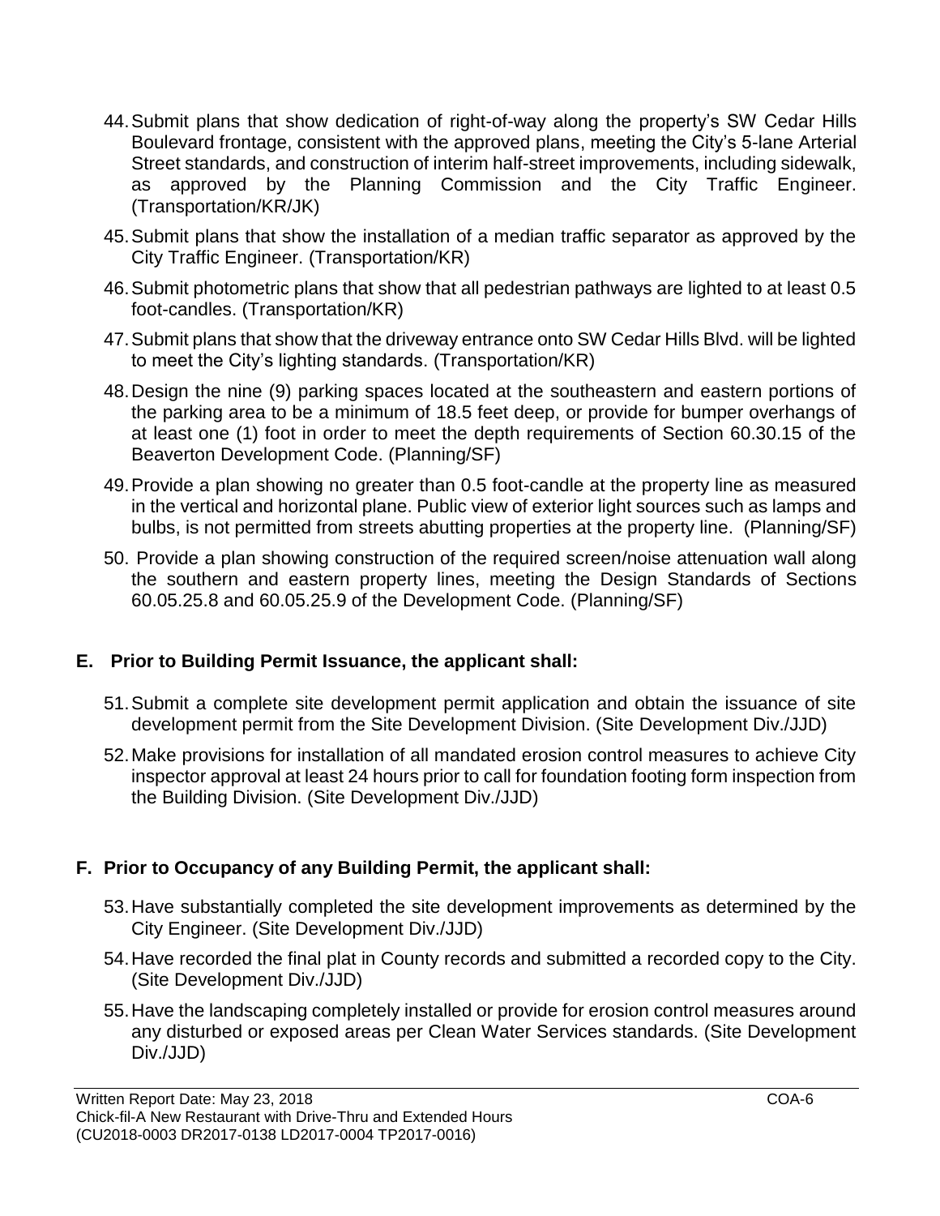44. Submit plans that show dedication of right-of-way along the property's SW Cedar Hills Boulevard frontage, consistent with the approved plans, meeting the City's 5-lane Arterial Street standards, and construction of interim half-street improvements, including sidewalk, as approved by the Planning Commission and the City Traffic Engineer. (Transportation/KR/JK)

45. Submit plans that show the installation of a median traffic separator as approved by the City Traffic Engineer. (Transportation/KR)

46. Submit photometric plans that show that all pedestrian pathways are lighted to at least 0.5 foot-candles. (Transportation/KR)

47. Submit plans that show that the driveway entrance onto SW Cedar Hills Blvd. will be lighted to meet the City's lighting standards. (Transportation/KR)

48. Design the nine (9) parking spaces located at the southeastern and eastern portions of the parking area to be a minimum of 18.5 feet deep, or provide for bumper overhangs of at least one (1) foot in order to meet the depth requirements of Section 60.30.15 of the Beaverton Development Code. (Planning/SF)

49. Provide a plan showing no greater than 0.5 foot-candle at the property line as measured in the vertical and horizontal plane. Public view of exterior light sources such as lamps and bulbs, is not permitted from streets abutting properties at the property line. (Planning/SF)

50. Provide a plan showing construction of the required screen/noise attenuation wall along the southern and eastern property lines, meeting the Design Standards of Sections 60.05.25.8 and 60.05.25.9 of the Development Code. (Planning/SF)

## E. Prior to Building Permit Issuance, the applicant shall:

51. Submit a complete site development permit application and obtain the issuance of site development permit from the Site Development Division. (Site Development Div./JJD)

52. Make provisions for installation of all mandated erosion control measures to achieve City inspector approval at least 24 hours prior to call for foundation footing form inspection from the Building Division. (Site Development Div./JJD)

## F. Prior to Occupancy of any Building Permit, the applicant shall:

53. Have substantially completed the site development improvements as determined by the City Engineer. (Site Development Div./JJD)

54. Have recorded the final plat in County records and submitted a recorded copy to the City. (Site Development Div./JJD)

55. Have the landscaping completely installed or provide for erosion control measures around any disturbed or exposed areas per Clean Water Services standards. (Site Development Div./JJD)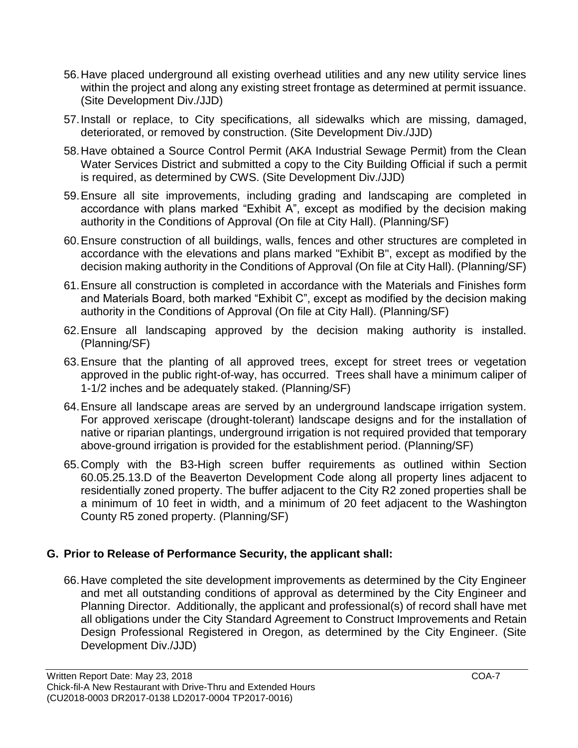56. Have placed underground all existing overhead utilities and any new utility service lines within the project and along any existing street frontage as determined at permit issuance. (Site Development Div./JJD)

57. Install or replace, to City specifications, all sidewalks which are missing, damaged, deteriorated, or removed by construction. (Site Development Div./JJD)

58. Have obtained a Source Control Permit (AKA Industrial Sewage Permit) from the Clean Water Services District and submitted a copy to the City Building Official if such a permit is required, as determined by CWS. (Site Development Div./JJD)

59. Ensure all site improvements, including grading and landscaping are completed in accordance with plans marked "Exhibit A", except as modified by the decision making authority in the Conditions of Approval (On file at City Hall). (Planning/SF)

60. Ensure construction of all buildings, walls, fences and other structures are completed in accordance with the elevations and plans marked "Exhibit B", except as modified by the decision making authority in the Conditions of Approval (On file at City Hall). (Planning/SF)

61. Ensure all construction is completed in accordance with the Materials and Finishes form and Materials Board, both marked "Exhibit C", except as modified by the decision making authority in the Conditions of Approval (On file at City Hall). (Planning/SF)

62. Ensure all landscaping approved by the decision making authority is installed. (Planning/SF)

63. Ensure that the planting of all approved trees, except for street trees or vegetation approved in the public right-of-way, has occurred. Trees shall have a minimum caliper of 1-1/2 inches and be adequately staked. (Planning/SF)

64. Ensure all landscape areas are served by an underground landscape irrigation system. For approved xeriscape (drought-tolerant) landscape designs and for the installation of native or riparian plantings, underground irrigation is not required provided that temporary above-ground irrigation is provided for the establishment period. (Planning/SF)

65. Comply with the B3-High screen buffer requirements as outlined within Section 60.05.25.13.D of the Beaverton Development Code along all property lines adjacent to residentially zoned property. The buffer adjacent to the City R2 zoned properties shall be a minimum of 10 feet in width, and a minimum of 20 feet adjacent to the Washington County R5 zoned property. (Planning/SF)

## G. Prior to Release of Performance Security, the applicant shall:

66. Have completed the site development improvements as determined by the City Engineer and met all outstanding conditions of approval as determined by the City Engineer and Planning Director. Additionally, the applicant and professional(s) of record shall have met all obligations under the City Standard Agreement to Construct Improvements and Retain Design Professional Registered in Oregon, as determined by the City Engineer. (Site Development Div./JJD)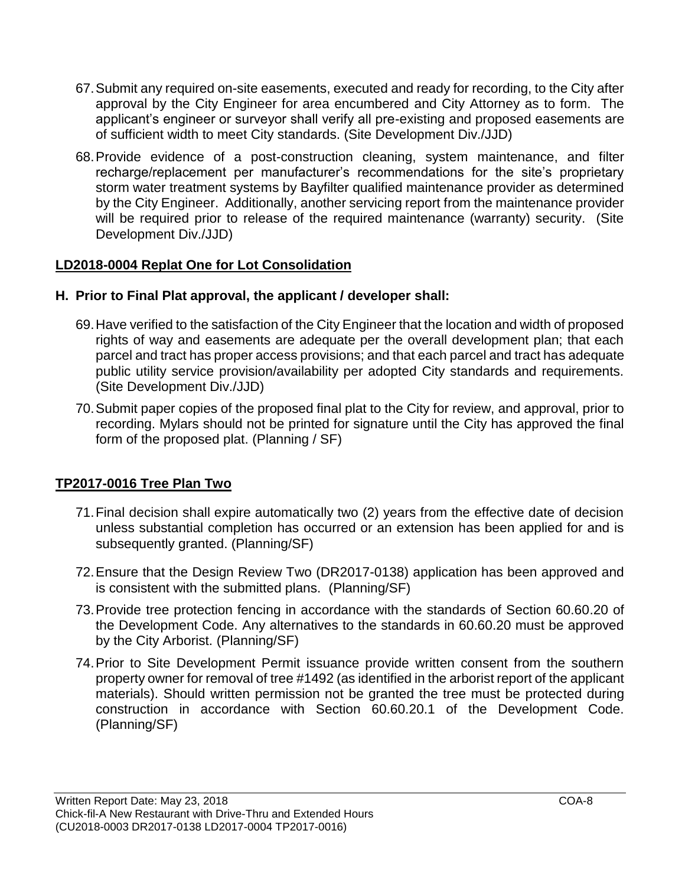67. Submit any required on-site easements, executed and ready for recording, to the City after approval by the City Engineer for area encumbered and City Attorney as to form. The applicant's engineer or surveyor shall verify all pre-existing and proposed easements are of sufficient width to meet City standards. (Site Development Div./JJD)

68. Provide evidence of a post-construction cleaning, system maintenance, and filter recharge/replacement per manufacturer's recommendations for the site's proprietary storm water treatment systems by Bayfilter qualified maintenance provider as determined by the City Engineer. Additionally, another servicing report from the maintenance provider will be required prior to release of the required maintenance (warranty) security. (Site Development Div./JJD)

**LD2018-0004 Replat One for Lot Consolidation**

**H. Prior to Final Plat approval, the applicant / developer shall:**

69. Have verified to the satisfaction of the City Engineer that the location and width of proposed rights of way and easements are adequate per the overall development plan; that each parcel and tract has proper access provisions; and that each parcel and tract has adequate public utility service provision/availability per adopted City standards and requirements. (Site Development Div./JJD)

70. Submit paper copies of the proposed final plat to the City for review, and approval, prior to recording. Mylars should not be printed for signature until the City has approved the final form of the proposed plat. (Planning / SF)

**TP2017-0016 Tree Plan Two**

71. Final decision shall expire automatically two (2) years from the effective date of decision unless substantial completion has occurred or an extension has been applied for and is subsequently granted. (Planning/SF)

72. Ensure that the Design Review Two (DR2017-0138) application has been approved and is consistent with the submitted plans. (Planning/SF)

73. Provide tree protection fencing in accordance with the standards of Section 60.60.20 of the Development Code. Any alternatives to the standards in 60.60.20 must be approved by the City Arborist. (Planning/SF)

74. Prior to Site Development Permit issuance provide written consent from the southern property owner for removal of tree #1492 (as identified in the arborist report of the applicant materials). Should written permission not be granted the tree must be protected during construction in accordance with Section 60.60.20.1 of the Development Code. (Planning/SF)